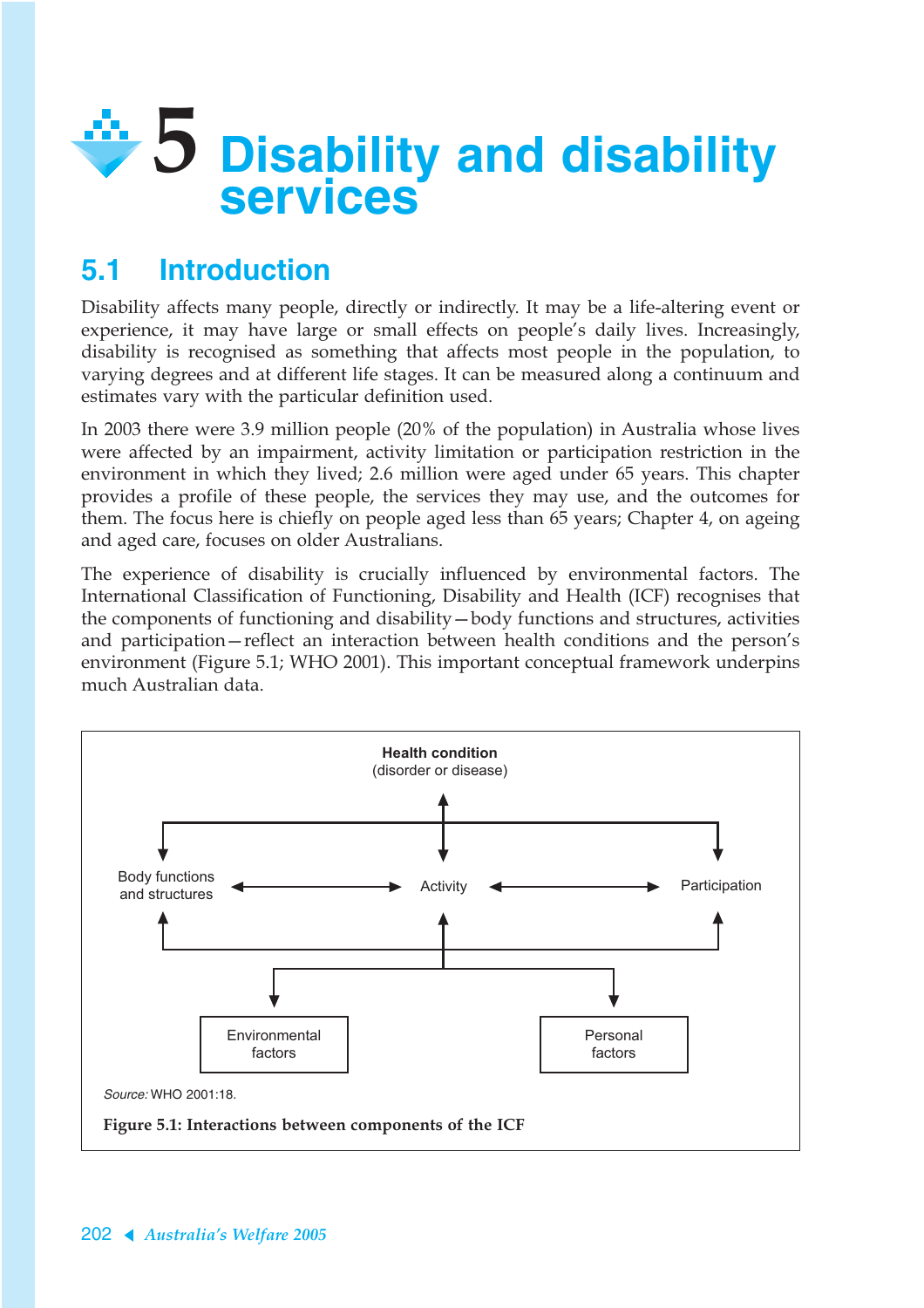# 5 Disability and disability services

## 5.1 Introduction

Disability affects many people, directly or indirectly. It may be a life-altering event or experience, it may have large or small effects on people's daily lives. Increasingly, disability is recognised as something that affects most people in the population, to varying degrees and at different life stages. It can be measured along a continuum and estimates vary with the particular definition used.

In 2003 there were 3.9 million people (20% of the population) in Australia whose lives were affected by an impairment, activity limitation or participation restriction in the environment in which they lived; 2.6 million were aged under 65 years. This chapter provides a profile of these people, the services they may use, and the outcomes for them. The focus here is chiefly on people aged less than 65 years; Chapter 4, on ageing and aged care, focuses on older Australians.

The experience of disability is crucially influenced by environmental factors. The International Classification of Functioning, Disability and Health (ICF) recognises that the components of functioning and disability—body functions and structures, activities and participation—reflect an interaction between health conditions and the person's environment (Figure 5.1; WHO 2001). This important conceptual framework underpins much Australian data.

```
                     Health condition
                   (disorder or disease)
                            ↕
        ┌───────────────────┼───────────────────┐
        ↓                   ↓                   ↓
Body functions   ←→      Activity      ←→   Participation
and structures
        ↑                   ↑                   ↑
        └───────────────────┼───────────────────┘
                  ┌─────────┴─────────┐
                  ↓                   ↓
           Environmental          Personal
              factors              factors
```

*Source:* WHO 2001:18.

**Figure 5.1: Interactions between components of the ICF**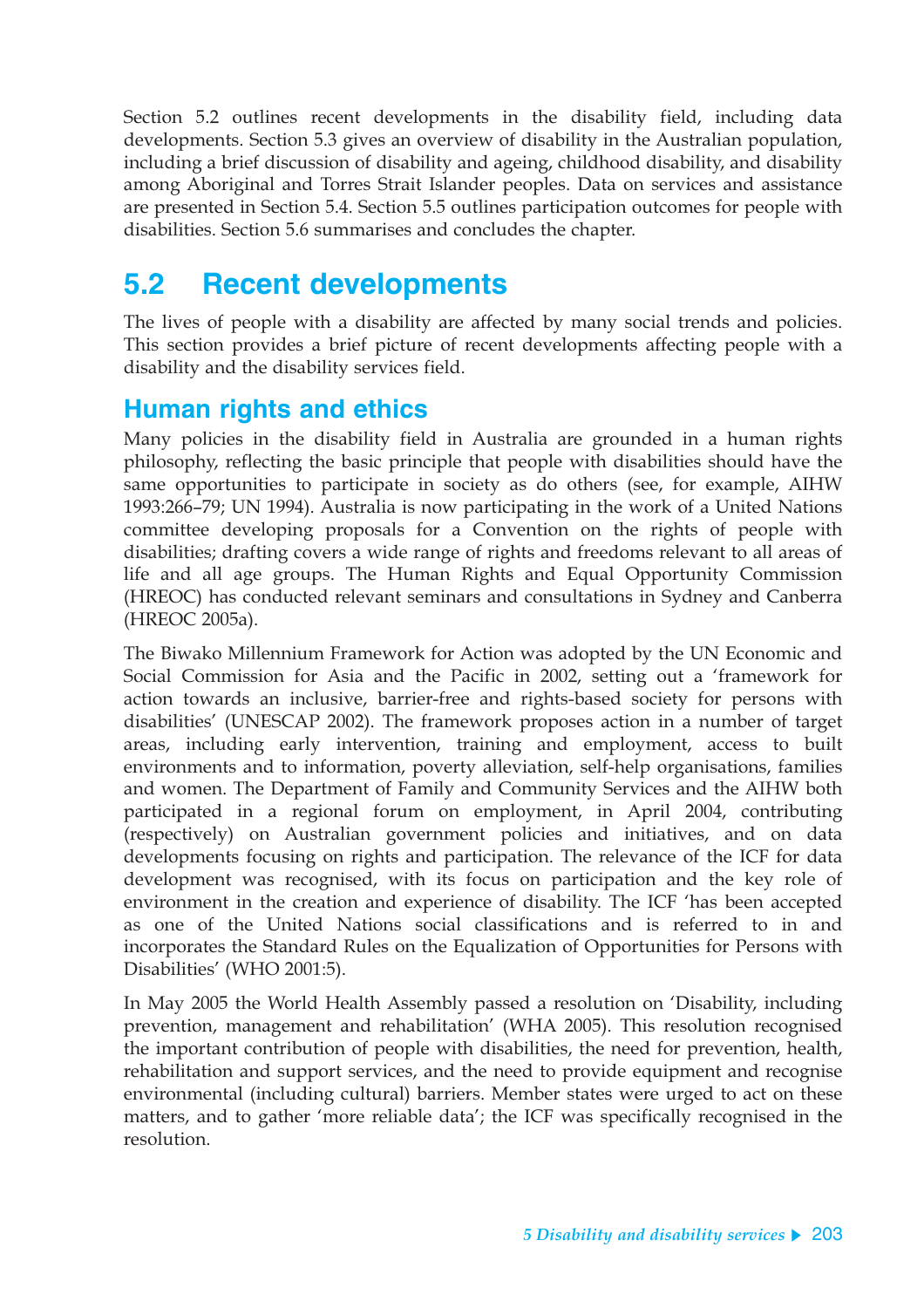Section 5.2 outlines recent developments in the disability field, including data developments. Section 5.3 gives an overview of disability in the Australian population, including a brief discussion of disability and ageing, childhood disability, and disability among Aboriginal and Torres Strait Islander peoples. Data on services and assistance are presented in Section 5.4. Section 5.5 outlines participation outcomes for people with disabilities. Section 5.6 summarises and concludes the chapter.

## 5.2 Recent developments

The lives of people with a disability are affected by many social trends and policies. This section provides a brief picture of recent developments affecting people with a disability and the disability services field.

### Human rights and ethics

Many policies in the disability field in Australia are grounded in a human rights philosophy, reflecting the basic principle that people with disabilities should have the same opportunities to participate in society as do others (see, for example, AIHW 1993:266–79; UN 1994). Australia is now participating in the work of a United Nations committee developing proposals for a Convention on the rights of people with disabilities; drafting covers a wide range of rights and freedoms relevant to all areas of life and all age groups. The Human Rights and Equal Opportunity Commission (HREOC) has conducted relevant seminars and consultations in Sydney and Canberra (HREOC 2005a).

The Biwako Millennium Framework for Action was adopted by the UN Economic and Social Commission for Asia and the Pacific in 2002, setting out a 'framework for action towards an inclusive, barrier-free and rights-based society for persons with disabilities' (UNESCAP 2002). The framework proposes action in a number of target areas, including early intervention, training and employment, access to built environments and to information, poverty alleviation, self-help organisations, families and women. The Department of Family and Community Services and the AIHW both participated in a regional forum on employment, in April 2004, contributing (respectively) on Australian government policies and initiatives, and on data developments focusing on rights and participation. The relevance of the ICF for data development was recognised, with its focus on participation and the key role of environment in the creation and experience of disability. The ICF 'has been accepted as one of the United Nations social classifications and is referred to in and incorporates the Standard Rules on the Equalization of Opportunities for Persons with Disabilities' (WHO 2001:5).

In May 2005 the World Health Assembly passed a resolution on 'Disability, including prevention, management and rehabilitation' (WHA 2005). This resolution recognised the important contribution of people with disabilities, the need for prevention, health, rehabilitation and support services, and the need to provide equipment and recognise environmental (including cultural) barriers. Member states were urged to act on these matters, and to gather 'more reliable data'; the ICF was specifically recognised in the resolution.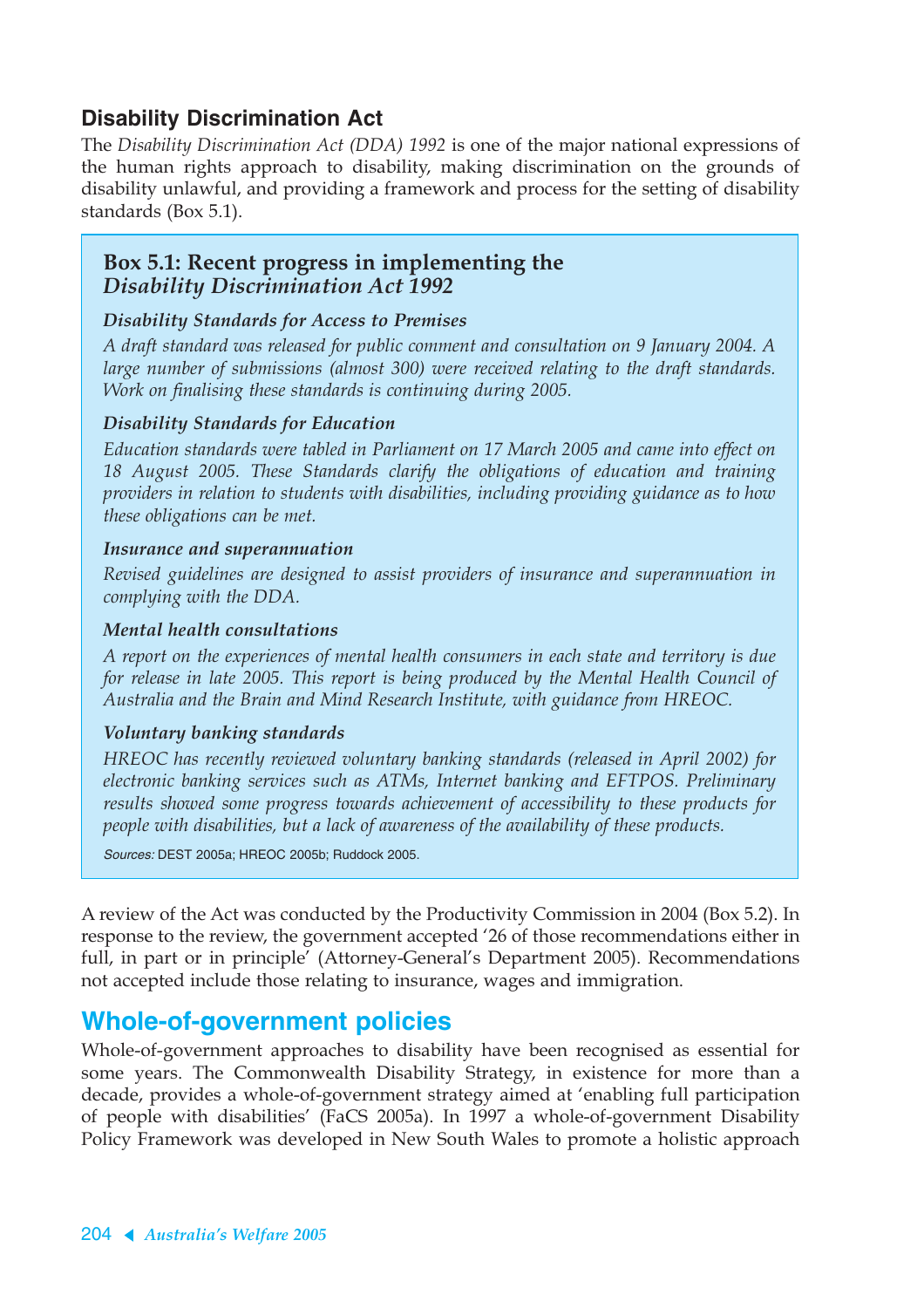### Disability Discrimination Act

The *Disability Discrimination Act (DDA) 1992* is one of the major national expressions of the human rights approach to disability, making discrimination on the grounds of disability unlawful, and providing a framework and process for the setting of disability standards (Box 5.1).

> **Box 5.1: Recent progress in implementing the *Disability Discrimination Act 1992***
>
> ***Disability Standards for Access to Premises***
>
> *A draft standard was released for public comment and consultation on 9 January 2004. A large number of submissions (almost 300) were received relating to the draft standards. Work on finalising these standards is continuing during 2005.*
>
> ***Disability Standards for Education***
>
> *Education standards were tabled in Parliament on 17 March 2005 and came into effect on 18 August 2005. These Standards clarify the obligations of education and training providers in relation to students with disabilities, including providing guidance as to how these obligations can be met.*
>
> ***Insurance and superannuation***
>
> *Revised guidelines are designed to assist providers of insurance and superannuation in complying with the DDA.*
>
> ***Mental health consultations***
>
> *A report on the experiences of mental health consumers in each state and territory is due for release in late 2005. This report is being produced by the Mental Health Council of Australia and the Brain and Mind Research Institute, with guidance from HREOC.*
>
> ***Voluntary banking standards***
>
> *HREOC has recently reviewed voluntary banking standards (released in April 2002) for electronic banking services such as ATMs, Internet banking and EFTPOS. Preliminary results showed some progress towards achievement of accessibility to these products for people with disabilities, but a lack of awareness of the availability of these products.*
>
> *Sources:* DEST 2005a; HREOC 2005b; Ruddock 2005.

A review of the Act was conducted by the Productivity Commission in 2004 (Box 5.2). In response to the review, the government accepted '26 of those recommendations either in full, in part or in principle' (Attorney-General's Department 2005). Recommendations not accepted include those relating to insurance, wages and immigration.

## Whole-of-government policies

Whole-of-government approaches to disability have been recognised as essential for some years. The Commonwealth Disability Strategy, in existence for more than a decade, provides a whole-of-government strategy aimed at 'enabling full participation of people with disabilities' (FaCS 2005a). In 1997 a whole-of-government Disability Policy Framework was developed in New South Wales to promote a holistic approach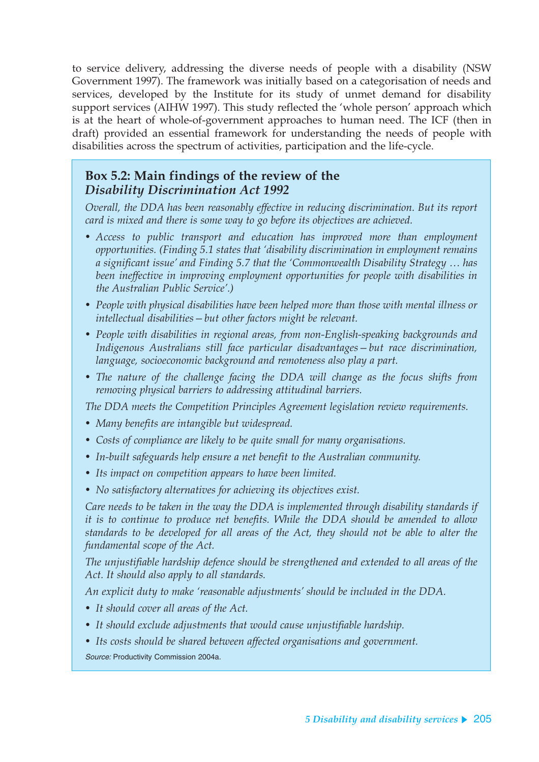to service delivery, addressing the diverse needs of people with a disability (NSW Government 1997). The framework was initially based on a categorisation of needs and services, developed by the Institute for its study of unmet demand for disability support services (AIHW 1997). This study reflected the 'whole person' approach which is at the heart of whole-of-government approaches to human need. The ICF (then in draft) provided an essential framework for understanding the needs of people with disabilities across the spectrum of activities, participation and the life-cycle.

### Box 5.2: Main findings of the review of the *Disability Discrimination Act 1992*

*Overall, the DDA has been reasonably effective in reducing discrimination. But its report card is mixed and there is some way to go before its objectives are achieved.*

- *Access to public transport and education has improved more than employment opportunities. (Finding 5.1 states that 'disability discrimination in employment remains a significant issue' and Finding 5.7 that the 'Commonwealth Disability Strategy … has been ineffective in improving employment opportunities for people with disabilities in the Australian Public Service'.)*
- *People with physical disabilities have been helped more than those with mental illness or intellectual disabilities—but other factors might be relevant.*
- *People with disabilities in regional areas, from non-English-speaking backgrounds and Indigenous Australians still face particular disadvantages—but race discrimination, language, socioeconomic background and remoteness also play a part.*
- *The nature of the challenge facing the DDA will change as the focus shifts from removing physical barriers to addressing attitudinal barriers.*

*The DDA meets the Competition Principles Agreement legislation review requirements.*

- *Many benefits are intangible but widespread.*
- *Costs of compliance are likely to be quite small for many organisations.*
- *In-built safeguards help ensure a net benefit to the Australian community.*
- *Its impact on competition appears to have been limited.*
- *No satisfactory alternatives for achieving its objectives exist.*

*Care needs to be taken in the way the DDA is implemented through disability standards if it is to continue to produce net benefits. While the DDA should be amended to allow standards to be developed for all areas of the Act, they should not be able to alter the fundamental scope of the Act.*

*The unjustifiable hardship defence should be strengthened and extended to all areas of the Act. It should also apply to all standards.*

*An explicit duty to make 'reasonable adjustments' should be included in the DDA.*

- *It should cover all areas of the Act.*
- *It should exclude adjustments that would cause unjustifiable hardship.*
- *Its costs should be shared between affected organisations and government.*

*Source:* Productivity Commission 2004a.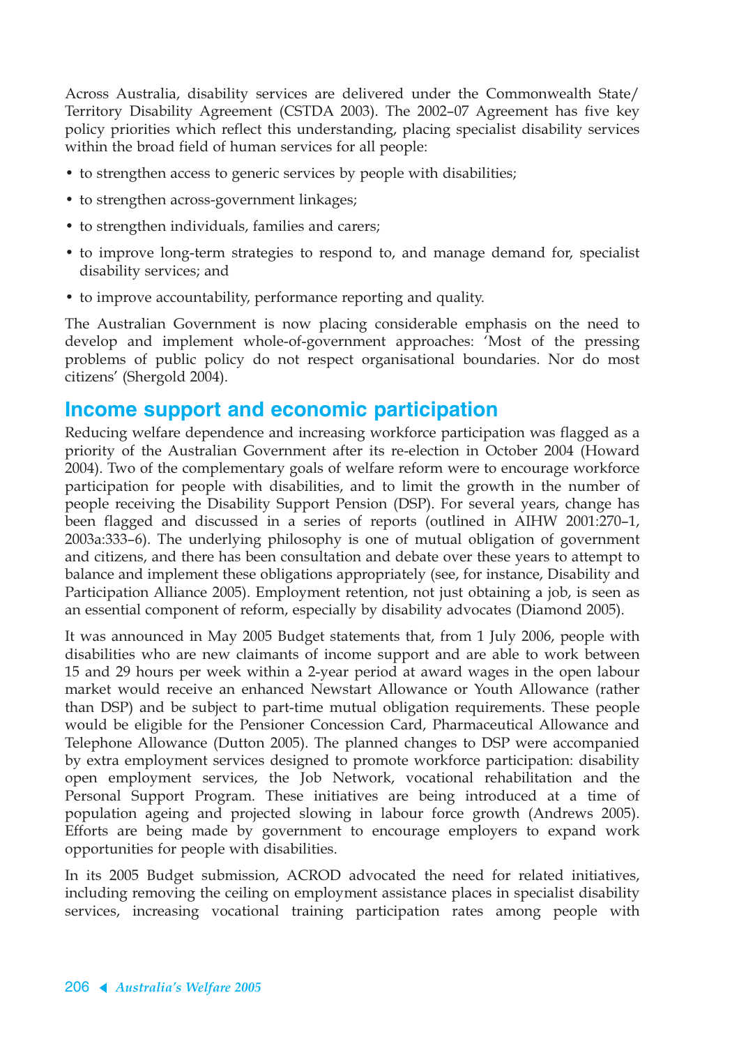Across Australia, disability services are delivered under the Commonwealth State/Territory Disability Agreement (CSTDA 2003). The 2002–07 Agreement has five key policy priorities which reflect this understanding, placing specialist disability services within the broad field of human services for all people:

- to strengthen access to generic services by people with disabilities;
- to strengthen across-government linkages;
- to strengthen individuals, families and carers;
- to improve long-term strategies to respond to, and manage demand for, specialist disability services; and
- to improve accountability, performance reporting and quality.

The Australian Government is now placing considerable emphasis on the need to develop and implement whole-of-government approaches: 'Most of the pressing problems of public policy do not respect organisational boundaries. Nor do most citizens' (Shergold 2004).

## Income support and economic participation

Reducing welfare dependence and increasing workforce participation was flagged as a priority of the Australian Government after its re-election in October 2004 (Howard 2004). Two of the complementary goals of welfare reform were to encourage workforce participation for people with disabilities, and to limit the growth in the number of people receiving the Disability Support Pension (DSP). For several years, change has been flagged and discussed in a series of reports (outlined in AIHW 2001:270–1, 2003a:333–6). The underlying philosophy is one of mutual obligation of government and citizens, and there has been consultation and debate over these years to attempt to balance and implement these obligations appropriately (see, for instance, Disability and Participation Alliance 2005). Employment retention, not just obtaining a job, is seen as an essential component of reform, especially by disability advocates (Diamond 2005).

It was announced in May 2005 Budget statements that, from 1 July 2006, people with disabilities who are new claimants of income support and are able to work between 15 and 29 hours per week within a 2-year period at award wages in the open labour market would receive an enhanced Newstart Allowance or Youth Allowance (rather than DSP) and be subject to part-time mutual obligation requirements. These people would be eligible for the Pensioner Concession Card, Pharmaceutical Allowance and Telephone Allowance (Dutton 2005). The planned changes to DSP were accompanied by extra employment services designed to promote workforce participation: disability open employment services, the Job Network, vocational rehabilitation and the Personal Support Program. These initiatives are being introduced at a time of population ageing and projected slowing in labour force growth (Andrews 2005). Efforts are being made by government to encourage employers to expand work opportunities for people with disabilities.

In its 2005 Budget submission, ACROD advocated the need for related initiatives, including removing the ceiling on employment assistance places in specialist disability services, increasing vocational training participation rates among people with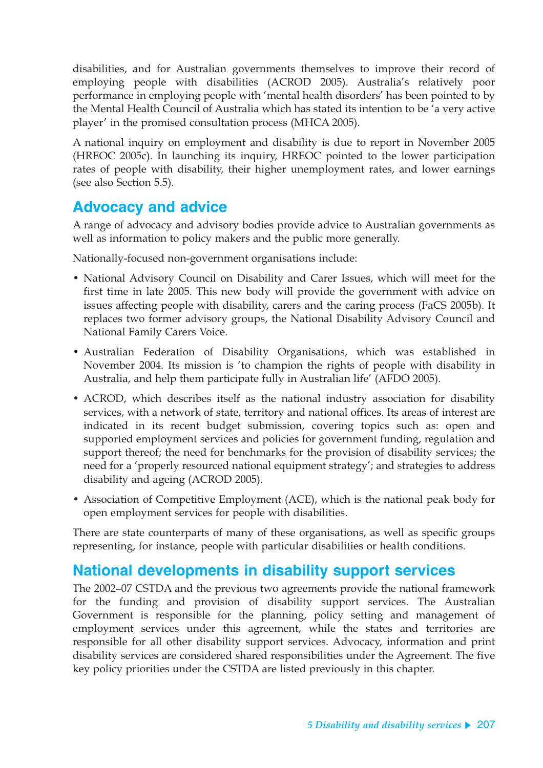disabilities, and for Australian governments themselves to improve their record of employing people with disabilities (ACROD 2005). Australia's relatively poor performance in employing people with 'mental health disorders' has been pointed to by the Mental Health Council of Australia which has stated its intention to be 'a very active player' in the promised consultation process (MHCA 2005).

A national inquiry on employment and disability is due to report in November 2005 (HREOC 2005c). In launching its inquiry, HREOC pointed to the lower participation rates of people with disability, their higher unemployment rates, and lower earnings (see also Section 5.5).

## Advocacy and advice

A range of advocacy and advisory bodies provide advice to Australian governments as well as information to policy makers and the public more generally.

Nationally-focused non-government organisations include:

- National Advisory Council on Disability and Carer Issues, which will meet for the first time in late 2005. This new body will provide the government with advice on issues affecting people with disability, carers and the caring process (FaCS 2005b). It replaces two former advisory groups, the National Disability Advisory Council and National Family Carers Voice.
- Australian Federation of Disability Organisations, which was established in November 2004. Its mission is 'to champion the rights of people with disability in Australia, and help them participate fully in Australian life' (AFDO 2005).
- ACROD, which describes itself as the national industry association for disability services, with a network of state, territory and national offices. Its areas of interest are indicated in its recent budget submission, covering topics such as: open and supported employment services and policies for government funding, regulation and support thereof; the need for benchmarks for the provision of disability services; the need for a 'properly resourced national equipment strategy'; and strategies to address disability and ageing (ACROD 2005).
- Association of Competitive Employment (ACE), which is the national peak body for open employment services for people with disabilities.

There are state counterparts of many of these organisations, as well as specific groups representing, for instance, people with particular disabilities or health conditions.

## National developments in disability support services

The 2002–07 CSTDA and the previous two agreements provide the national framework for the funding and provision of disability support services. The Australian Government is responsible for the planning, policy setting and management of employment services under this agreement, while the states and territories are responsible for all other disability support services. Advocacy, information and print disability services are considered shared responsibilities under the Agreement. The five key policy priorities under the CSTDA are listed previously in this chapter.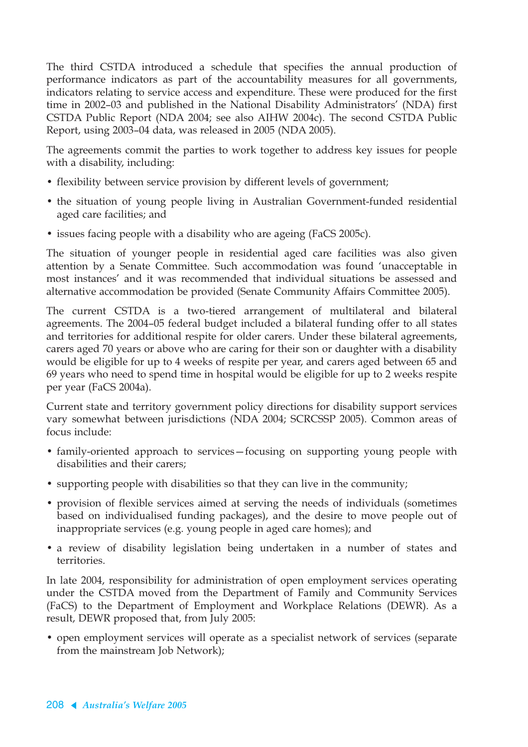The third CSTDA introduced a schedule that specifies the annual production of performance indicators as part of the accountability measures for all governments, indicators relating to service access and expenditure. These were produced for the first time in 2002–03 and published in the National Disability Administrators' (NDA) first CSTDA Public Report (NDA 2004; see also AIHW 2004c). The second CSTDA Public Report, using 2003–04 data, was released in 2005 (NDA 2005).

The agreements commit the parties to work together to address key issues for people with a disability, including:

- flexibility between service provision by different levels of government;
- the situation of young people living in Australian Government-funded residential aged care facilities; and
- issues facing people with a disability who are ageing (FaCS 2005c).

The situation of younger people in residential aged care facilities was also given attention by a Senate Committee. Such accommodation was found 'unacceptable in most instances' and it was recommended that individual situations be assessed and alternative accommodation be provided (Senate Community Affairs Committee 2005).

The current CSTDA is a two-tiered arrangement of multilateral and bilateral agreements. The 2004–05 federal budget included a bilateral funding offer to all states and territories for additional respite for older carers. Under these bilateral agreements, carers aged 70 years or above who are caring for their son or daughter with a disability would be eligible for up to 4 weeks of respite per year, and carers aged between 65 and 69 years who need to spend time in hospital would be eligible for up to 2 weeks respite per year (FaCS 2004a).

Current state and territory government policy directions for disability support services vary somewhat between jurisdictions (NDA 2004; SCRCSSP 2005). Common areas of focus include:

- family-oriented approach to services—focusing on supporting young people with disabilities and their carers;
- supporting people with disabilities so that they can live in the community;
- provision of flexible services aimed at serving the needs of individuals (sometimes based on individualised funding packages), and the desire to move people out of inappropriate services (e.g. young people in aged care homes); and
- a review of disability legislation being undertaken in a number of states and territories.

In late 2004, responsibility for administration of open employment services operating under the CSTDA moved from the Department of Family and Community Services (FaCS) to the Department of Employment and Workplace Relations (DEWR). As a result, DEWR proposed that, from July 2005:

- open employment services will operate as a specialist network of services (separate from the mainstream Job Network);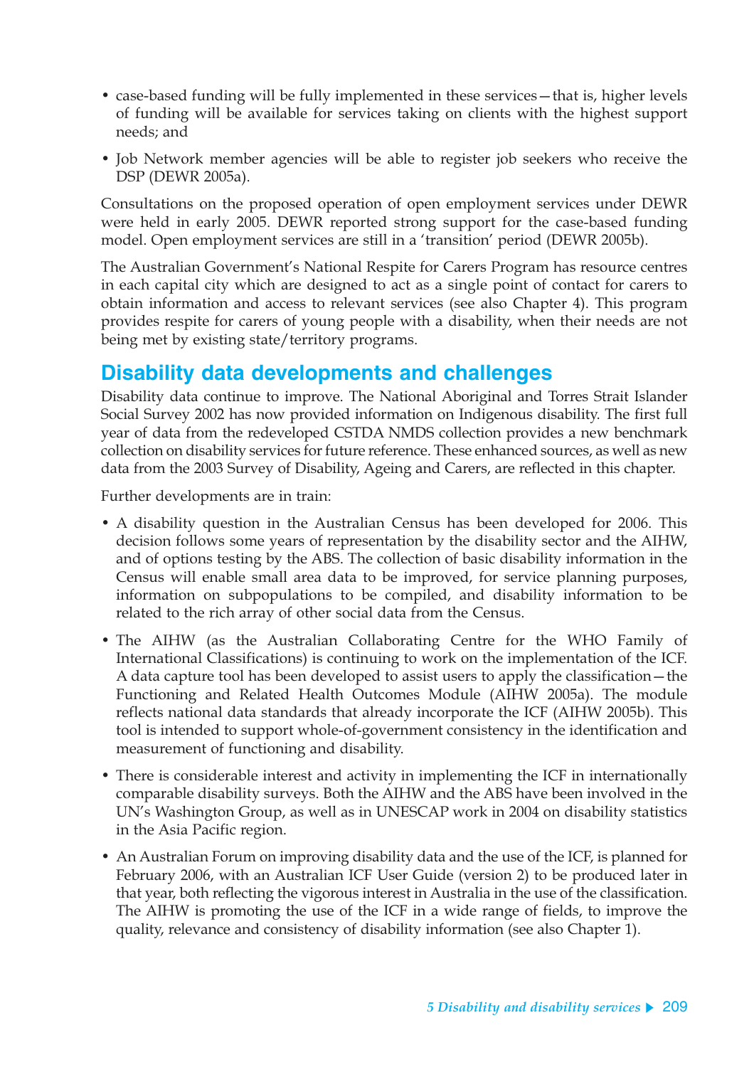- case-based funding will be fully implemented in these services—that is, higher levels of funding will be available for services taking on clients with the highest support needs; and
- Job Network member agencies will be able to register job seekers who receive the DSP (DEWR 2005a).

Consultations on the proposed operation of open employment services under DEWR were held in early 2005. DEWR reported strong support for the case-based funding model. Open employment services are still in a 'transition' period (DEWR 2005b).

The Australian Government's National Respite for Carers Program has resource centres in each capital city which are designed to act as a single point of contact for carers to obtain information and access to relevant services (see also Chapter 4). This program provides respite for carers of young people with a disability, when their needs are not being met by existing state/territory programs.

## Disability data developments and challenges

Disability data continue to improve. The National Aboriginal and Torres Strait Islander Social Survey 2002 has now provided information on Indigenous disability. The first full year of data from the redeveloped CSTDA NMDS collection provides a new benchmark collection on disability services for future reference. These enhanced sources, as well as new data from the 2003 Survey of Disability, Ageing and Carers, are reflected in this chapter.

Further developments are in train:

- A disability question in the Australian Census has been developed for 2006. This decision follows some years of representation by the disability sector and the AIHW, and of options testing by the ABS. The collection of basic disability information in the Census will enable small area data to be improved, for service planning purposes, information on subpopulations to be compiled, and disability information to be related to the rich array of other social data from the Census.
- The AIHW (as the Australian Collaborating Centre for the WHO Family of International Classifications) is continuing to work on the implementation of the ICF. A data capture tool has been developed to assist users to apply the classification—the Functioning and Related Health Outcomes Module (AIHW 2005a). The module reflects national data standards that already incorporate the ICF (AIHW 2005b). This tool is intended to support whole-of-government consistency in the identification and measurement of functioning and disability.
- There is considerable interest and activity in implementing the ICF in internationally comparable disability surveys. Both the AIHW and the ABS have been involved in the UN's Washington Group, as well as in UNESCAP work in 2004 on disability statistics in the Asia Pacific region.
- An Australian Forum on improving disability data and the use of the ICF, is planned for February 2006, with an Australian ICF User Guide (version 2) to be produced later in that year, both reflecting the vigorous interest in Australia in the use of the classification. The AIHW is promoting the use of the ICF in a wide range of fields, to improve the quality, relevance and consistency of disability information (see also Chapter 1).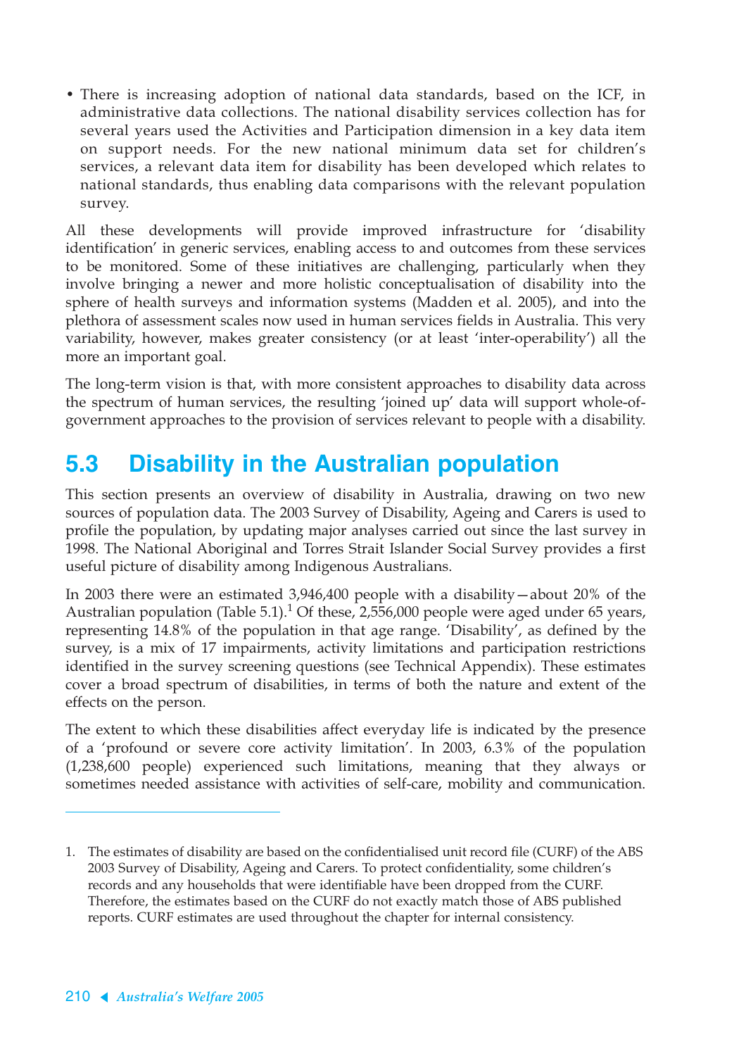- There is increasing adoption of national data standards, based on the ICF, in administrative data collections. The national disability services collection has for several years used the Activities and Participation dimension in a key data item on support needs. For the new national minimum data set for children's services, a relevant data item for disability has been developed which relates to national standards, thus enabling data comparisons with the relevant population survey.

All these developments will provide improved infrastructure for 'disability identification' in generic services, enabling access to and outcomes from these services to be monitored. Some of these initiatives are challenging, particularly when they involve bringing a newer and more holistic conceptualisation of disability into the sphere of health surveys and information systems (Madden et al. 2005), and into the plethora of assessment scales now used in human services fields in Australia. This very variability, however, makes greater consistency (or at least 'inter-operability') all the more an important goal.

The long-term vision is that, with more consistent approaches to disability data across the spectrum of human services, the resulting 'joined up' data will support whole-of-government approaches to the provision of services relevant to people with a disability.

## 5.3 Disability in the Australian population

This section presents an overview of disability in Australia, drawing on two new sources of population data. The 2003 Survey of Disability, Ageing and Carers is used to profile the population, by updating major analyses carried out since the last survey in 1998. The National Aboriginal and Torres Strait Islander Social Survey provides a first useful picture of disability among Indigenous Australians.

In 2003 there were an estimated 3,946,400 people with a disability—about 20% of the Australian population (Table 5.1).[1] Of these, 2,556,000 people were aged under 65 years, representing 14.8% of the population in that age range. 'Disability', as defined by the survey, is a mix of 17 impairments, activity limitations and participation restrictions identified in the survey screening questions (see Technical Appendix). These estimates cover a broad spectrum of disabilities, in terms of both the nature and extent of the effects on the person.

The extent to which these disabilities affect everyday life is indicated by the presence of a 'profound or severe core activity limitation'. In 2003, 6.3% of the population (1,238,600 people) experienced such limitations, meaning that they always or sometimes needed assistance with activities of self-care, mobility and communication.

---

1. The estimates of disability are based on the confidentialised unit record file (CURF) of the ABS 2003 Survey of Disability, Ageing and Carers. To protect confidentiality, some children's records and any households that were identifiable have been dropped from the CURF. Therefore, the estimates based on the CURF do not exactly match those of ABS published reports. CURF estimates are used throughout the chapter for internal consistency.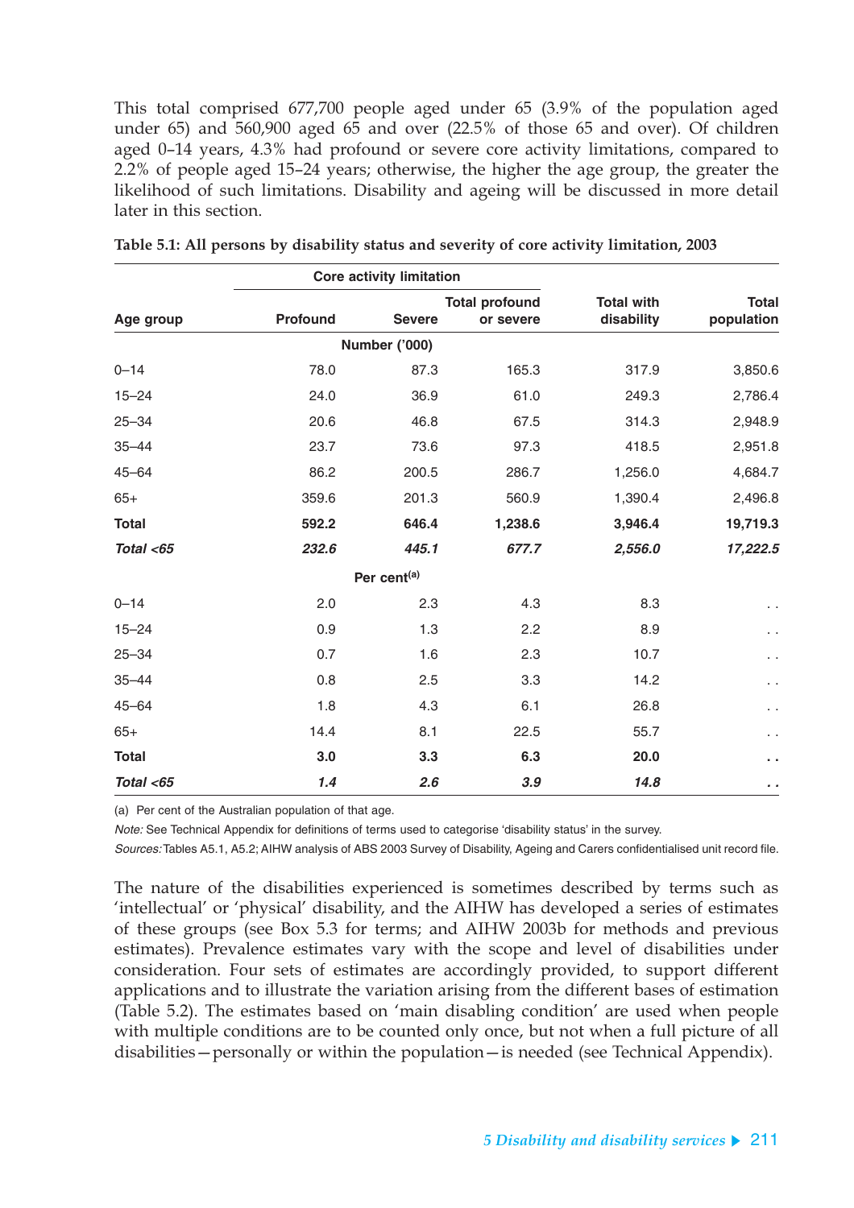This total comprised 677,700 people aged under 65 (3.9% of the population aged under 65) and 560,900 aged 65 and over (22.5% of those 65 and over). Of children aged 0–14 years, 4.3% had profound or severe core activity limitations, compared to 2.2% of people aged 15–24 years; otherwise, the higher the age group, the greater the likelihood of such limitations. Disability and ageing will be discussed in more detail later in this section.

**Table 5.1: All persons by disability status and severity of core activity limitation, 2003**

| | Core activity limitation | | | | |
|---|---|---|---|---|---|
| **Age group** | **Profound** | **Severe** | **Total profound or severe** | **Total with disability** | **Total population** |
| | | Number ('000) | | | |
| 0–14 | 78.0 | 87.3 | 165.3 | 317.9 | 3,850.6 |
| 15–24 | 24.0 | 36.9 | 61.0 | 249.3 | 2,786.4 |
| 25–34 | 20.6 | 46.8 | 67.5 | 314.3 | 2,948.9 |
| 35–44 | 23.7 | 73.6 | 97.3 | 418.5 | 2,951.8 |
| 45–64 | 86.2 | 200.5 | 286.7 | 1,256.0 | 4,684.7 |
| 65+ | 359.6 | 201.3 | 560.9 | 1,390.4 | 2,496.8 |
| **Total** | **592.2** | **646.4** | **1,238.6** | **3,946.4** | **19,719.3** |
| ***Total <65*** | ***232.6*** | ***445.1*** | ***677.7*** | ***2,556.0*** | ***17,222.5*** |
| | | Per cent[(a)] | | | |
| 0–14 | 2.0 | 2.3 | 4.3 | 8.3 | . . |
| 15–24 | 0.9 | 1.3 | 2.2 | 8.9 | . . |
| 25–34 | 0.7 | 1.6 | 2.3 | 10.7 | . . |
| 35–44 | 0.8 | 2.5 | 3.3 | 14.2 | . . |
| 45–64 | 1.8 | 4.3 | 6.1 | 26.8 | . . |
| 65+ | 14.4 | 8.1 | 22.5 | 55.7 | . . |
| **Total** | **3.0** | **3.3** | **6.3** | **20.0** | **. .** |
| ***Total <65*** | ***1.4*** | ***2.6*** | ***3.9*** | ***14.8*** | ***. .*** |

(a) Per cent of the Australian population of that age.

*Note:* See Technical Appendix for definitions of terms used to categorise 'disability status' in the survey.

*Sources:* Tables A5.1, A5.2; AIHW analysis of ABS 2003 Survey of Disability, Ageing and Carers confidentialised unit record file.

The nature of the disabilities experienced is sometimes described by terms such as 'intellectual' or 'physical' disability, and the AIHW has developed a series of estimates of these groups (see Box 5.3 for terms; and AIHW 2003b for methods and previous estimates). Prevalence estimates vary with the scope and level of disabilities under consideration. Four sets of estimates are accordingly provided, to support different applications and to illustrate the variation arising from the different bases of estimation (Table 5.2). The estimates based on 'main disabling condition' are used when people with multiple conditions are to be counted only once, but not when a full picture of all disabilities—personally or within the population—is needed (see Technical Appendix).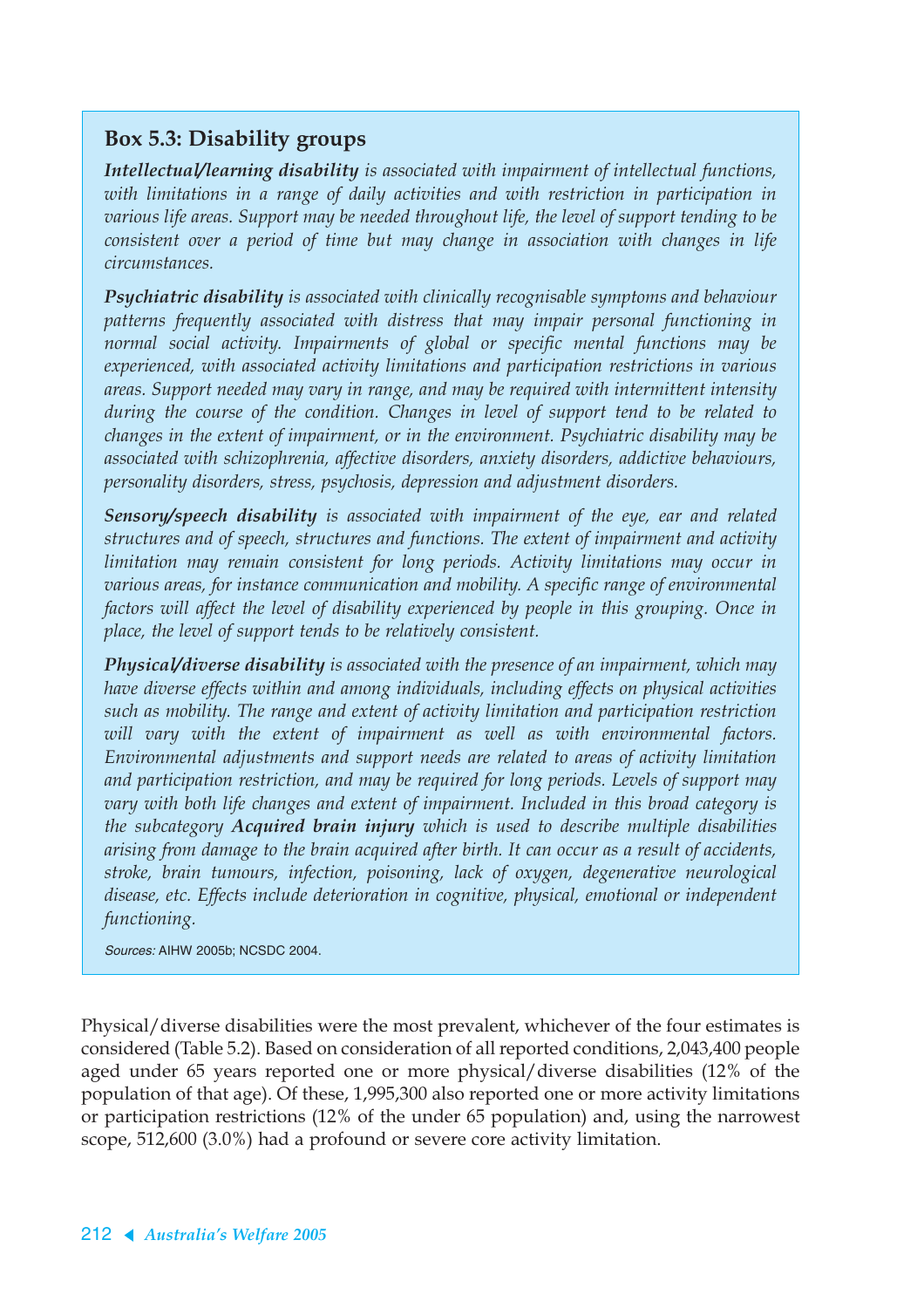### Box 5.3: Disability groups

***Intellectual/learning disability*** *is associated with impairment of intellectual functions, with limitations in a range of daily activities and with restriction in participation in various life areas. Support may be needed throughout life, the level of support tending to be consistent over a period of time but may change in association with changes in life circumstances.*

***Psychiatric disability*** *is associated with clinically recognisable symptoms and behaviour patterns frequently associated with distress that may impair personal functioning in normal social activity. Impairments of global or specific mental functions may be experienced, with associated activity limitations and participation restrictions in various areas. Support needed may vary in range, and may be required with intermittent intensity during the course of the condition. Changes in level of support tend to be related to changes in the extent of impairment, or in the environment. Psychiatric disability may be associated with schizophrenia, affective disorders, anxiety disorders, addictive behaviours, personality disorders, stress, psychosis, depression and adjustment disorders.*

***Sensory/speech disability*** *is associated with impairment of the eye, ear and related structures and of speech, structures and functions. The extent of impairment and activity limitation may remain consistent for long periods. Activity limitations may occur in various areas, for instance communication and mobility. A specific range of environmental factors will affect the level of disability experienced by people in this grouping. Once in place, the level of support tends to be relatively consistent.*

***Physical/diverse disability*** *is associated with the presence of an impairment, which may have diverse effects within and among individuals, including effects on physical activities such as mobility. The range and extent of activity limitation and participation restriction will vary with the extent of impairment as well as with environmental factors. Environmental adjustments and support needs are related to areas of activity limitation and participation restriction, and may be required for long periods. Levels of support may vary with both life changes and extent of impairment. Included in this broad category is the subcategory* ***Acquired brain injury*** *which is used to describe multiple disabilities arising from damage to the brain acquired after birth. It can occur as a result of accidents, stroke, brain tumours, infection, poisoning, lack of oxygen, degenerative neurological disease, etc. Effects include deterioration in cognitive, physical, emotional or independent functioning.*

*Sources:* AIHW 2005b; NCSDC 2004.

Physical/diverse disabilities were the most prevalent, whichever of the four estimates is considered (Table 5.2). Based on consideration of all reported conditions, 2,043,400 people aged under 65 years reported one or more physical/diverse disabilities (12% of the population of that age). Of these, 1,995,300 also reported one or more activity limitations or participation restrictions (12% of the under 65 population) and, using the narrowest scope, 512,600 (3.0%) had a profound or severe core activity limitation.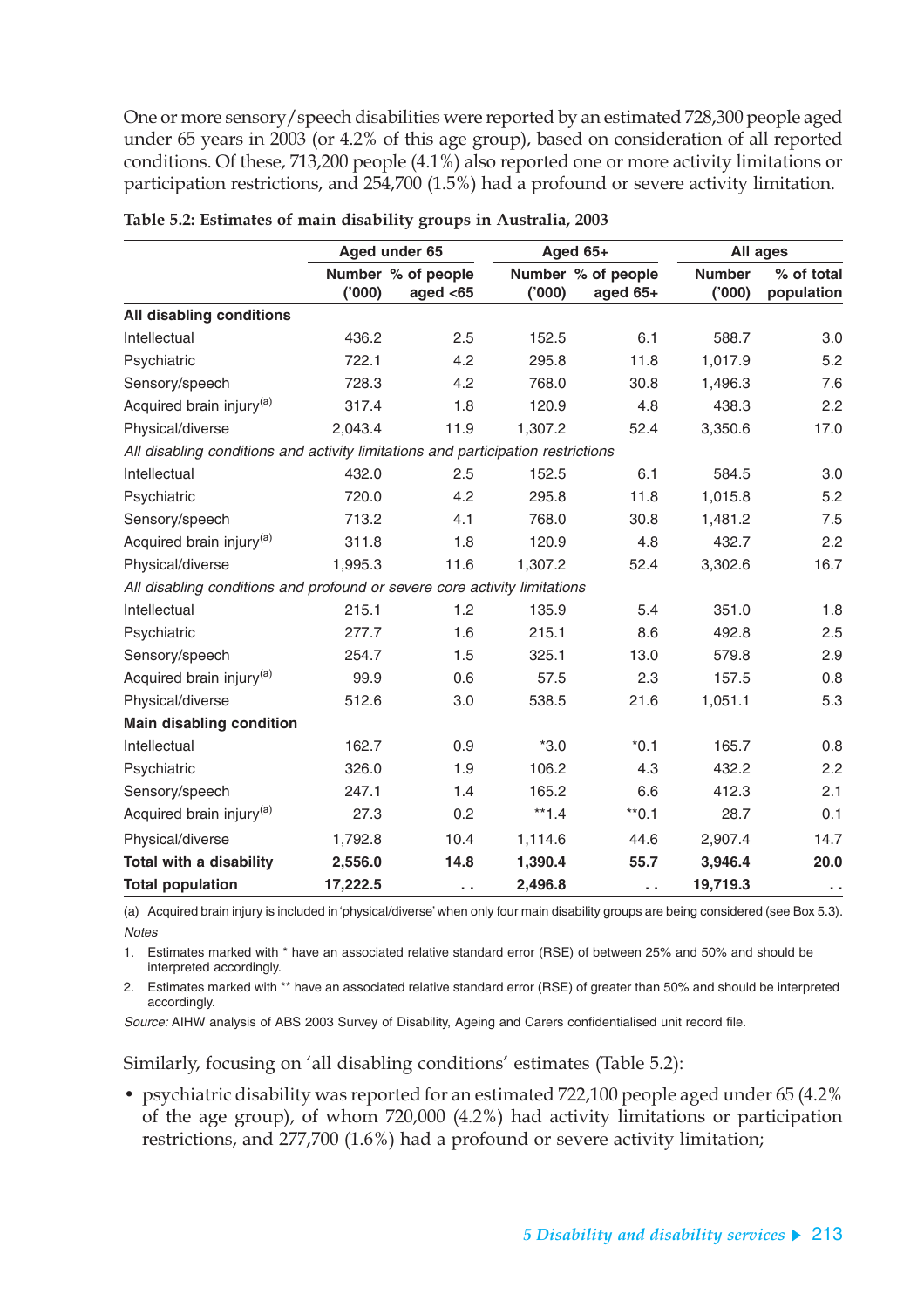One or more sensory/speech disabilities were reported by an estimated 728,300 people aged under 65 years in 2003 (or 4.2% of this age group), based on consideration of all reported conditions. Of these, 713,200 people (4.1%) also reported one or more activity limitations or participation restrictions, and 254,700 (1.5%) had a profound or severe activity limitation.

**Table 5.2: Estimates of main disability groups in Australia, 2003**

| | Aged under 65 | | Aged 65+ | | All ages | |
|---|---|---|---|---|---|---|
| | Number ('000) | % of people aged <65 | Number ('000) | % of people aged 65+ | Number ('000) | % of total population |
| **All disabling conditions** | | | | | | |
| Intellectual | 436.2 | 2.5 | 152.5 | 6.1 | 588.7 | 3.0 |
| Psychiatric | 722.1 | 4.2 | 295.8 | 11.8 | 1,017.9 | 5.2 |
| Sensory/speech | 728.3 | 4.2 | 768.0 | 30.8 | 1,496.3 | 7.6 |
| Acquired brain injury[(a)] | 317.4 | 1.8 | 120.9 | 4.8 | 438.3 | 2.2 |
| Physical/diverse | 2,043.4 | 11.9 | 1,307.2 | 52.4 | 3,350.6 | 17.0 |
| *All disabling conditions and activity limitations and participation restrictions* | | | | | | |
| Intellectual | 432.0 | 2.5 | 152.5 | 6.1 | 584.5 | 3.0 |
| Psychiatric | 720.0 | 4.2 | 295.8 | 11.8 | 1,015.8 | 5.2 |
| Sensory/speech | 713.2 | 4.1 | 768.0 | 30.8 | 1,481.2 | 7.5 |
| Acquired brain injury[(a)] | 311.8 | 1.8 | 120.9 | 4.8 | 432.7 | 2.2 |
| Physical/diverse | 1,995.3 | 11.6 | 1,307.2 | 52.4 | 3,302.6 | 16.7 |
| *All disabling conditions and profound or severe core activity limitations* | | | | | | |
| Intellectual | 215.1 | 1.2 | 135.9 | 5.4 | 351.0 | 1.8 |
| Psychiatric | 277.7 | 1.6 | 215.1 | 8.6 | 492.8 | 2.5 |
| Sensory/speech | 254.7 | 1.5 | 325.1 | 13.0 | 579.8 | 2.9 |
| Acquired brain injury[(a)] | 99.9 | 0.6 | 57.5 | 2.3 | 157.5 | 0.8 |
| Physical/diverse | 512.6 | 3.0 | 538.5 | 21.6 | 1,051.1 | 5.3 |
| **Main disabling condition** | | | | | | |
| Intellectual | 162.7 | 0.9 | *3.0 | *0.1 | 165.7 | 0.8 |
| Psychiatric | 326.0 | 1.9 | 106.2 | 4.3 | 432.2 | 2.2 |
| Sensory/speech | 247.1 | 1.4 | 165.2 | 6.6 | 412.3 | 2.1 |
| Acquired brain injury[(a)] | 27.3 | 0.2 | **1.4 | **0.1 | 28.7 | 0.1 |
| Physical/diverse | 1,792.8 | 10.4 | 1,114.6 | 44.6 | 2,907.4 | 14.7 |
| **Total with a disability** | **2,556.0** | **14.8** | **1,390.4** | **55.7** | **3,946.4** | **20.0** |
| **Total population** | **17,222.5** | . . | **2,496.8** | . . | **19,719.3** | . . |

(a) Acquired brain injury is included in 'physical/diverse' when only four main disability groups are being considered (see Box 5.3).

*Notes*

1. Estimates marked with * have an associated relative standard error (RSE) of between 25% and 50% and should be interpreted accordingly.
2. Estimates marked with ** have an associated relative standard error (RSE) of greater than 50% and should be interpreted accordingly.

*Source:* AIHW analysis of ABS 2003 Survey of Disability, Ageing and Carers confidentialised unit record file.

Similarly, focusing on 'all disabling conditions' estimates (Table 5.2):

- psychiatric disability was reported for an estimated 722,100 people aged under 65 (4.2% of the age group), of whom 720,000 (4.2%) had activity limitations or participation restrictions, and 277,700 (1.6%) had a profound or severe activity limitation;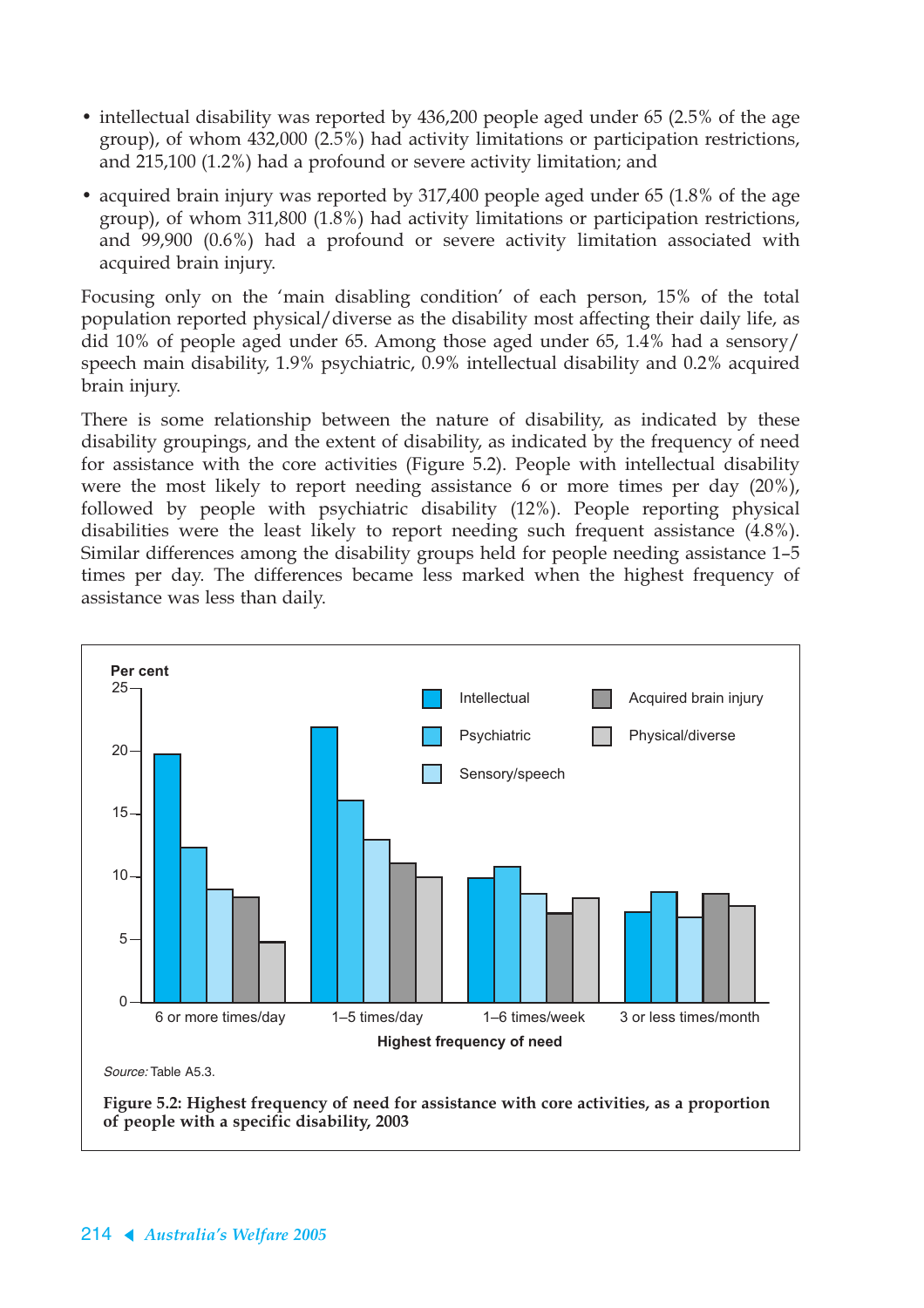- intellectual disability was reported by 436,200 people aged under 65 (2.5% of the age group), of whom 432,000 (2.5%) had activity limitations or participation restrictions, and 215,100 (1.2%) had a profound or severe activity limitation; and
- acquired brain injury was reported by 317,400 people aged under 65 (1.8% of the age group), of whom 311,800 (1.8%) had activity limitations or participation restrictions, and 99,900 (0.6%) had a profound or severe activity limitation associated with acquired brain injury.

Focusing only on the 'main disabling condition' of each person, 15% of the total population reported physical/diverse as the disability most affecting their daily life, as did 10% of people aged under 65. Among those aged under 65, 1.4% had a sensory/speech main disability, 1.9% psychiatric, 0.9% intellectual disability and 0.2% acquired brain injury.

There is some relationship between the nature of disability, as indicated by these disability groupings, and the extent of disability, as indicated by the frequency of need for assistance with the core activities (Figure 5.2). People with intellectual disability were the most likely to report needing assistance 6 or more times per day (20%), followed by people with psychiatric disability (12%). People reporting physical disabilities were the least likely to report needing such frequent assistance (4.8%). Similar differences among the disability groups held for people needing assistance 1–5 times per day. The differences became less marked when the highest frequency of assistance was less than daily.

*Source:* Table A5.3.

**Figure 5.2: Highest frequency of need for assistance with core activities, as a proportion of people with a specific disability, 2003**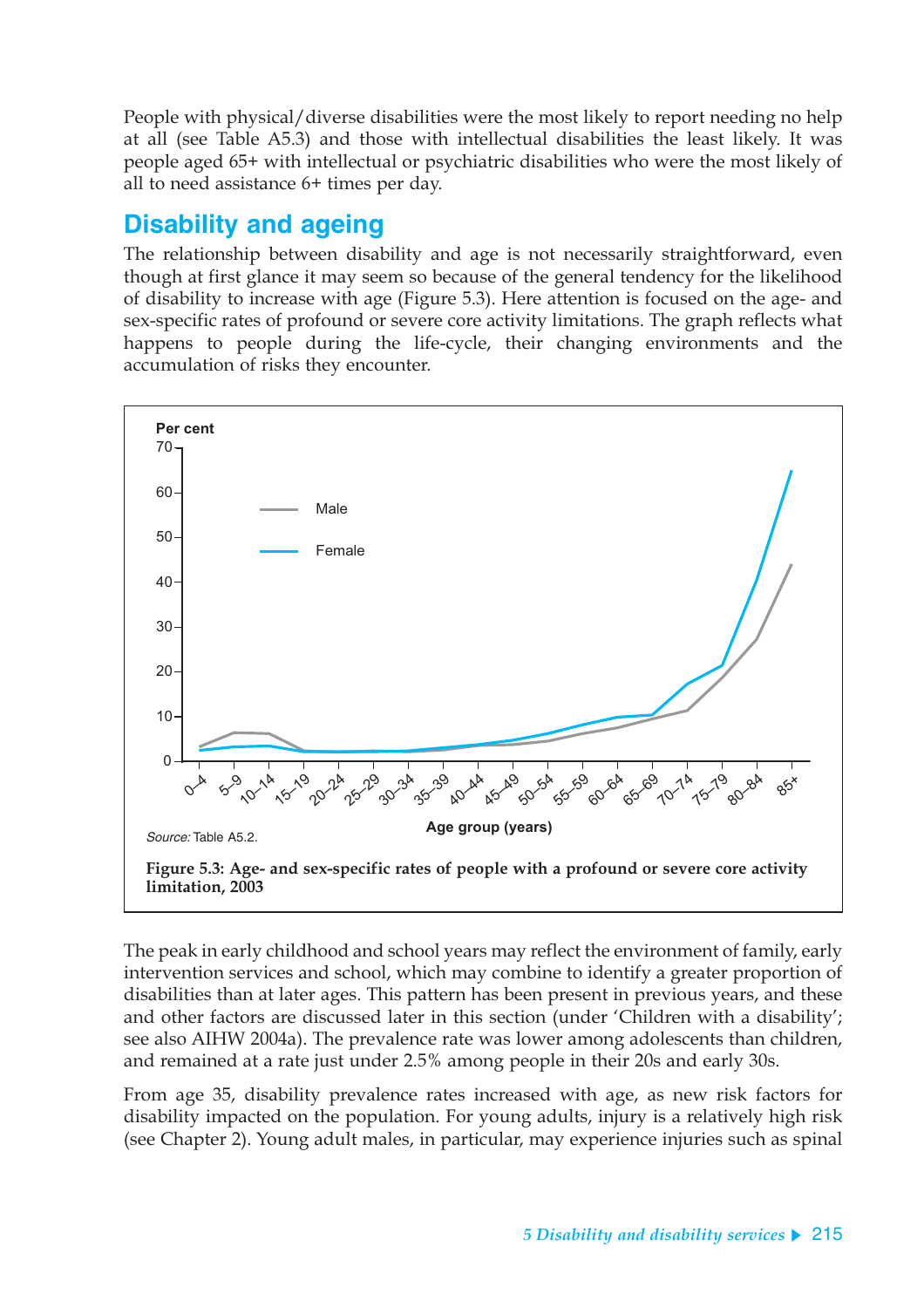People with physical/diverse disabilities were the most likely to report needing no help at all (see Table A5.3) and those with intellectual disabilities the least likely. It was people aged 65+ with intellectual or psychiatric disabilities who were the most likely of all to need assistance 6+ times per day.

## Disability and ageing

The relationship between disability and age is not necessarily straightforward, even though at first glance it may seem so because of the general tendency for the likelihood of disability to increase with age (Figure 5.3). Here attention is focused on the age- and sex-specific rates of profound or severe core activity limitations. The graph reflects what happens to people during the life-cycle, their changing environments and the accumulation of risks they encounter.

*Source:* Table A5.2.

**Figure 5.3: Age- and sex-specific rates of people with a profound or severe core activity limitation, 2003**

The peak in early childhood and school years may reflect the environment of family, early intervention services and school, which may combine to identify a greater proportion of disabilities than at later ages. This pattern has been present in previous years, and these and other factors are discussed later in this section (under 'Children with a disability'; see also AIHW 2004a). The prevalence rate was lower among adolescents than children, and remained at a rate just under 2.5% among people in their 20s and early 30s.

From age 35, disability prevalence rates increased with age, as new risk factors for disability impacted on the population. For young adults, injury is a relatively high risk (see Chapter 2). Young adult males, in particular, may experience injuries such as spinal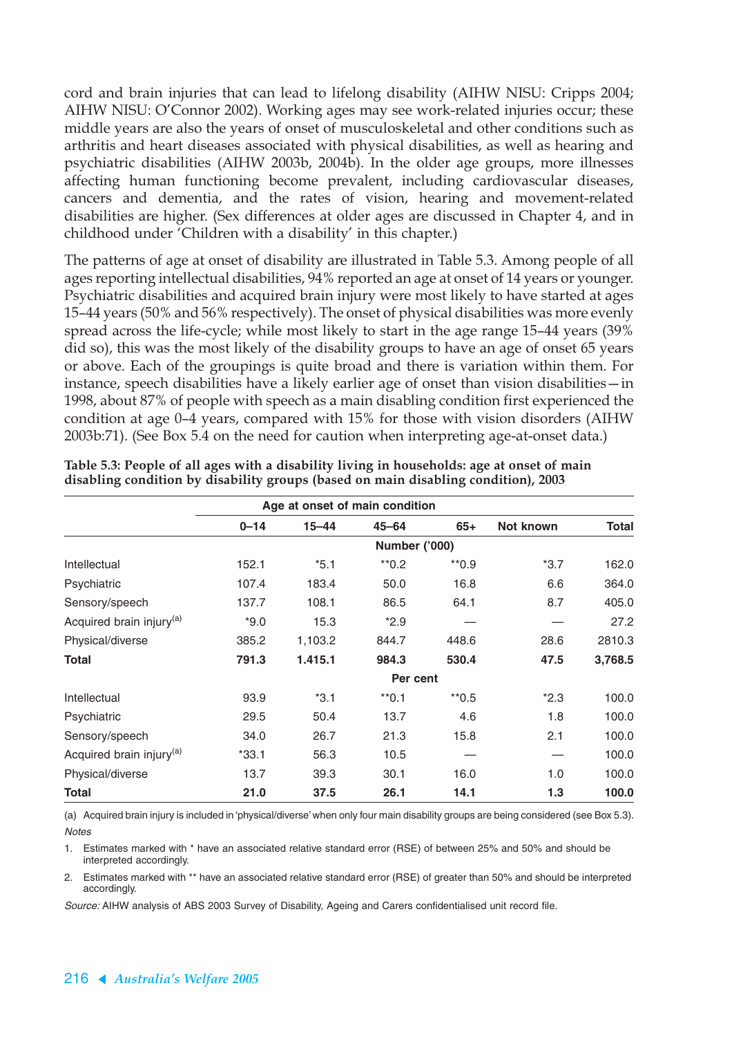cord and brain injuries that can lead to lifelong disability (AIHW NISU: Cripps 2004; AIHW NISU: O'Connor 2002). Working ages may see work-related injuries occur; these middle years are also the years of onset of musculoskeletal and other conditions such as arthritis and heart diseases associated with physical disabilities, as well as hearing and psychiatric disabilities (AIHW 2003b, 2004b). In the older age groups, more illnesses affecting human functioning become prevalent, including cardiovascular diseases, cancers and dementia, and the rates of vision, hearing and movement-related disabilities are higher. (Sex differences at older ages are discussed in Chapter 4, and in childhood under 'Children with a disability' in this chapter.)

The patterns of age at onset of disability are illustrated in Table 5.3. Among people of all ages reporting intellectual disabilities, 94% reported an age at onset of 14 years or younger. Psychiatric disabilities and acquired brain injury were most likely to have started at ages 15–44 years (50% and 56% respectively). The onset of physical disabilities was more evenly spread across the life-cycle; while most likely to start in the age range 15–44 years (39% did so), this was the most likely of the disability groups to have an age of onset 65 years or above. Each of the groupings is quite broad and there is variation within them. For instance, speech disabilities have a likely earlier age of onset than vision disabilities—in 1998, about 87% of people with speech as a main disabling condition first experienced the condition at age 0–4 years, compared with 15% for those with vision disorders (AIHW 2003b:71). (See Box 5.4 on the need for caution when interpreting age-at-onset data.)

**Table 5.3: People of all ages with a disability living in households: age at onset of main disabling condition by disability groups (based on main disabling condition), 2003**

| | Age at onset of main condition | | | | | |
|---|---|---|---|---|---|---|
| | 0–14 | 15–44 | 45–64 | 65+ | Not known | Total |
| | | | Number ('000) | | | |
| Intellectual | 152.1 | *5.1 | **0.2 | **0.9 | *3.7 | 162.0 |
| Psychiatric | 107.4 | 183.4 | 50.0 | 16.8 | 6.6 | 364.0 |
| Sensory/speech | 137.7 | 108.1 | 86.5 | 64.1 | 8.7 | 405.0 |
| Acquired brain injury[(a)] | *9.0 | 15.3 | *2.9 | — | — | 27.2 |
| Physical/diverse | 385.2 | 1,103.2 | 844.7 | 448.6 | 28.6 | 2810.3 |
| **Total** | **791.3** | **1.415.1** | **984.3** | **530.4** | **47.5** | **3,768.5** |
| | | | Per cent | | | |
| Intellectual | 93.9 | *3.1 | **0.1 | **0.5 | *2.3 | 100.0 |
| Psychiatric | 29.5 | 50.4 | 13.7 | 4.6 | 1.8 | 100.0 |
| Sensory/speech | 34.0 | 26.7 | 21.3 | 15.8 | 2.1 | 100.0 |
| Acquired brain injury[(a)] | *33.1 | 56.3 | 10.5 | — | — | 100.0 |
| Physical/diverse | 13.7 | 39.3 | 30.1 | 16.0 | 1.0 | 100.0 |
| **Total** | **21.0** | **37.5** | **26.1** | **14.1** | **1.3** | **100.0** |

(a) Acquired brain injury is included in 'physical/diverse' when only four main disability groups are being considered (see Box 5.3).

*Notes*

1. Estimates marked with * have an associated relative standard error (RSE) of between 25% and 50% and should be interpreted accordingly.
2. Estimates marked with ** have an associated relative standard error (RSE) of greater than 50% and should be interpreted accordingly.

*Source:* AIHW analysis of ABS 2003 Survey of Disability, Ageing and Carers confidentialised unit record file.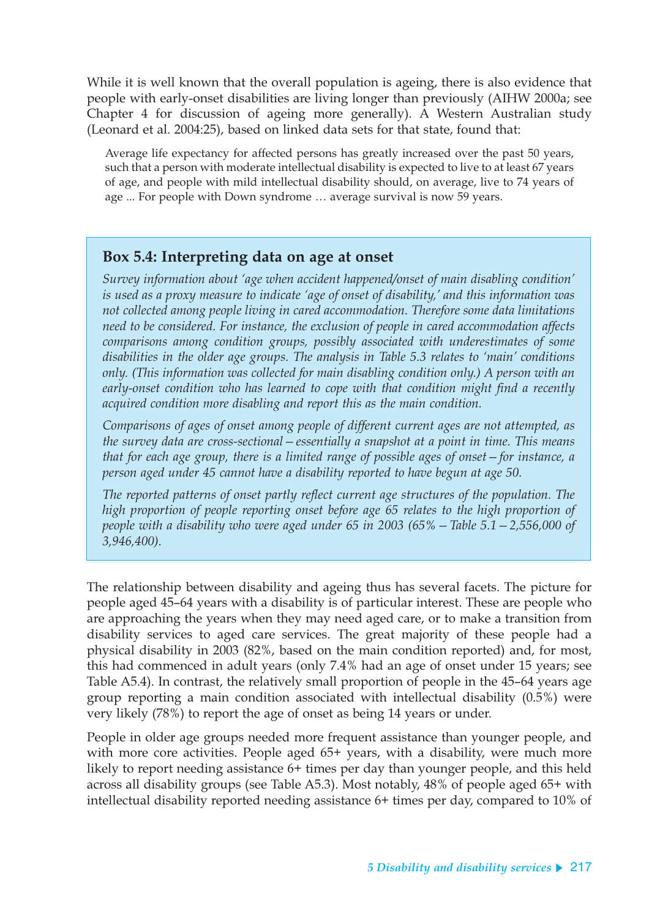While it is well known that the overall population is ageing, there is also evidence that people with early-onset disabilities are living longer than previously (AIHW 2000a; see Chapter 4 for discussion of ageing more generally). A Western Australian study (Leonard et al. 2004:25), based on linked data sets for that state, found that:

> Average life expectancy for affected persons has greatly increased over the past 50 years, such that a person with moderate intellectual disability is expected to live to at least 67 years of age, and people with mild intellectual disability should, on average, live to 74 years of age ... For people with Down syndrome … average survival is now 59 years.

### Box 5.4: Interpreting data on age at onset

*Survey information about 'age when accident happened/onset of main disabling condition' is used as a proxy measure to indicate 'age of onset of disability,' and this information was not collected among people living in cared accommodation. Therefore some data limitations need to be considered. For instance, the exclusion of people in cared accommodation affects comparisons among condition groups, possibly associated with underestimates of some disabilities in the older age groups. The analysis in Table 5.3 relates to 'main' conditions only. (This information was collected for main disabling condition only.) A person with an early-onset condition who has learned to cope with that condition might find a recently acquired condition more disabling and report this as the main condition.*

*Comparisons of ages of onset among people of different current ages are not attempted, as the survey data are cross-sectional—essentially a snapshot at a point in time. This means that for each age group, there is a limited range of possible ages of onset—for instance, a person aged under 45 cannot have a disability reported to have begun at age 50.*

*The reported patterns of onset partly reflect current age structures of the population. The high proportion of people reporting onset before age 65 relates to the high proportion of people with a disability who were aged under 65 in 2003 (65%—Table 5.1—2,556,000 of 3,946,400).*

The relationship between disability and ageing thus has several facets. The picture for people aged 45–64 years with a disability is of particular interest. These are people who are approaching the years when they may need aged care, or to make a transition from disability services to aged care services. The great majority of these people had a physical disability in 2003 (82%, based on the main condition reported) and, for most, this had commenced in adult years (only 7.4% had an age of onset under 15 years; see Table A5.4). In contrast, the relatively small proportion of people in the 45–64 years age group reporting a main condition associated with intellectual disability (0.5%) were very likely (78%) to report the age of onset as being 14 years or under.

People in older age groups needed more frequent assistance than younger people, and with more core activities. People aged 65+ years, with a disability, were much more likely to report needing assistance 6+ times per day than younger people, and this held across all disability groups (see Table A5.3). Most notably, 48% of people aged 65+ with intellectual disability reported needing assistance 6+ times per day, compared to 10% of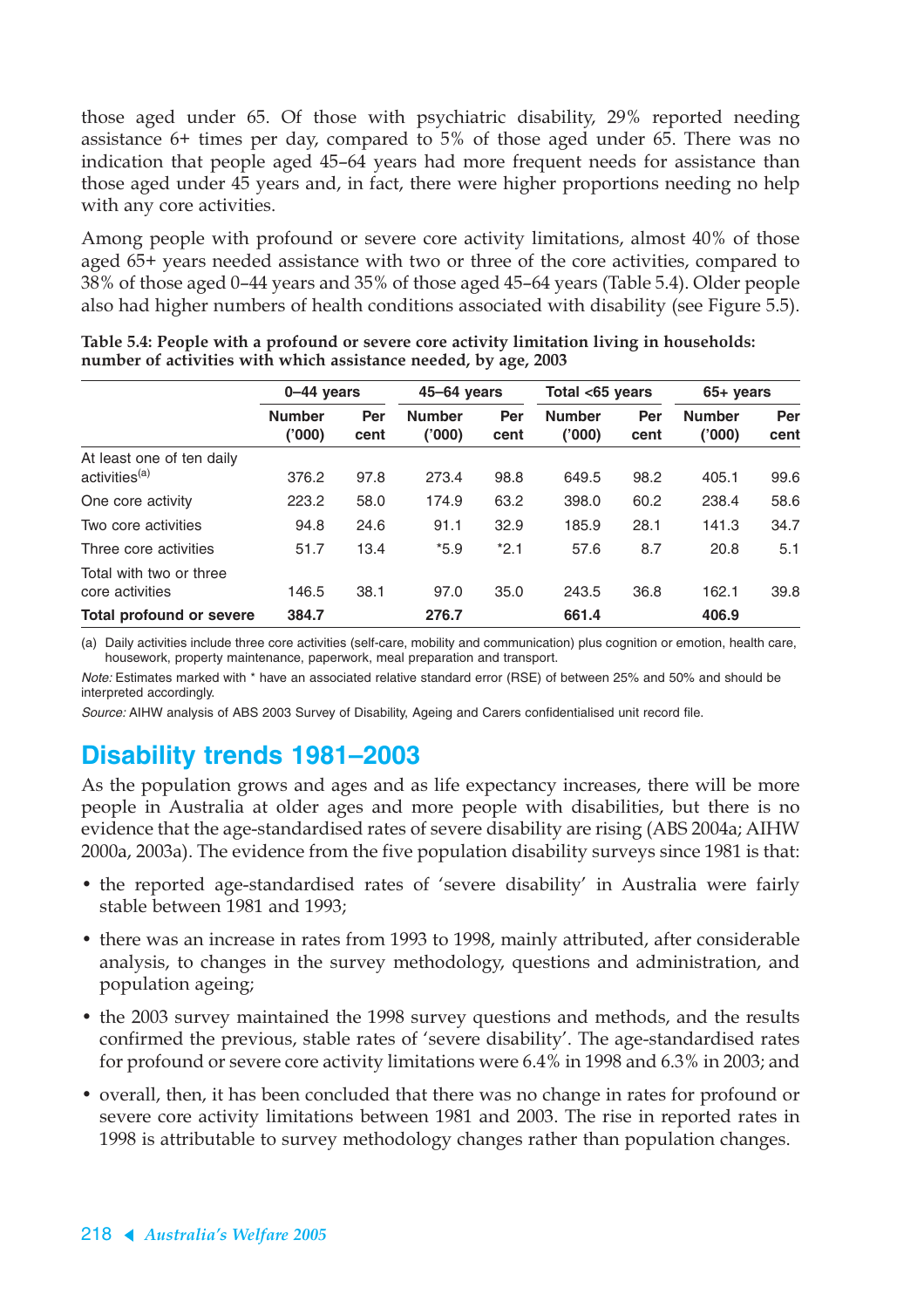those aged under 65. Of those with psychiatric disability, 29% reported needing assistance 6+ times per day, compared to 5% of those aged under 65. There was no indication that people aged 45–64 years had more frequent needs for assistance than those aged under 45 years and, in fact, there were higher proportions needing no help with any core activities.

Among people with profound or severe core activity limitations, almost 40% of those aged 65+ years needed assistance with two or three of the core activities, compared to 38% of those aged 0–44 years and 35% of those aged 45–64 years (Table 5.4). Older people also had higher numbers of health conditions associated with disability (see Figure 5.5).

**Table 5.4: People with a profound or severe core activity limitation living in households: number of activities with which assistance needed, by age, 2003**

| | 0–44 years | | 45–64 years | | Total <65 years | | 65+ years | |
|---|---|---|---|---|---|---|---|---|
| | Number ('000) | Per cent | Number ('000) | Per cent | Number ('000) | Per cent | Number ('000) | Per cent |
| At least one of ten daily activities[(a)] | 376.2 | 97.8 | 273.4 | 98.8 | 649.5 | 98.2 | 405.1 | 99.6 |
| One core activity | 223.2 | 58.0 | 174.9 | 63.2 | 398.0 | 60.2 | 238.4 | 58.6 |
| Two core activities | 94.8 | 24.6 | 91.1 | 32.9 | 185.9 | 28.1 | 141.3 | 34.7 |
| Three core activities | 51.7 | 13.4 | *5.9 | *2.1 | 57.6 | 8.7 | 20.8 | 5.1 |
| Total with two or three core activities | 146.5 | 38.1 | 97.0 | 35.0 | 243.5 | 36.8 | 162.1 | 39.8 |
| **Total profound or severe** | **384.7** | | **276.7** | | **661.4** | | **406.9** | |

(a) Daily activities include three core activities (self-care, mobility and communication) plus cognition or emotion, health care, housework, property maintenance, paperwork, meal preparation and transport.

*Note:* Estimates marked with * have an associated relative standard error (RSE) of between 25% and 50% and should be interpreted accordingly.

*Source:* AIHW analysis of ABS 2003 Survey of Disability, Ageing and Carers confidentialised unit record file.

## Disability trends 1981–2003

As the population grows and ages and as life expectancy increases, there will be more people in Australia at older ages and more people with disabilities, but there is no evidence that the age-standardised rates of severe disability are rising (ABS 2004a; AIHW 2000a, 2003a). The evidence from the five population disability surveys since 1981 is that:

- the reported age-standardised rates of 'severe disability' in Australia were fairly stable between 1981 and 1993;
- there was an increase in rates from 1993 to 1998, mainly attributed, after considerable analysis, to changes in the survey methodology, questions and administration, and population ageing;
- the 2003 survey maintained the 1998 survey questions and methods, and the results confirmed the previous, stable rates of 'severe disability'. The age-standardised rates for profound or severe core activity limitations were 6.4% in 1998 and 6.3% in 2003; and
- overall, then, it has been concluded that there was no change in rates for profound or severe core activity limitations between 1981 and 2003. The rise in reported rates in 1998 is attributable to survey methodology changes rather than population changes.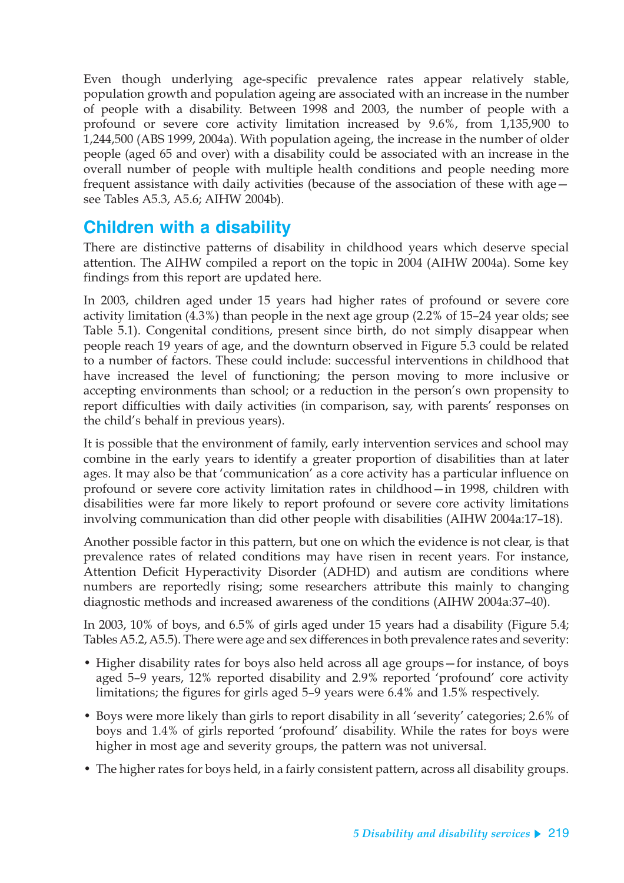Even though underlying age-specific prevalence rates appear relatively stable, population growth and population ageing are associated with an increase in the number of people with a disability. Between 1998 and 2003, the number of people with a profound or severe core activity limitation increased by 9.6%, from 1,135,900 to 1,244,500 (ABS 1999, 2004a). With population ageing, the increase in the number of older people (aged 65 and over) with a disability could be associated with an increase in the overall number of people with multiple health conditions and people needing more frequent assistance with daily activities (because of the association of these with age—see Tables A5.3, A5.6; AIHW 2004b).

## Children with a disability

There are distinctive patterns of disability in childhood years which deserve special attention. The AIHW compiled a report on the topic in 2004 (AIHW 2004a). Some key findings from this report are updated here.

In 2003, children aged under 15 years had higher rates of profound or severe core activity limitation (4.3%) than people in the next age group (2.2% of 15–24 year olds; see Table 5.1). Congenital conditions, present since birth, do not simply disappear when people reach 19 years of age, and the downturn observed in Figure 5.3 could be related to a number of factors. These could include: successful interventions in childhood that have increased the level of functioning; the person moving to more inclusive or accepting environments than school; or a reduction in the person's own propensity to report difficulties with daily activities (in comparison, say, with parents' responses on the child's behalf in previous years).

It is possible that the environment of family, early intervention services and school may combine in the early years to identify a greater proportion of disabilities than at later ages. It may also be that 'communication' as a core activity has a particular influence on profound or severe core activity limitation rates in childhood—in 1998, children with disabilities were far more likely to report profound or severe core activity limitations involving communication than did other people with disabilities (AIHW 2004a:17–18).

Another possible factor in this pattern, but one on which the evidence is not clear, is that prevalence rates of related conditions may have risen in recent years. For instance, Attention Deficit Hyperactivity Disorder (ADHD) and autism are conditions where numbers are reportedly rising; some researchers attribute this mainly to changing diagnostic methods and increased awareness of the conditions (AIHW 2004a:37–40).

In 2003, 10% of boys, and 6.5% of girls aged under 15 years had a disability (Figure 5.4; Tables A5.2, A5.5). There were age and sex differences in both prevalence rates and severity:

- Higher disability rates for boys also held across all age groups—for instance, of boys aged 5–9 years, 12% reported disability and 2.9% reported 'profound' core activity limitations; the figures for girls aged 5–9 years were 6.4% and 1.5% respectively.
- Boys were more likely than girls to report disability in all 'severity' categories; 2.6% of boys and 1.4% of girls reported 'profound' disability. While the rates for boys were higher in most age and severity groups, the pattern was not universal.
- The higher rates for boys held, in a fairly consistent pattern, across all disability groups.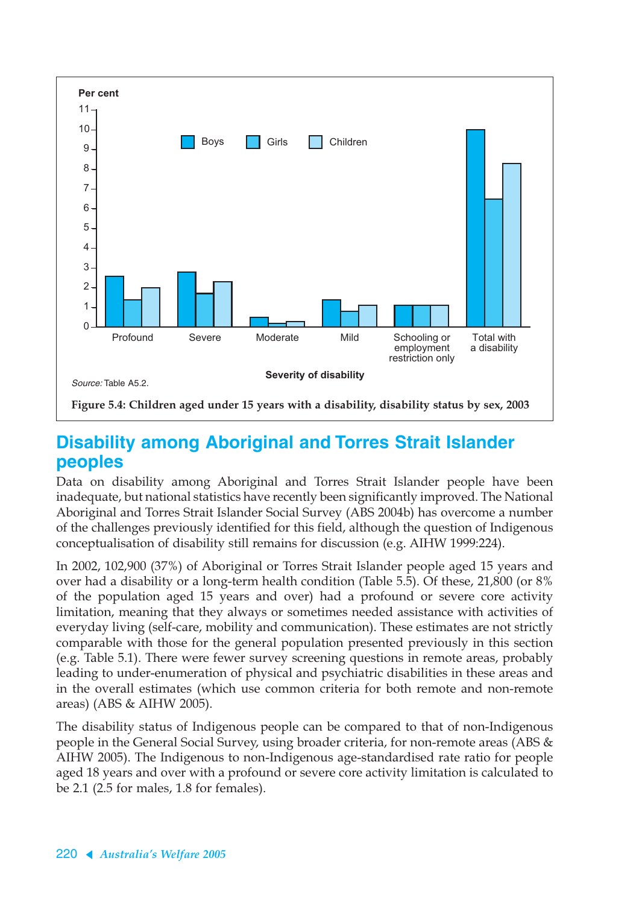Per cent

Severity of disability

*Source:* Table A5.2.

**Figure 5.4: Children aged under 15 years with a disability, disability status by sex, 2003**

## Disability among Aboriginal and Torres Strait Islander peoples

Data on disability among Aboriginal and Torres Strait Islander people have been inadequate, but national statistics have recently been significantly improved. The National Aboriginal and Torres Strait Islander Social Survey (ABS 2004b) has overcome a number of the challenges previously identified for this field, although the question of Indigenous conceptualisation of disability still remains for discussion (e.g. AIHW 1999:224).

In 2002, 102,900 (37%) of Aboriginal or Torres Strait Islander people aged 15 years and over had a disability or a long-term health condition (Table 5.5). Of these, 21,800 (or 8% of the population aged 15 years and over) had a profound or severe core activity limitation, meaning that they always or sometimes needed assistance with activities of everyday living (self-care, mobility and communication). These estimates are not strictly comparable with those for the general population presented previously in this section (e.g. Table 5.1). There were fewer survey screening questions in remote areas, probably leading to under-enumeration of physical and psychiatric disabilities in these areas and in the overall estimates (which use common criteria for both remote and non-remote areas) (ABS & AIHW 2005).

The disability status of Indigenous people can be compared to that of non-Indigenous people in the General Social Survey, using broader criteria, for non-remote areas (ABS & AIHW 2005). The Indigenous to non-Indigenous age-standardised rate ratio for people aged 18 years and over with a profound or severe core activity limitation is calculated to be 2.1 (2.5 for males, 1.8 for females).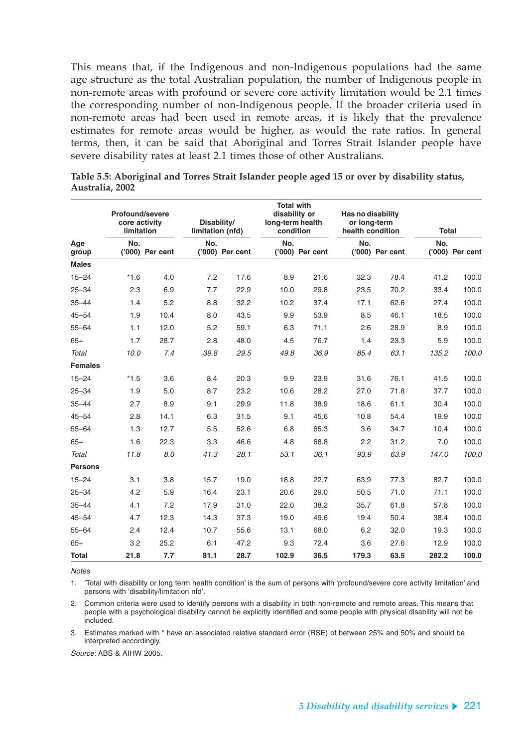This means that, if the Indigenous and non-Indigenous populations had the same age structure as the total Australian population, the number of Indigenous people in non-remote areas with profound or severe core activity limitation would be 2.1 times the corresponding number of non-Indigenous people. If the broader criteria used in non-remote areas had been used in remote areas, it is likely that the prevalence estimates for remote areas would be higher, as would the rate ratios. In general terms, then, it can be said that Aboriginal and Torres Strait Islander people have severe disability rates at least 2.1 times those of other Australians.

**Table 5.5: Aboriginal and Torres Strait Islander people aged 15 or over by disability status, Australia, 2002**

| | Profound/severe core activity limitation | | Disability/ limitation (nfd) | | Total with disability or long-term health condition | | Has no disability or long-term health condition | | Total | |
|---|---|---|---|---|---|---|---|---|---|---|
| Age group | No. ('000) | Per cent | No. ('000) | Per cent | No. ('000) | Per cent | No. ('000) | Per cent | No. ('000) | Per cent |
| **Males** | | | | | | | | | | |
| 15–24 | *1.6 | 4.0 | 7.2 | 17.6 | 8.9 | 21.6 | 32.3 | 78.4 | 41.2 | 100.0 |
| 25–34 | 2.3 | 6.9 | 7.7 | 22.9 | 10.0 | 29.8 | 23.5 | 70.2 | 33.4 | 100.0 |
| 35–44 | 1.4 | 5.2 | 8.8 | 32.2 | 10.2 | 37.4 | 17.1 | 62.6 | 27.4 | 100.0 |
| 45–54 | 1.9 | 10.4 | 8.0 | 43.5 | 9.9 | 53.9 | 8.5 | 46.1 | 18.5 | 100.0 |
| 55–64 | 1.1 | 12.0 | 5.2 | 59.1 | 6.3 | 71.1 | 2.6 | 28.9 | 8.9 | 100.0 |
| 65+ | 1.7 | 28.7 | 2.8 | 48.0 | 4.5 | 76.7 | 1.4 | 23.3 | 5.9 | 100.0 |
| *Total* | *10.0* | *7.4* | *39.8* | *29.5* | *49.8* | *36.9* | *85.4* | *63.1* | *135.2* | *100.0* |
| **Females** | | | | | | | | | | |
| 15–24 | *1.5 | 3.6 | 8.4 | 20.3 | 9.9 | 23.9 | 31.6 | 76.1 | 41.5 | 100.0 |
| 25–34 | 1.9 | 5.0 | 8.7 | 23.2 | 10.6 | 28.2 | 27.0 | 71.8 | 37.7 | 100.0 |
| 35–44 | 2.7 | 8.9 | 9.1 | 29.9 | 11.8 | 38.9 | 18.6 | 61.1 | 30.4 | 100.0 |
| 45–54 | 2.8 | 14.1 | 6.3 | 31.5 | 9.1 | 45.6 | 10.8 | 54.4 | 19.9 | 100.0 |
| 55–64 | 1.3 | 12.7 | 5.5 | 52.6 | 6.8 | 65.3 | 3.6 | 34.7 | 10.4 | 100.0 |
| 65+ | 1.6 | 22.3 | 3.3 | 46.6 | 4.8 | 68.8 | 2.2 | 31.2 | 7.0 | 100.0 |
| *Total* | *11.8* | *8.0* | *41.3* | *28.1* | *53.1* | *36.1* | *93.9* | *63.9* | *147.0* | *100.0* |
| **Persons** | | | | | | | | | | |
| 15–24 | 3.1 | 3.8 | 15.7 | 19.0 | 18.8 | 22.7 | 63.9 | 77.3 | 82.7 | 100.0 |
| 25–34 | 4.2 | 5.9 | 16.4 | 23.1 | 20.6 | 29.0 | 50.5 | 71.0 | 71.1 | 100.0 |
| 35–44 | 4.1 | 7.2 | 17.9 | 31.0 | 22.0 | 38.2 | 35.7 | 61.8 | 57.8 | 100.0 |
| 45–54 | 4.7 | 12.3 | 14.3 | 37.3 | 19.0 | 49.6 | 19.4 | 50.4 | 38.4 | 100.0 |
| 55–64 | 2.4 | 12.4 | 10.7 | 55.6 | 13.1 | 68.0 | 6.2 | 32.0 | 19.3 | 100.0 |
| 65+ | 3.2 | 25.2 | 6.1 | 47.2 | 9.3 | 72.4 | 3.6 | 27.6 | 12.9 | 100.0 |
| **Total** | **21.8** | **7.7** | **81.1** | **28.7** | **102.9** | **36.5** | **179.3** | **63.5** | **282.2** | **100.0** |

*Notes*

1. 'Total with disability or long term health condition' is the sum of persons with 'profound/severe core activity limitation' and persons with 'disability/limitation nfd'.
2. Common criteria were used to identify persons with a disability in both non-remote and remote areas. This means that people with a psychological disability cannot be explicitly identified and some people with physical disability will not be included.
3. Estimates marked with * have an associated relative standard error (RSE) of between 25% and 50% and should be interpreted accordingly.

*Source:* ABS & AIHW 2005.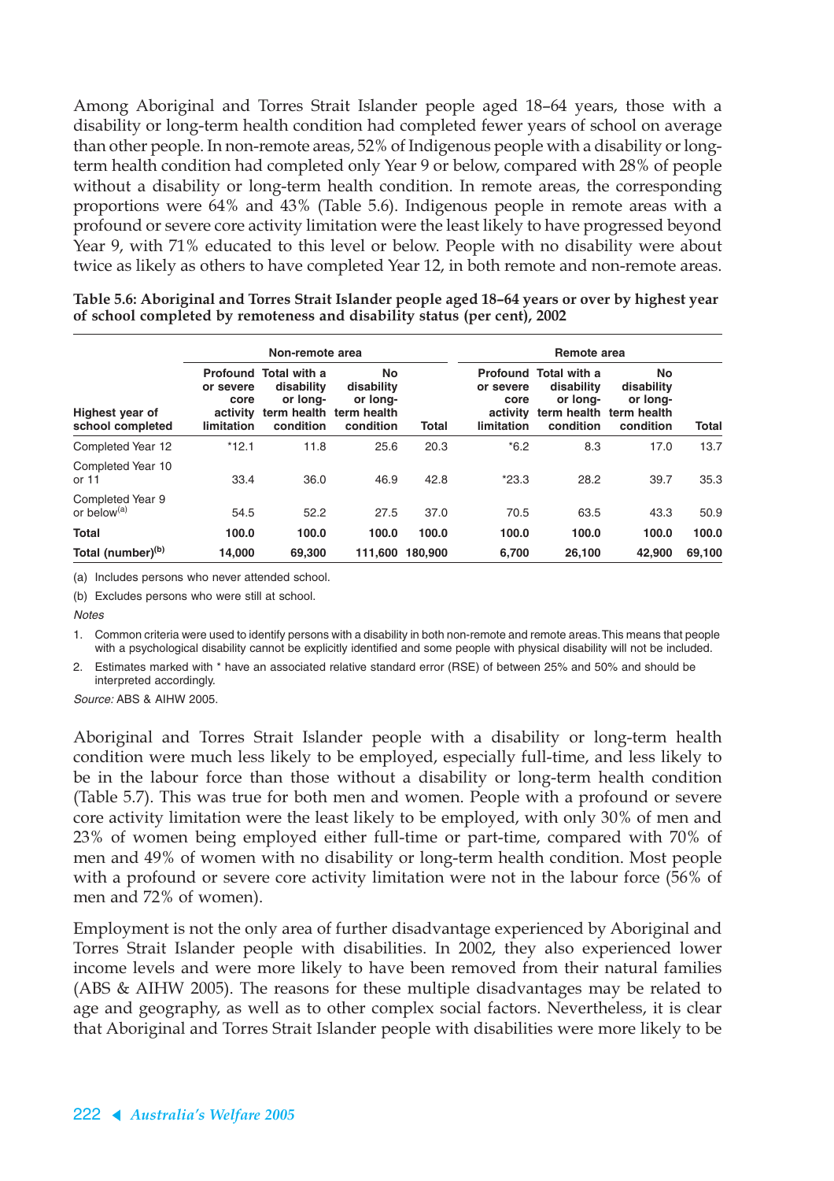Among Aboriginal and Torres Strait Islander people aged 18–64 years, those with a disability or long-term health condition had completed fewer years of school on average than other people. In non-remote areas, 52% of Indigenous people with a disability or long-term health condition had completed only Year 9 or below, compared with 28% of people without a disability or long-term health condition. In remote areas, the corresponding proportions were 64% and 43% (Table 5.6). Indigenous people in remote areas with a profound or severe core activity limitation were the least likely to have progressed beyond Year 9, with 71% educated to this level or below. People with no disability were about twice as likely as others to have completed Year 12, in both remote and non-remote areas.

**Table 5.6: Aboriginal and Torres Strait Islander people aged 18–64 years or over by highest year of school completed by remoteness and disability status (per cent), 2002**

| | Non-remote area | | | | Remote area | | | |
|---|---|---|---|---|---|---|---|---|
| Highest year of school completed | Profound or severe core activity limitation | Total with a disability or long-term health condition | No disability or long-term health condition | Total | Profound or severe core activity limitation | Total with a disability or long-term health condition | No disability or long-term health condition | Total |
| Completed Year 12 | *12.1 | 11.8 | 25.6 | 20.3 | *6.2 | 8.3 | 17.0 | 13.7 |
| Completed Year 10 or 11 | 33.4 | 36.0 | 46.9 | 42.8 | *23.3 | 28.2 | 39.7 | 35.3 |
| Completed Year 9 or below[(a)] | 54.5 | 52.2 | 27.5 | 37.0 | 70.5 | 63.5 | 43.3 | 50.9 |
| **Total** | **100.0** | **100.0** | **100.0** | **100.0** | **100.0** | **100.0** | **100.0** | **100.0** |
| **Total (number)[(b)]** | **14,000** | **69,300** | **111,600** | **180,900** | **6,700** | **26,100** | **42,900** | **69,100** |

(a) Includes persons who never attended school.

(b) Excludes persons who were still at school.

*Notes*

1. Common criteria were used to identify persons with a disability in both non-remote and remote areas. This means that people with a psychological disability cannot be explicitly identified and some people with physical disability will not be included.
2. Estimates marked with * have an associated relative standard error (RSE) of between 25% and 50% and should be interpreted accordingly.

*Source:* ABS & AIHW 2005.

Aboriginal and Torres Strait Islander people with a disability or long-term health condition were much less likely to be employed, especially full-time, and less likely to be in the labour force than those without a disability or long-term health condition (Table 5.7). This was true for both men and women. People with a profound or severe core activity limitation were the least likely to be employed, with only 30% of men and 23% of women being employed either full-time or part-time, compared with 70% of men and 49% of women with no disability or long-term health condition. Most people with a profound or severe core activity limitation were not in the labour force (56% of men and 72% of women).

Employment is not the only area of further disadvantage experienced by Aboriginal and Torres Strait Islander people with disabilities. In 2002, they also experienced lower income levels and were more likely to have been removed from their natural families (ABS & AIHW 2005). The reasons for these multiple disadvantages may be related to age and geography, as well as to other complex social factors. Nevertheless, it is clear that Aboriginal and Torres Strait Islander people with disabilities were more likely to be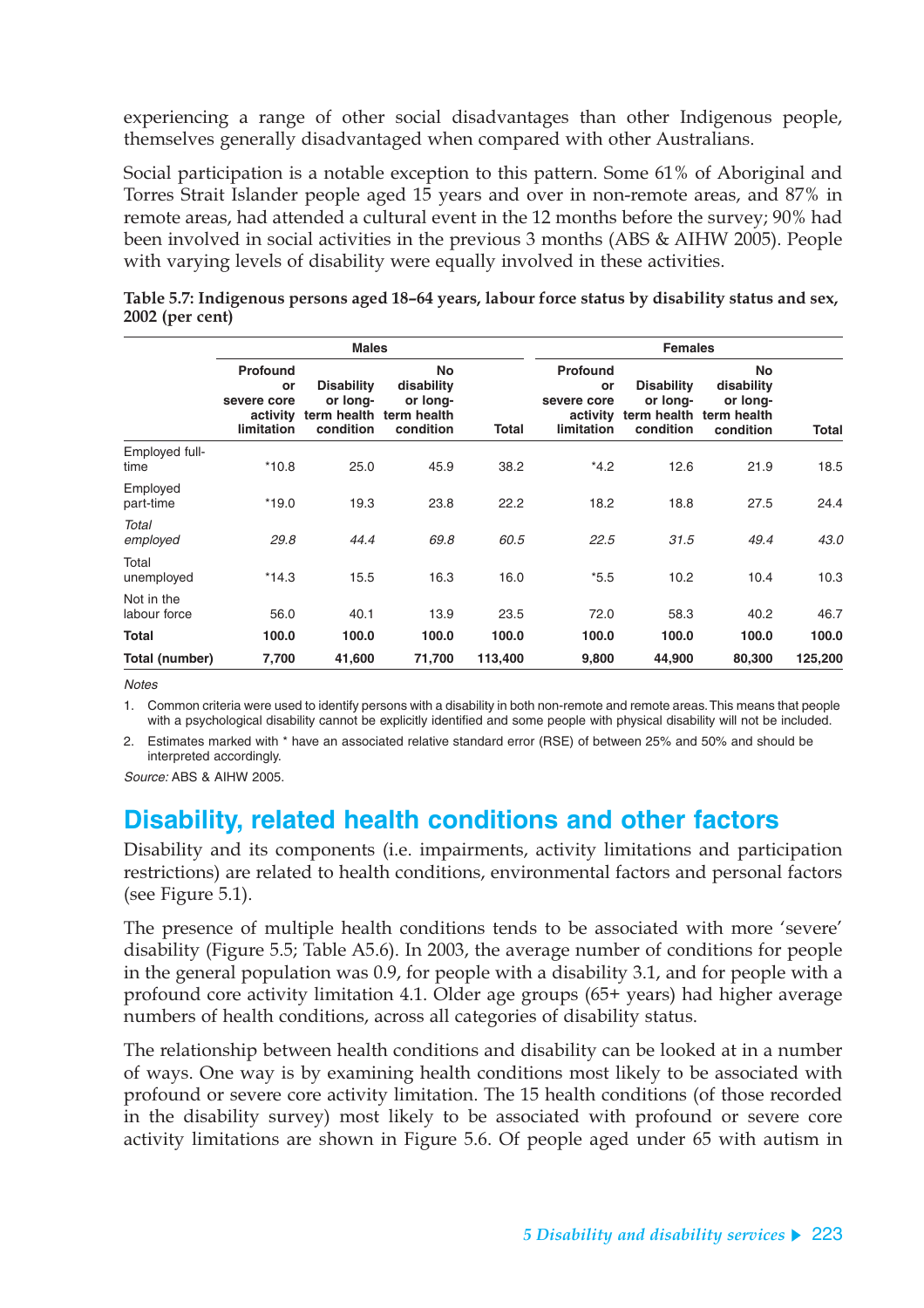experiencing a range of other social disadvantages than other Indigenous people, themselves generally disadvantaged when compared with other Australians.

Social participation is a notable exception to this pattern. Some 61% of Aboriginal and Torres Strait Islander people aged 15 years and over in non-remote areas, and 87% in remote areas, had attended a cultural event in the 12 months before the survey; 90% had been involved in social activities in the previous 3 months (ABS & AIHW 2005). People with varying levels of disability were equally involved in these activities.

**Table 5.7: Indigenous persons aged 18–64 years, labour force status by disability status and sex, 2002 (per cent)**

| | Males | | | | Females | | | |
|---|---|---|---|---|---|---|---|---|
| | Profound or severe core activity limitation | Disability or long-term health condition | No disability or long-term health condition | Total | Profound or severe core activity limitation | Disability or long-term health condition | No disability or long-term health condition | Total |
| Employed full-time | *10.8 | 25.0 | 45.9 | 38.2 | *4.2 | 12.6 | 21.9 | 18.5 |
| Employed part-time | *19.0 | 19.3 | 23.8 | 22.2 | 18.2 | 18.8 | 27.5 | 24.4 |
| *Total employed* | *29.8* | *44.4* | *69.8* | *60.5* | *22.5* | *31.5* | *49.4* | *43.0* |
| Total unemployed | *14.3 | 15.5 | 16.3 | 16.0 | *5.5 | 10.2 | 10.4 | 10.3 |
| Not in the labour force | 56.0 | 40.1 | 13.9 | 23.5 | 72.0 | 58.3 | 40.2 | 46.7 |
| **Total** | **100.0** | **100.0** | **100.0** | **100.0** | **100.0** | **100.0** | **100.0** | **100.0** |
| **Total (number)** | **7,700** | **41,600** | **71,700** | **113,400** | **9,800** | **44,900** | **80,300** | **125,200** |

*Notes*

1. Common criteria were used to identify persons with a disability in both non-remote and remote areas. This means that people with a psychological disability cannot be explicitly identified and some people with physical disability will not be included.
2. Estimates marked with * have an associated relative standard error (RSE) of between 25% and 50% and should be interpreted accordingly.

*Source:* ABS & AIHW 2005.

## Disability, related health conditions and other factors

Disability and its components (i.e. impairments, activity limitations and participation restrictions) are related to health conditions, environmental factors and personal factors (see Figure 5.1).

The presence of multiple health conditions tends to be associated with more 'severe' disability (Figure 5.5; Table A5.6). In 2003, the average number of conditions for people in the general population was 0.9, for people with a disability 3.1, and for people with a profound core activity limitation 4.1. Older age groups (65+ years) had higher average numbers of health conditions, across all categories of disability status.

The relationship between health conditions and disability can be looked at in a number of ways. One way is by examining health conditions most likely to be associated with profound or severe core activity limitation. The 15 health conditions (of those recorded in the disability survey) most likely to be associated with profound or severe core activity limitations are shown in Figure 5.6. Of people aged under 65 with autism in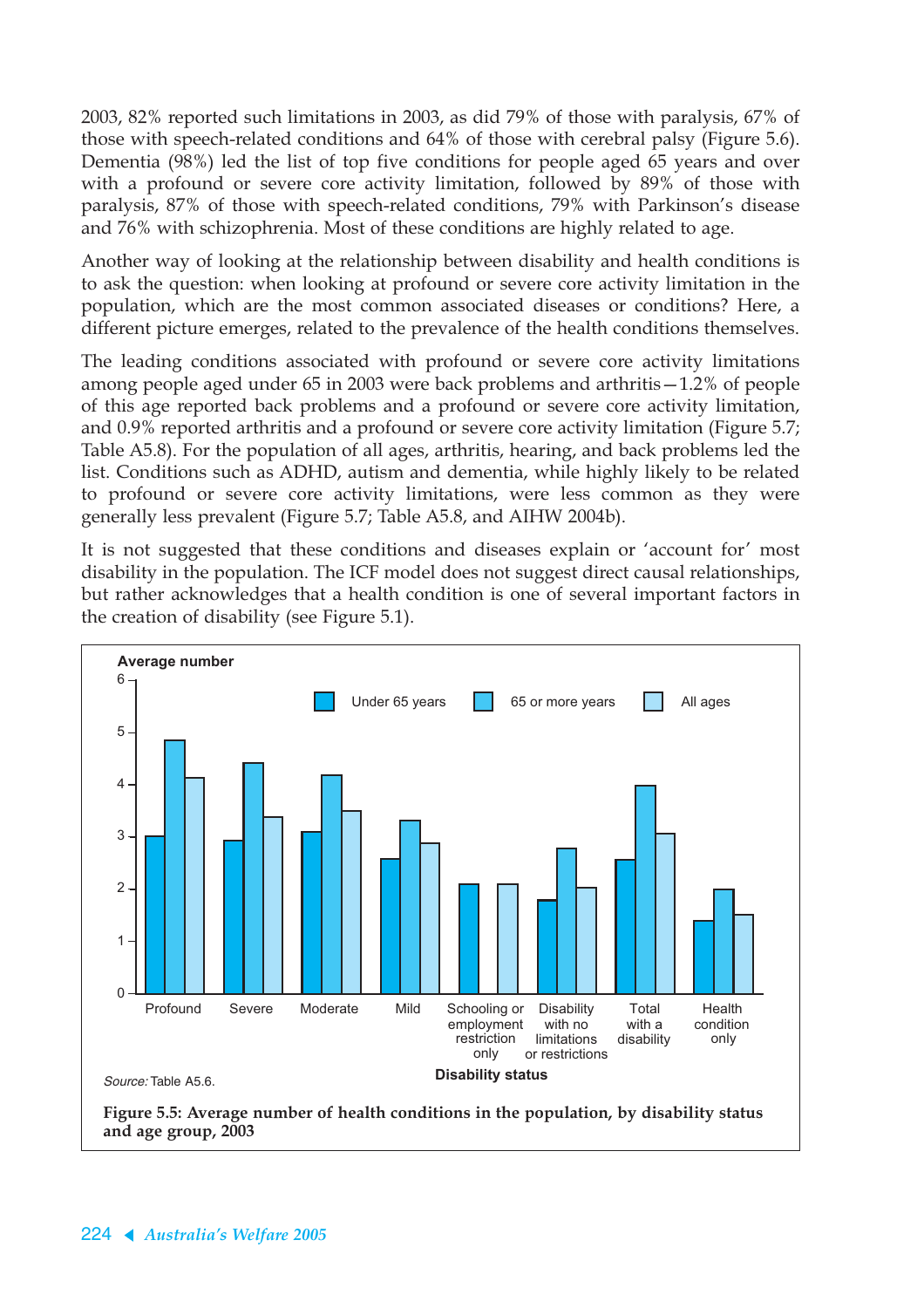2003, 82% reported such limitations in 2003, as did 79% of those with paralysis, 67% of those with speech-related conditions and 64% of those with cerebral palsy (Figure 5.6). Dementia (98%) led the list of top five conditions for people aged 65 years and over with a profound or severe core activity limitation, followed by 89% of those with paralysis, 87% of those with speech-related conditions, 79% with Parkinson's disease and 76% with schizophrenia. Most of these conditions are highly related to age.

Another way of looking at the relationship between disability and health conditions is to ask the question: when looking at profound or severe core activity limitation in the population, which are the most common associated diseases or conditions? Here, a different picture emerges, related to the prevalence of the health conditions themselves.

The leading conditions associated with profound or severe core activity limitations among people aged under 65 in 2003 were back problems and arthritis—1.2% of people of this age reported back problems and a profound or severe core activity limitation, and 0.9% reported arthritis and a profound or severe core activity limitation (Figure 5.7; Table A5.8). For the population of all ages, arthritis, hearing, and back problems led the list. Conditions such as ADHD, autism and dementia, while highly likely to be related to profound or severe core activity limitations, were less common as they were generally less prevalent (Figure 5.7; Table A5.8, and AIHW 2004b).

It is not suggested that these conditions and diseases explain or 'account for' most disability in the population. The ICF model does not suggest direct causal relationships, but rather acknowledges that a health condition is one of several important factors in the creation of disability (see Figure 5.1).

*Source:* Table A5.6.

**Figure 5.5: Average number of health conditions in the population, by disability status and age group, 2003**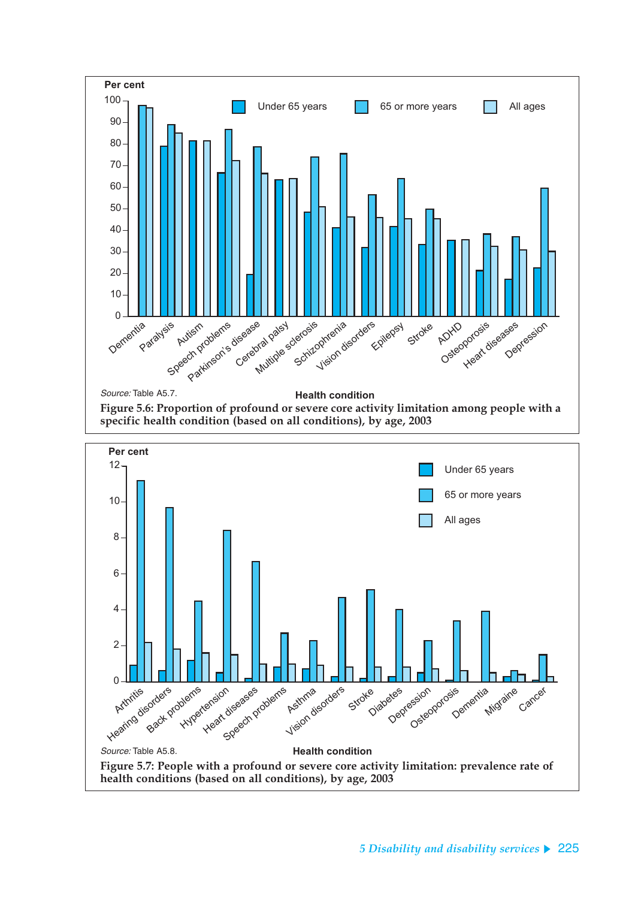Source: Table A5.7.

**Figure 5.6: Proportion of profound or severe core activity limitation among people with a specific health condition (based on all conditions), by age, 2003**

Source: Table A5.8.

**Figure 5.7: People with a profound or severe core activity limitation: prevalence rate of health conditions (based on all conditions), by age, 2003**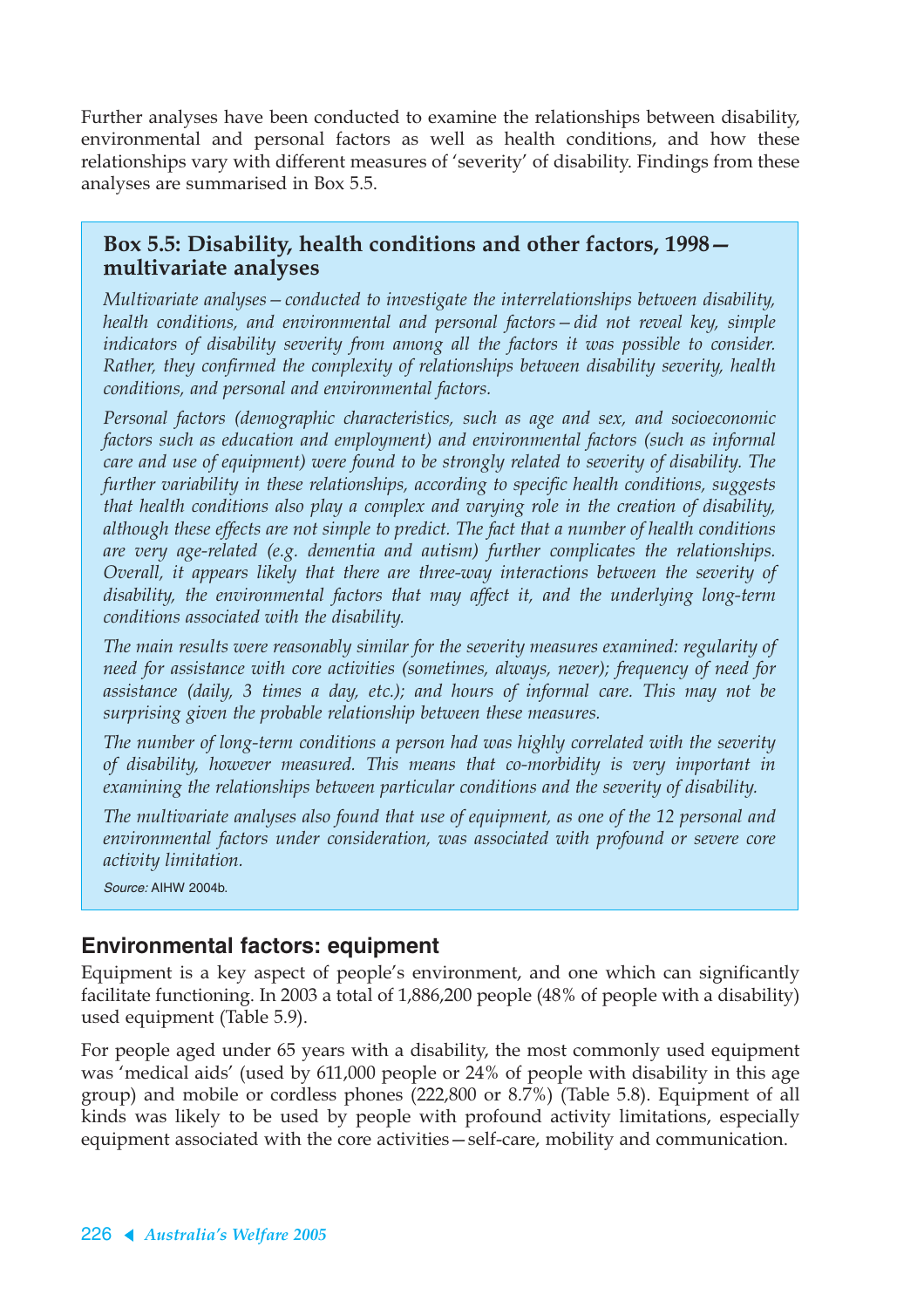Further analyses have been conducted to examine the relationships between disability, environmental and personal factors as well as health conditions, and how these relationships vary with different measures of 'severity' of disability. Findings from these analyses are summarised in Box 5.5.

> ### Box 5.5: Disability, health conditions and other factors, 1998—multivariate analyses
>
> *Multivariate analyses—conducted to investigate the interrelationships between disability, health conditions, and environmental and personal factors—did not reveal key, simple indicators of disability severity from among all the factors it was possible to consider. Rather, they confirmed the complexity of relationships between disability severity, health conditions, and personal and environmental factors.*
>
> *Personal factors (demographic characteristics, such as age and sex, and socioeconomic factors such as education and employment) and environmental factors (such as informal care and use of equipment) were found to be strongly related to severity of disability. The further variability in these relationships, according to specific health conditions, suggests that health conditions also play a complex and varying role in the creation of disability, although these effects are not simple to predict. The fact that a number of health conditions are very age-related (e.g. dementia and autism) further complicates the relationships. Overall, it appears likely that there are three-way interactions between the severity of disability, the environmental factors that may affect it, and the underlying long-term conditions associated with the disability.*
>
> *The main results were reasonably similar for the severity measures examined: regularity of need for assistance with core activities (sometimes, always, never); frequency of need for assistance (daily, 3 times a day, etc.); and hours of informal care. This may not be surprising given the probable relationship between these measures.*
>
> *The number of long-term conditions a person had was highly correlated with the severity of disability, however measured. This means that co-morbidity is very important in examining the relationships between particular conditions and the severity of disability.*
>
> *The multivariate analyses also found that use of equipment, as one of the 12 personal and environmental factors under consideration, was associated with profound or severe core activity limitation.*
>
> *Source:* AIHW 2004b.

## Environmental factors: equipment

Equipment is a key aspect of people's environment, and one which can significantly facilitate functioning. In 2003 a total of 1,886,200 people (48% of people with a disability) used equipment (Table 5.9).

For people aged under 65 years with a disability, the most commonly used equipment was 'medical aids' (used by 611,000 people or 24% of people with disability in this age group) and mobile or cordless phones (222,800 or 8.7%) (Table 5.8). Equipment of all kinds was likely to be used by people with profound activity limitations, especially equipment associated with the core activities—self-care, mobility and communication.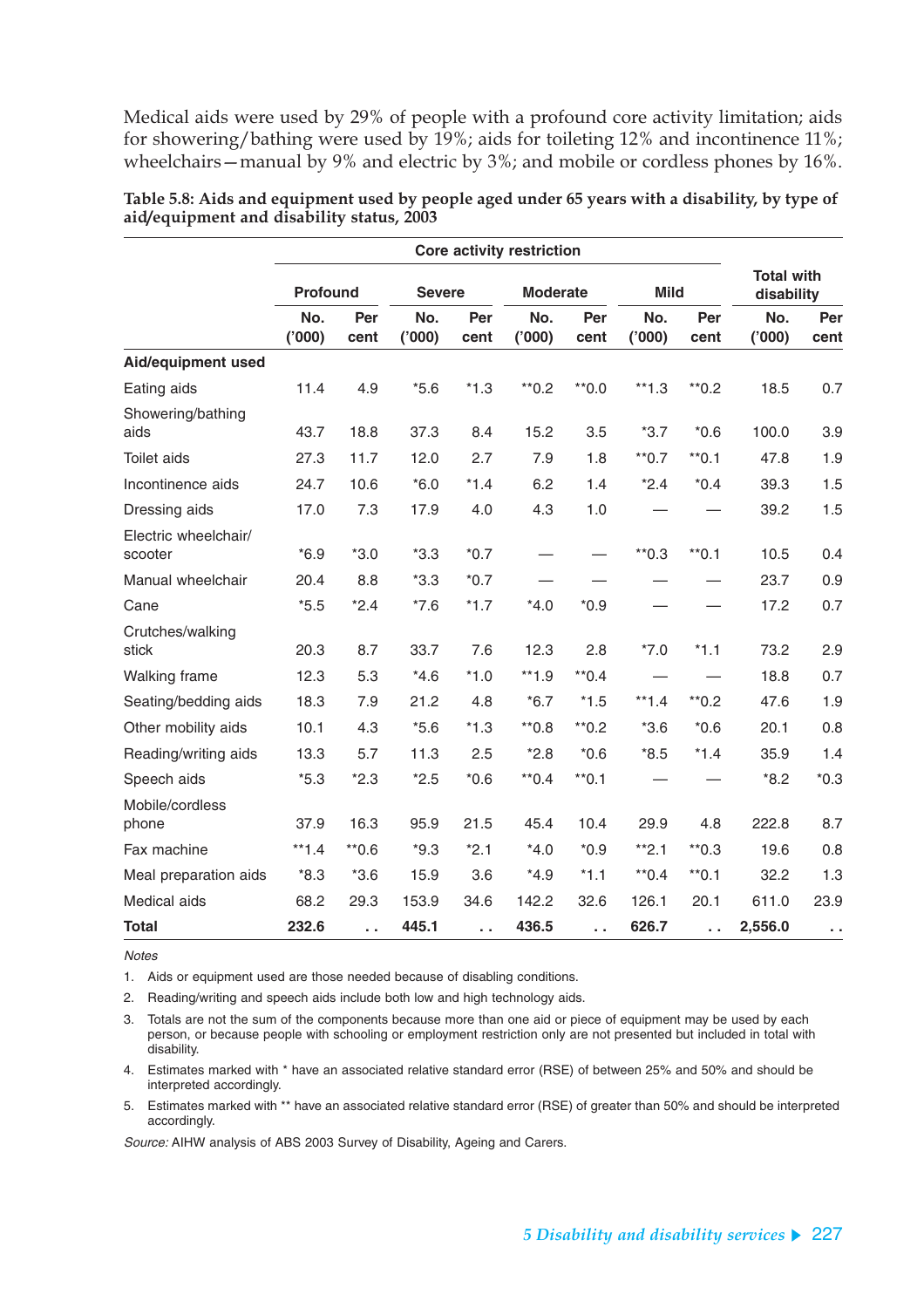Medical aids were used by 29% of people with a profound core activity limitation; aids for showering/bathing were used by 19%; aids for toileting 12% and incontinence 11%; wheelchairs—manual by 9% and electric by 3%; and mobile or cordless phones by 16%.

**Table 5.8: Aids and equipment used by people aged under 65 years with a disability, by type of aid/equipment and disability status, 2003**

| | Core activity restriction | | | | | | | | Total with disability | |
|---|---|---|---|---|---|---|---|---|---|---|
| | Profound | | Severe | | Moderate | | Mild | | | |
| | No. ('000) | Per cent | No. ('000) | Per cent | No. ('000) | Per cent | No. ('000) | Per cent | No. ('000) | Per cent |
| **Aid/equipment used** | | | | | | | | | | |
| Eating aids | 11.4 | 4.9 | *5.6 | *1.3 | **0.2 | **0.0 | **1.3 | **0.2 | 18.5 | 0.7 |
| Showering/bathing aids | 43.7 | 18.8 | 37.3 | 8.4 | 15.2 | 3.5 | *3.7 | *0.6 | 100.0 | 3.9 |
| Toilet aids | 27.3 | 11.7 | 12.0 | 2.7 | 7.9 | 1.8 | **0.7 | **0.1 | 47.8 | 1.9 |
| Incontinence aids | 24.7 | 10.6 | *6.0 | *1.4 | 6.2 | 1.4 | *2.4 | *0.4 | 39.3 | 1.5 |
| Dressing aids | 17.0 | 7.3 | 17.9 | 4.0 | 4.3 | 1.0 | — | — | 39.2 | 1.5 |
| Electric wheelchair/ scooter | *6.9 | *3.0 | *3.3 | *0.7 | — | — | **0.3 | **0.1 | 10.5 | 0.4 |
| Manual wheelchair | 20.4 | 8.8 | *3.3 | *0.7 | — | — | — | — | 23.7 | 0.9 |
| Cane | *5.5 | *2.4 | *7.6 | *1.7 | *4.0 | *0.9 | — | — | 17.2 | 0.7 |
| Crutches/walking stick | 20.3 | 8.7 | 33.7 | 7.6 | 12.3 | 2.8 | *7.0 | *1.1 | 73.2 | 2.9 |
| Walking frame | 12.3 | 5.3 | *4.6 | *1.0 | **1.9 | **0.4 | — | — | 18.8 | 0.7 |
| Seating/bedding aids | 18.3 | 7.9 | 21.2 | 4.8 | *6.7 | *1.5 | **1.4 | **0.2 | 47.6 | 1.9 |
| Other mobility aids | 10.1 | 4.3 | *5.6 | *1.3 | **0.8 | **0.2 | *3.6 | *0.6 | 20.1 | 0.8 |
| Reading/writing aids | 13.3 | 5.7 | 11.3 | 2.5 | *2.8 | *0.6 | *8.5 | *1.4 | 35.9 | 1.4 |
| Speech aids | *5.3 | *2.3 | *2.5 | *0.6 | **0.4 | **0.1 | — | — | *8.2 | *0.3 |
| Mobile/cordless phone | 37.9 | 16.3 | 95.9 | 21.5 | 45.4 | 10.4 | 29.9 | 4.8 | 222.8 | 8.7 |
| Fax machine | **1.4 | **0.6 | *9.3 | *2.1 | *4.0 | *0.9 | **2.1 | **0.3 | 19.6 | 0.8 |
| Meal preparation aids | *8.3 | *3.6 | 15.9 | 3.6 | *4.9 | *1.1 | **0.4 | **0.1 | 32.2 | 1.3 |
| Medical aids | 68.2 | 29.3 | 153.9 | 34.6 | 142.2 | 32.6 | 126.1 | 20.1 | 611.0 | 23.9 |
| **Total** | **232.6** | . . | **445.1** | . . | **436.5** | . . | **626.7** | . . | **2,556.0** | . . |

*Notes*

1. Aids or equipment used are those needed because of disabling conditions.
2. Reading/writing and speech aids include both low and high technology aids.
3. Totals are not the sum of the components because more than one aid or piece of equipment may be used by each person, or because people with schooling or employment restriction only are not presented but included in total with disability.
4. Estimates marked with * have an associated relative standard error (RSE) of between 25% and 50% and should be interpreted accordingly.
5. Estimates marked with ** have an associated relative standard error (RSE) of greater than 50% and should be interpreted accordingly.

*Source:* AIHW analysis of ABS 2003 Survey of Disability, Ageing and Carers.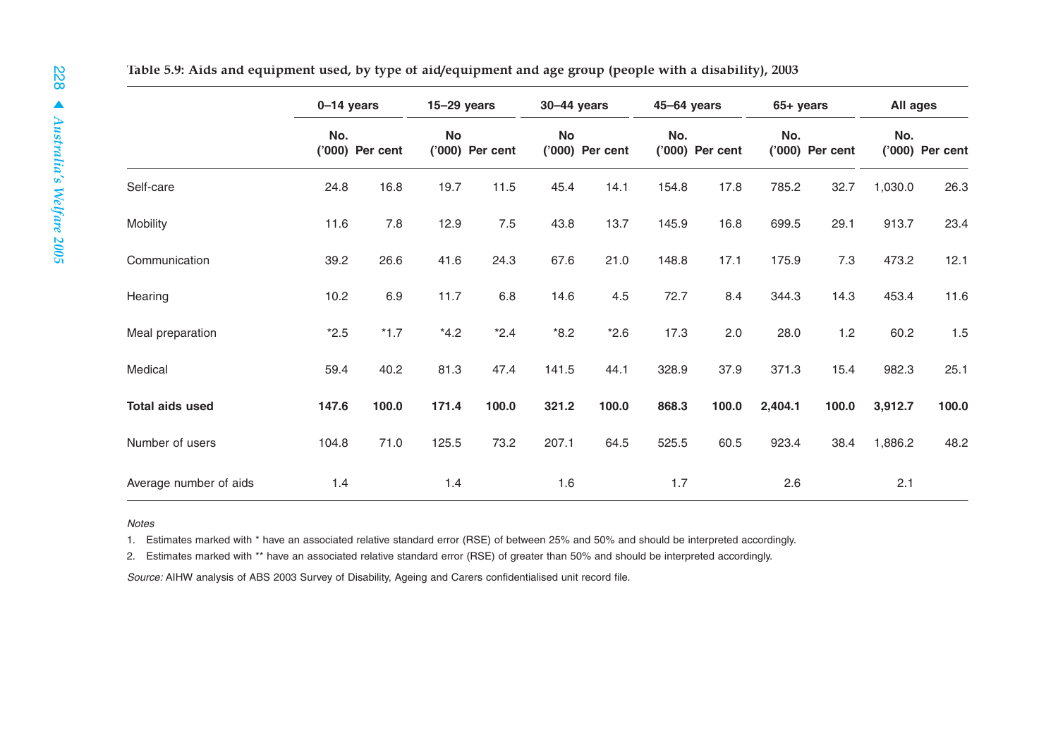Table 5.9: Aids and equipment used, by type of aid/equipment and age group (people with a disability), 2003

| | 0–14 years | | 15–29 years | | 30–44 years | | 45–64 years | | 65+ years | | All ages | |
|---|---|---|---|---|---|---|---|---|---|---|---|---|
| | No. ('000) | Per cent | No ('000) | Per cent | No ('000) | Per cent | No. ('000) | Per cent | No. ('000) | Per cent | No. ('000) | Per cent |
| Self-care | 24.8 | 16.8 | 19.7 | 11.5 | 45.4 | 14.1 | 154.8 | 17.8 | 785.2 | 32.7 | 1,030.0 | 26.3 |
| Mobility | 11.6 | 7.8 | 12.9 | 7.5 | 43.8 | 13.7 | 145.9 | 16.8 | 699.5 | 29.1 | 913.7 | 23.4 |
| Communication | 39.2 | 26.6 | 41.6 | 24.3 | 67.6 | 21.0 | 148.8 | 17.1 | 175.9 | 7.3 | 473.2 | 12.1 |
| Hearing | 10.2 | 6.9 | 11.7 | 6.8 | 14.6 | 4.5 | 72.7 | 8.4 | 344.3 | 14.3 | 453.4 | 11.6 |
| Meal preparation | *2.5 | *1.7 | *4.2 | *2.4 | *8.2 | *2.6 | 17.3 | 2.0 | 28.0 | 1.2 | 60.2 | 1.5 |
| Medical | 59.4 | 40.2 | 81.3 | 47.4 | 141.5 | 44.1 | 328.9 | 37.9 | 371.3 | 15.4 | 982.3 | 25.1 |
| **Total aids used** | **147.6** | **100.0** | **171.4** | **100.0** | **321.2** | **100.0** | **868.3** | **100.0** | **2,404.1** | **100.0** | **3,912.7** | **100.0** |
| Number of users | 104.8 | 71.0 | 125.5 | 73.2 | 207.1 | 64.5 | 525.5 | 60.5 | 923.4 | 38.4 | 1,886.2 | 48.2 |
| Average number of aids | 1.4 | | 1.4 | | 1.6 | | 1.7 | | 2.6 | | 2.1 | |

*Notes*

1. Estimates marked with * have an associated relative standard error (RSE) of between 25% and 50% and should be interpreted accordingly.
2. Estimates marked with ** have an associated relative standard error (RSE) of greater than 50% and should be interpreted accordingly.

*Source:* AIHW analysis of ABS 2003 Survey of Disability, Ageing and Carers confidentialised unit record file.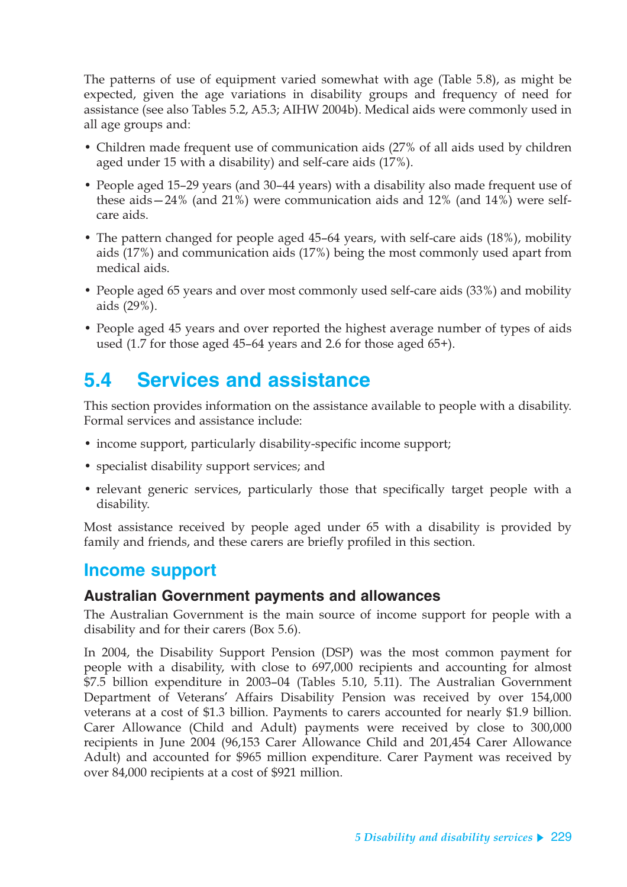The patterns of use of equipment varied somewhat with age (Table 5.8), as might be expected, given the age variations in disability groups and frequency of need for assistance (see also Tables 5.2, A5.3; AIHW 2004b). Medical aids were commonly used in all age groups and:

- Children made frequent use of communication aids (27% of all aids used by children aged under 15 with a disability) and self-care aids (17%).
- People aged 15–29 years (and 30–44 years) with a disability also made frequent use of these aids—24% (and 21%) were communication aids and 12% (and 14%) were self-care aids.
- The pattern changed for people aged 45–64 years, with self-care aids (18%), mobility aids (17%) and communication aids (17%) being the most commonly used apart from medical aids.
- People aged 65 years and over most commonly used self-care aids (33%) and mobility aids (29%).
- People aged 45 years and over reported the highest average number of types of aids used (1.7 for those aged 45–64 years and 2.6 for those aged 65+).

## 5.4 Services and assistance

This section provides information on the assistance available to people with a disability. Formal services and assistance include:

- income support, particularly disability-specific income support;
- specialist disability support services; and
- relevant generic services, particularly those that specifically target people with a disability.

Most assistance received by people aged under 65 with a disability is provided by family and friends, and these carers are briefly profiled in this section.

### Income support

#### Australian Government payments and allowances

The Australian Government is the main source of income support for people with a disability and for their carers (Box 5.6).

In 2004, the Disability Support Pension (DSP) was the most common payment for people with a disability, with close to 697,000 recipients and accounting for almost $7.5 billion expenditure in 2003–04 (Tables 5.10, 5.11). The Australian Government Department of Veterans' Affairs Disability Pension was received by over 154,000 veterans at a cost of $1.3 billion. Payments to carers accounted for nearly $1.9 billion. Carer Allowance (Child and Adult) payments were received by close to 300,000 recipients in June 2004 (96,153 Carer Allowance Child and 201,454 Carer Allowance Adult) and accounted for $965 million expenditure. Carer Payment was received by over 84,000 recipients at a cost of $921 million.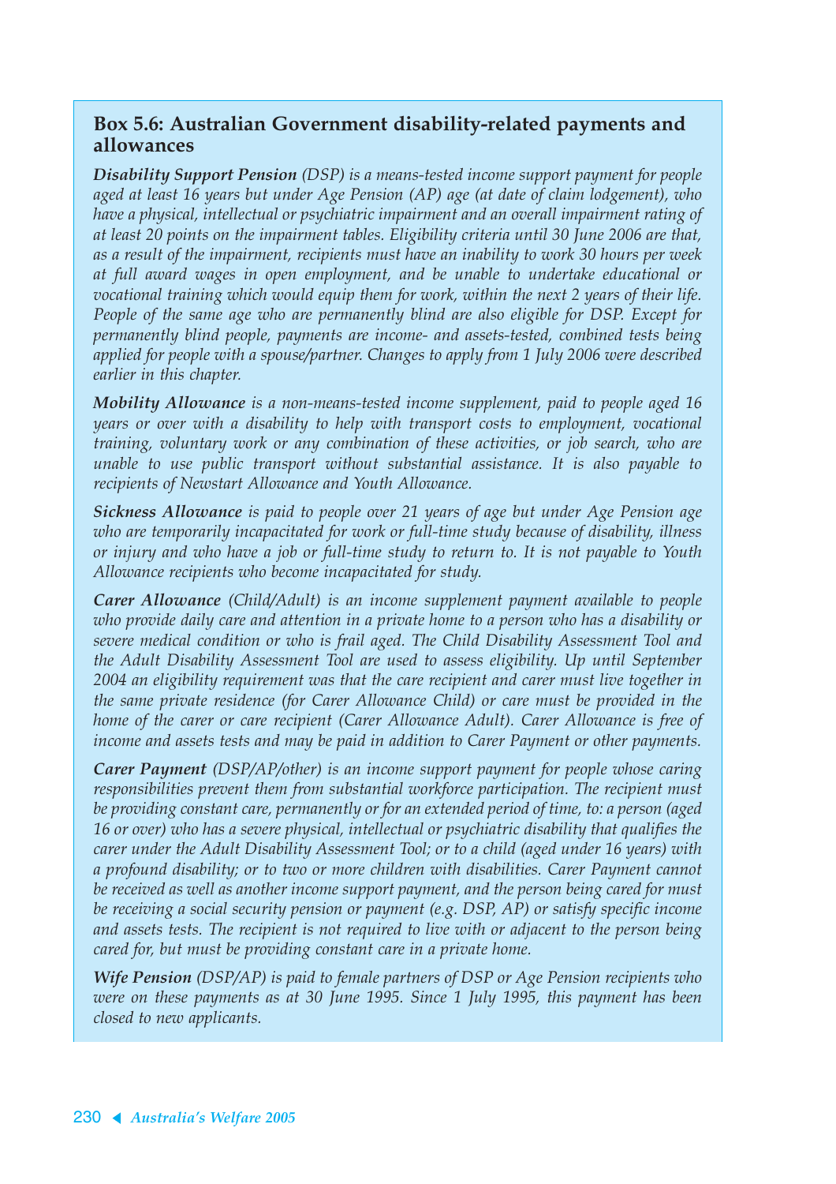### Box 5.6: Australian Government disability-related payments and allowances

***Disability Support Pension*** *(DSP) is a means-tested income support payment for people aged at least 16 years but under Age Pension (AP) age (at date of claim lodgement), who have a physical, intellectual or psychiatric impairment and an overall impairment rating of at least 20 points on the impairment tables. Eligibility criteria until 30 June 2006 are that, as a result of the impairment, recipients must have an inability to work 30 hours per week at full award wages in open employment, and be unable to undertake educational or vocational training which would equip them for work, within the next 2 years of their life. People of the same age who are permanently blind are also eligible for DSP. Except for permanently blind people, payments are income- and assets-tested, combined tests being applied for people with a spouse/partner. Changes to apply from 1 July 2006 were described earlier in this chapter.*

***Mobility Allowance*** *is a non-means-tested income supplement, paid to people aged 16 years or over with a disability to help with transport costs to employment, vocational training, voluntary work or any combination of these activities, or job search, who are unable to use public transport without substantial assistance. It is also payable to recipients of Newstart Allowance and Youth Allowance.*

***Sickness Allowance*** *is paid to people over 21 years of age but under Age Pension age who are temporarily incapacitated for work or full-time study because of disability, illness or injury and who have a job or full-time study to return to. It is not payable to Youth Allowance recipients who become incapacitated for study.*

***Carer Allowance*** *(Child/Adult) is an income supplement payment available to people who provide daily care and attention in a private home to a person who has a disability or severe medical condition or who is frail aged. The Child Disability Assessment Tool and the Adult Disability Assessment Tool are used to assess eligibility. Up until September 2004 an eligibility requirement was that the care recipient and carer must live together in the same private residence (for Carer Allowance Child) or care must be provided in the home of the carer or care recipient (Carer Allowance Adult). Carer Allowance is free of income and assets tests and may be paid in addition to Carer Payment or other payments.*

***Carer Payment*** *(DSP/AP/other) is an income support payment for people whose caring responsibilities prevent them from substantial workforce participation. The recipient must be providing constant care, permanently or for an extended period of time, to: a person (aged 16 or over) who has a severe physical, intellectual or psychiatric disability that qualifies the carer under the Adult Disability Assessment Tool; or to a child (aged under 16 years) with a profound disability; or to two or more children with disabilities. Carer Payment cannot be received as well as another income support payment, and the person being cared for must be receiving a social security pension or payment (e.g. DSP, AP) or satisfy specific income and assets tests. The recipient is not required to live with or adjacent to the person being cared for, but must be providing constant care in a private home.*

***Wife Pension*** *(DSP/AP) is paid to female partners of DSP or Age Pension recipients who were on these payments as at 30 June 1995. Since 1 July 1995, this payment has been closed to new applicants.*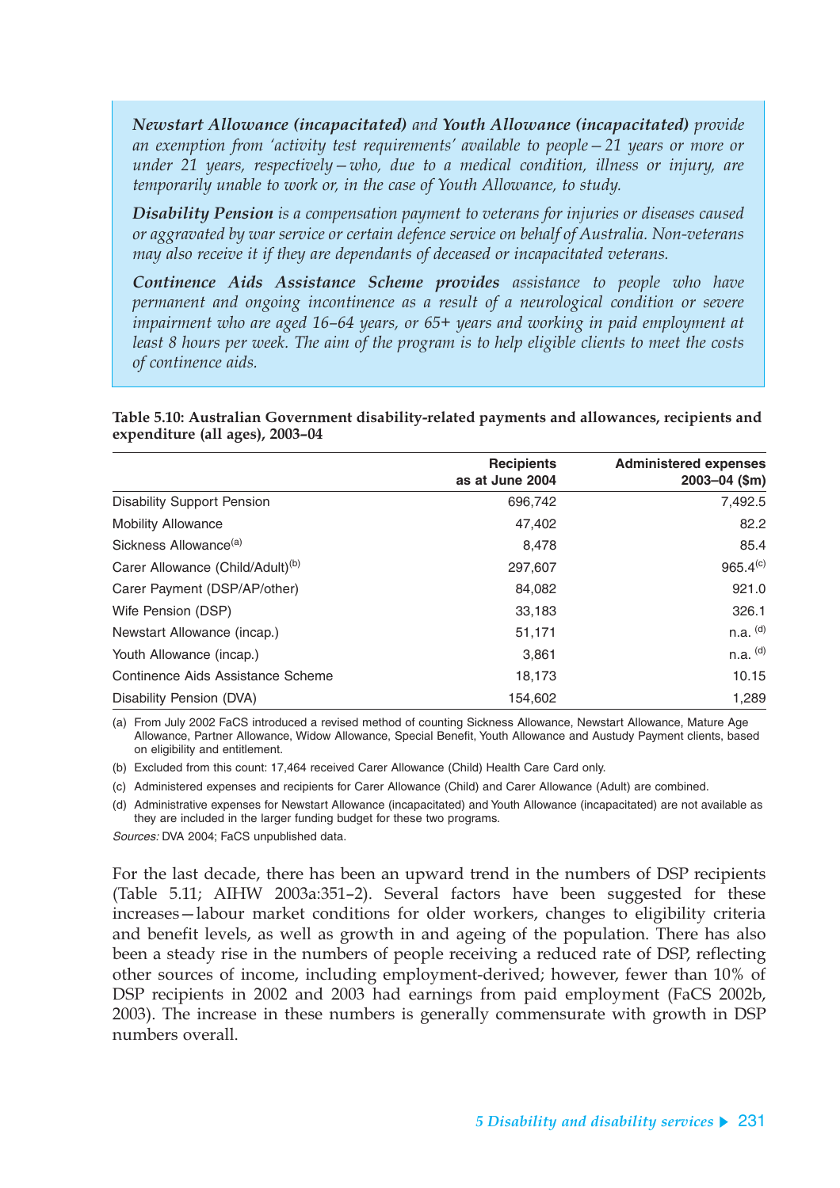***Newstart Allowance (incapacitated)*** *and* ***Youth Allowance (incapacitated)*** *provide an exemption from 'activity test requirements' available to people—21 years or more or under 21 years, respectively—who, due to a medical condition, illness or injury, are temporarily unable to work or, in the case of Youth Allowance, to study.*

***Disability Pension*** *is a compensation payment to veterans for injuries or diseases caused or aggravated by war service or certain defence service on behalf of Australia. Non-veterans may also receive it if they are dependants of deceased or incapacitated veterans.*

***Continence Aids Assistance Scheme provides*** *assistance to people who have permanent and ongoing incontinence as a result of a neurological condition or severe impairment who are aged 16–64 years, or 65+ years and working in paid employment at least 8 hours per week. The aim of the program is to help eligible clients to meet the costs of continence aids.*

**Table 5.10: Australian Government disability-related payments and allowances, recipients and expenditure (all ages), 2003–04**

| | Recipients as at June 2004 | Administered expenses 2003–04 ($m) |
|---|---|---|
| Disability Support Pension | 696,742 | 7,492.5 |
| Mobility Allowance | 47,402 | 82.2 |
| Sickness Allowance[(a)] | 8,478 | 85.4 |
| Carer Allowance (Child/Adult)[(b)] | 297,607 | 965.4[(c)] |
| Carer Payment (DSP/AP/other) | 84,082 | 921.0 |
| Wife Pension (DSP) | 33,183 | 326.1 |
| Newstart Allowance (incap.) | 51,171 | n.a. [(d)] |
| Youth Allowance (incap.) | 3,861 | n.a. [(d)] |
| Continence Aids Assistance Scheme | 18,173 | 10.15 |
| Disability Pension (DVA) | 154,602 | 1,289 |

(a) From July 2002 FaCS introduced a revised method of counting Sickness Allowance, Newstart Allowance, Mature Age Allowance, Partner Allowance, Widow Allowance, Special Benefit, Youth Allowance and Austudy Payment clients, based on eligibility and entitlement.

(b) Excluded from this count: 17,464 received Carer Allowance (Child) Health Care Card only.

(c) Administered expenses and recipients for Carer Allowance (Child) and Carer Allowance (Adult) are combined.

(d) Administrative expenses for Newstart Allowance (incapacitated) and Youth Allowance (incapacitated) are not available as they are included in the larger funding budget for these two programs.

*Sources:* DVA 2004; FaCS unpublished data.

For the last decade, there has been an upward trend in the numbers of DSP recipients (Table 5.11; AIHW 2003a:351–2). Several factors have been suggested for these increases—labour market conditions for older workers, changes to eligibility criteria and benefit levels, as well as growth in and ageing of the population. There has also been a steady rise in the numbers of people receiving a reduced rate of DSP, reflecting other sources of income, including employment-derived; however, fewer than 10% of DSP recipients in 2002 and 2003 had earnings from paid employment (FaCS 2002b, 2003). The increase in these numbers is generally commensurate with growth in DSP numbers overall.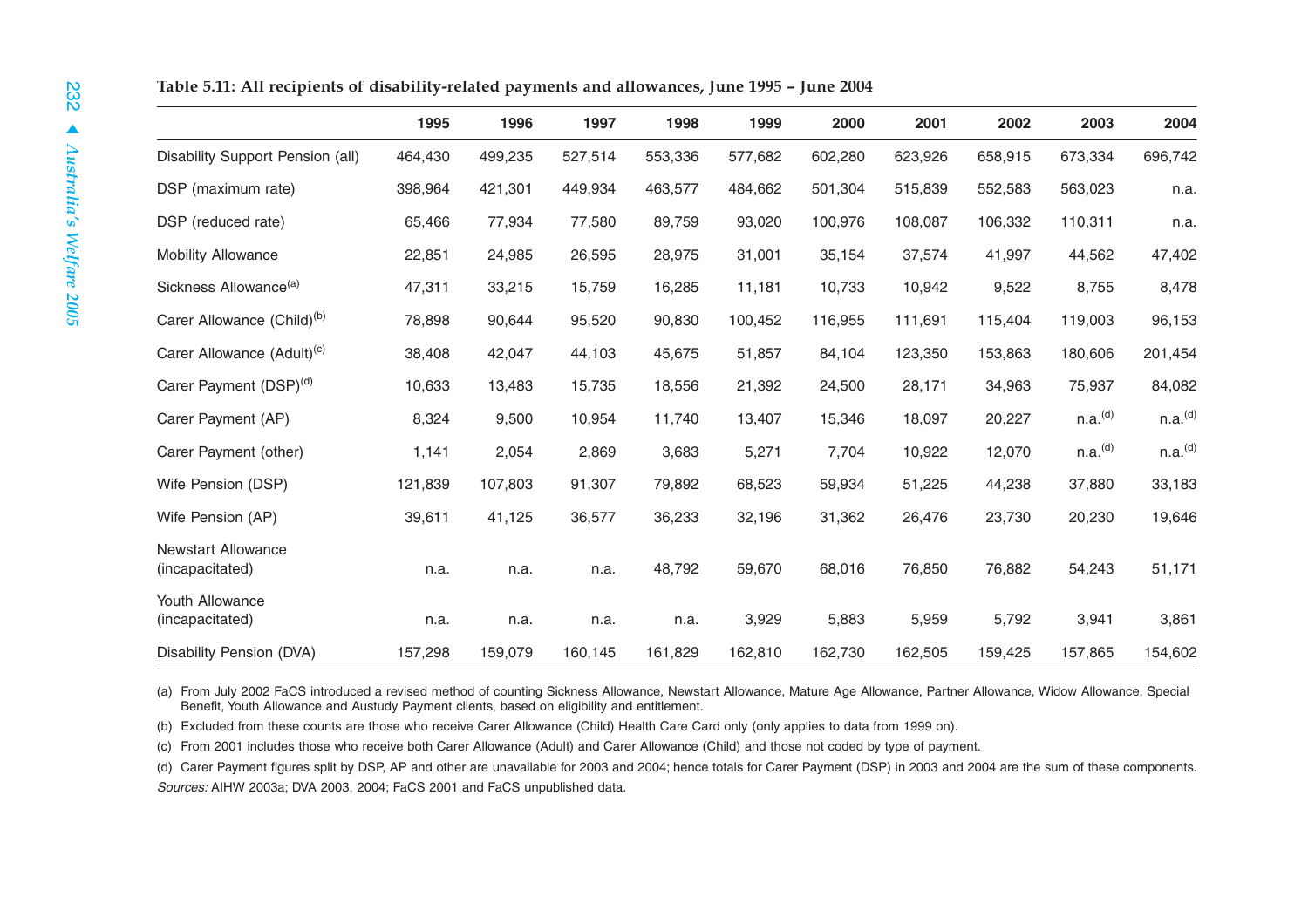**Table 5.11: All recipients of disability-related payments and allowances, June 1995 – June 2004**

| | 1995 | 1996 | 1997 | 1998 | 1999 | 2000 | 2001 | 2002 | 2003 | 2004 |
|---|---|---|---|---|---|---|---|---|---|---|
| Disability Support Pension (all) | 464,430 | 499,235 | 527,514 | 553,336 | 577,682 | 602,280 | 623,926 | 658,915 | 673,334 | 696,742 |
| DSP (maximum rate) | 398,964 | 421,301 | 449,934 | 463,577 | 484,662 | 501,304 | 515,839 | 552,583 | 563,023 | n.a. |
| DSP (reduced rate) | 65,466 | 77,934 | 77,580 | 89,759 | 93,020 | 100,976 | 108,087 | 106,332 | 110,311 | n.a. |
| Mobility Allowance | 22,851 | 24,985 | 26,595 | 28,975 | 31,001 | 35,154 | 37,574 | 41,997 | 44,562 | 47,402 |
| Sickness Allowance[(a)] | 47,311 | 33,215 | 15,759 | 16,285 | 11,181 | 10,733 | 10,942 | 9,522 | 8,755 | 8,478 |
| Carer Allowance (Child)[(b)] | 78,898 | 90,644 | 95,520 | 90,830 | 100,452 | 116,955 | 111,691 | 115,404 | 119,003 | 96,153 |
| Carer Allowance (Adult)[(c)] | 38,408 | 42,047 | 44,103 | 45,675 | 51,857 | 84,104 | 123,350 | 153,863 | 180,606 | 201,454 |
| Carer Payment (DSP)[(d)] | 10,633 | 13,483 | 15,735 | 18,556 | 21,392 | 24,500 | 28,171 | 34,963 | 75,937 | 84,082 |
| Carer Payment (AP) | 8,324 | 9,500 | 10,954 | 11,740 | 13,407 | 15,346 | 18,097 | 20,227 | n.a.[(d)] | n.a.[(d)] |
| Carer Payment (other) | 1,141 | 2,054 | 2,869 | 3,683 | 5,271 | 7,704 | 10,922 | 12,070 | n.a.[(d)] | n.a.[(d)] |
| Wife Pension (DSP) | 121,839 | 107,803 | 91,307 | 79,892 | 68,523 | 59,934 | 51,225 | 44,238 | 37,880 | 33,183 |
| Wife Pension (AP) | 39,611 | 41,125 | 36,577 | 36,233 | 32,196 | 31,362 | 26,476 | 23,730 | 20,230 | 19,646 |
| Newstart Allowance (incapacitated) | n.a. | n.a. | n.a. | 48,792 | 59,670 | 68,016 | 76,850 | 76,882 | 54,243 | 51,171 |
| Youth Allowance (incapacitated) | n.a. | n.a. | n.a. | n.a. | 3,929 | 5,883 | 5,959 | 5,792 | 3,941 | 3,861 |
| Disability Pension (DVA) | 157,298 | 159,079 | 160,145 | 161,829 | 162,810 | 162,730 | 162,505 | 159,425 | 157,865 | 154,602 |

(a) From July 2002 FaCS introduced a revised method of counting Sickness Allowance, Newstart Allowance, Mature Age Allowance, Partner Allowance, Widow Allowance, Special Benefit, Youth Allowance and Austudy Payment clients, based on eligibility and entitlement.

(b) Excluded from these counts are those who receive Carer Allowance (Child) Health Care Card only (only applies to data from 1999 on).

(c) From 2001 includes those who receive both Carer Allowance (Adult) and Carer Allowance (Child) and those not coded by type of payment.

(d) Carer Payment figures split by DSP, AP and other are unavailable for 2003 and 2004; hence totals for Carer Payment (DSP) in 2003 and 2004 are the sum of these components.

*Sources:* AIHW 2003a; DVA 2003, 2004; FaCS 2001 and FaCS unpublished data.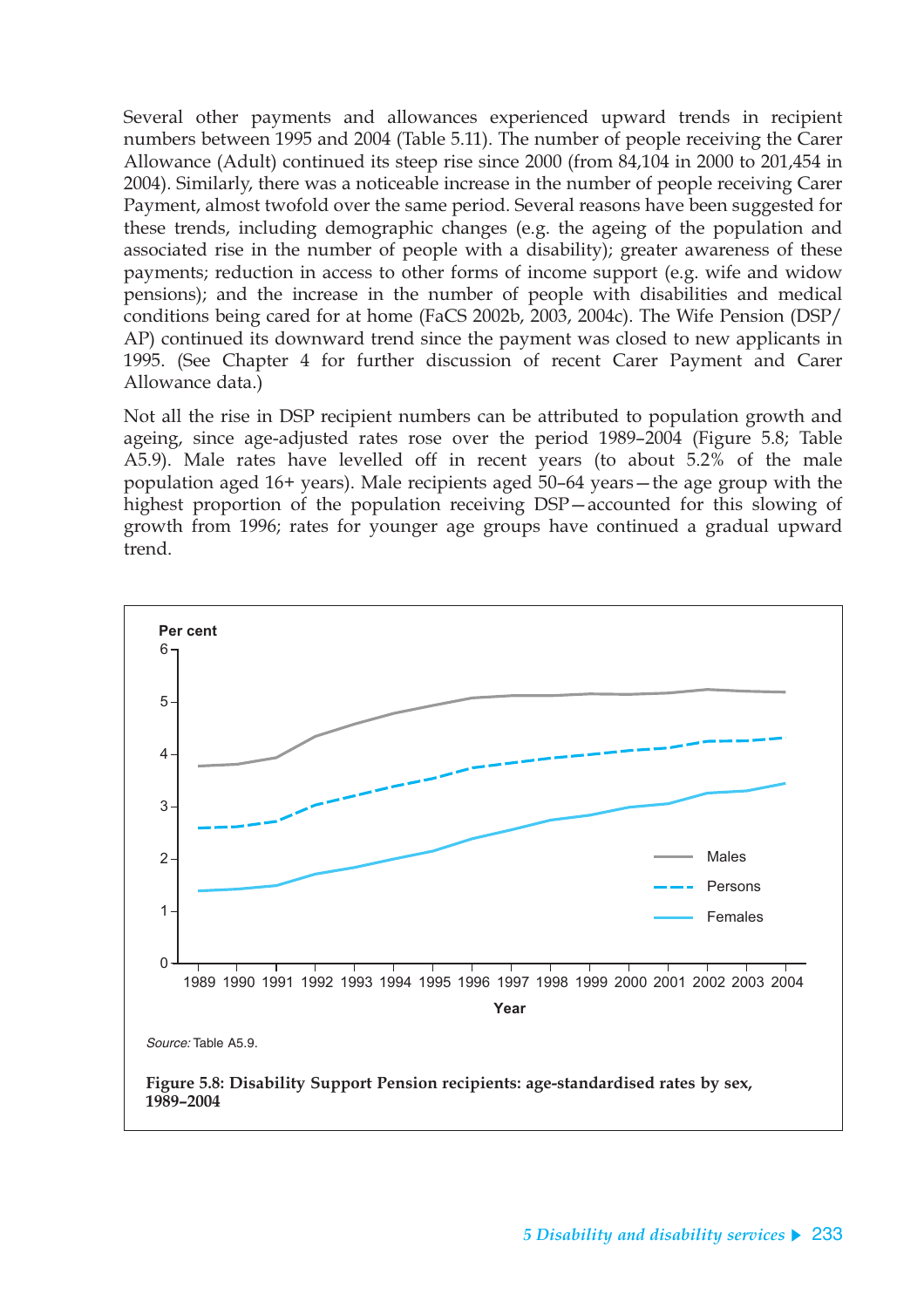Several other payments and allowances experienced upward trends in recipient numbers between 1995 and 2004 (Table 5.11). The number of people receiving the Carer Allowance (Adult) continued its steep rise since 2000 (from 84,104 in 2000 to 201,454 in 2004). Similarly, there was a noticeable increase in the number of people receiving Carer Payment, almost twofold over the same period. Several reasons have been suggested for these trends, including demographic changes (e.g. the ageing of the population and associated rise in the number of people with a disability); greater awareness of these payments; reduction in access to other forms of income support (e.g. wife and widow pensions); and the increase in the number of people with disabilities and medical conditions being cared for at home (FaCS 2002b, 2003, 2004c). The Wife Pension (DSP/AP) continued its downward trend since the payment was closed to new applicants in 1995. (See Chapter 4 for further discussion of recent Carer Payment and Carer Allowance data.)

Not all the rise in DSP recipient numbers can be attributed to population growth and ageing, since age-adjusted rates rose over the period 1989–2004 (Figure 5.8; Table A5.9). Male rates have levelled off in recent years (to about 5.2% of the male population aged 16+ years). Male recipients aged 50–64 years—the age group with the highest proportion of the population receiving DSP—accounted for this slowing of growth from 1996; rates for younger age groups have continued a gradual upward trend.

*Source:* Table A5.9.

**Figure 5.8: Disability Support Pension recipients: age-standardised rates by sex, 1989–2004**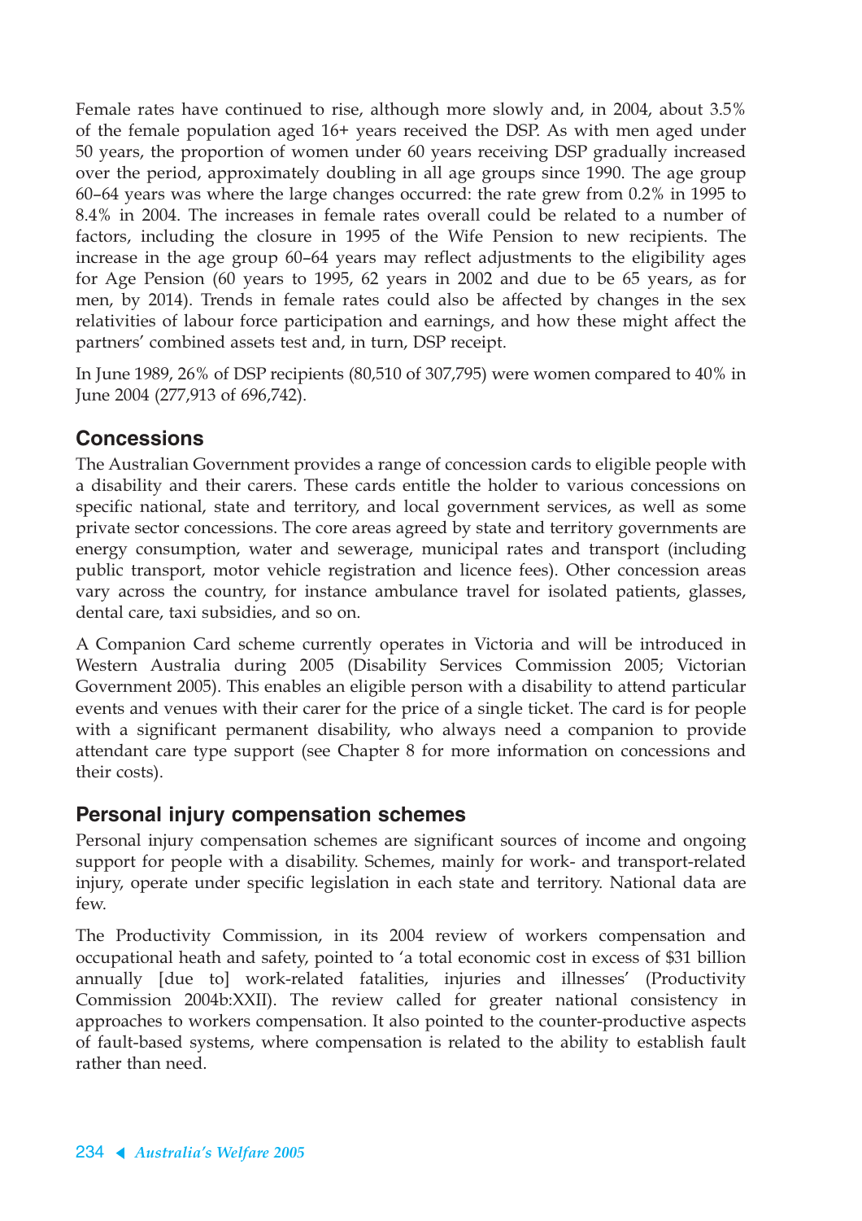Female rates have continued to rise, although more slowly and, in 2004, about 3.5% of the female population aged 16+ years received the DSP. As with men aged under 50 years, the proportion of women under 60 years receiving DSP gradually increased over the period, approximately doubling in all age groups since 1990. The age group 60–64 years was where the large changes occurred: the rate grew from 0.2% in 1995 to 8.4% in 2004. The increases in female rates overall could be related to a number of factors, including the closure in 1995 of the Wife Pension to new recipients. The increase in the age group 60–64 years may reflect adjustments to the eligibility ages for Age Pension (60 years to 1995, 62 years in 2002 and due to be 65 years, as for men, by 2014). Trends in female rates could also be affected by changes in the sex relativities of labour force participation and earnings, and how these might affect the partners' combined assets test and, in turn, DSP receipt.

In June 1989, 26% of DSP recipients (80,510 of 307,795) were women compared to 40% in June 2004 (277,913 of 696,742).

## Concessions

The Australian Government provides a range of concession cards to eligible people with a disability and their carers. These cards entitle the holder to various concessions on specific national, state and territory, and local government services, as well as some private sector concessions. The core areas agreed by state and territory governments are energy consumption, water and sewerage, municipal rates and transport (including public transport, motor vehicle registration and licence fees). Other concession areas vary across the country, for instance ambulance travel for isolated patients, glasses, dental care, taxi subsidies, and so on.

A Companion Card scheme currently operates in Victoria and will be introduced in Western Australia during 2005 (Disability Services Commission 2005; Victorian Government 2005). This enables an eligible person with a disability to attend particular events and venues with their carer for the price of a single ticket. The card is for people with a significant permanent disability, who always need a companion to provide attendant care type support (see Chapter 8 for more information on concessions and their costs).

## Personal injury compensation schemes

Personal injury compensation schemes are significant sources of income and ongoing support for people with a disability. Schemes, mainly for work- and transport-related injury, operate under specific legislation in each state and territory. National data are few.

The Productivity Commission, in its 2004 review of workers compensation and occupational heath and safety, pointed to 'a total economic cost in excess of $31 billion annually [due to] work-related fatalities, injuries and illnesses' (Productivity Commission 2004b:XXII). The review called for greater national consistency in approaches to workers compensation. It also pointed to the counter-productive aspects of fault-based systems, where compensation is related to the ability to establish fault rather than need.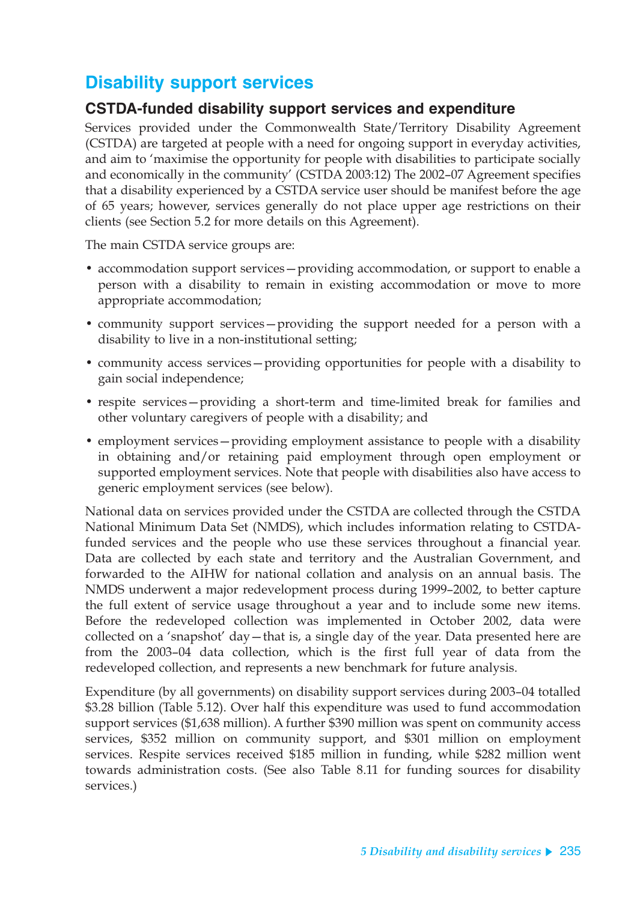## Disability support services

### CSTDA-funded disability support services and expenditure

Services provided under the Commonwealth State/Territory Disability Agreement (CSTDA) are targeted at people with a need for ongoing support in everyday activities, and aim to 'maximise the opportunity for people with disabilities to participate socially and economically in the community' (CSTDA 2003:12) The 2002–07 Agreement specifies that a disability experienced by a CSTDA service user should be manifest before the age of 65 years; however, services generally do not place upper age restrictions on their clients (see Section 5.2 for more details on this Agreement).

The main CSTDA service groups are:

- accommodation support services—providing accommodation, or support to enable a person with a disability to remain in existing accommodation or move to more appropriate accommodation;
- community support services—providing the support needed for a person with a disability to live in a non-institutional setting;
- community access services—providing opportunities for people with a disability to gain social independence;
- respite services—providing a short-term and time-limited break for families and other voluntary caregivers of people with a disability; and
- employment services—providing employment assistance to people with a disability in obtaining and/or retaining paid employment through open employment or supported employment services. Note that people with disabilities also have access to generic employment services (see below).

National data on services provided under the CSTDA are collected through the CSTDA National Minimum Data Set (NMDS), which includes information relating to CSTDA-funded services and the people who use these services throughout a financial year. Data are collected by each state and territory and the Australian Government, and forwarded to the AIHW for national collation and analysis on an annual basis. The NMDS underwent a major redevelopment process during 1999–2002, to better capture the full extent of service usage throughout a year and to include some new items. Before the redeveloped collection was implemented in October 2002, data were collected on a 'snapshot' day—that is, a single day of the year. Data presented here are from the 2003–04 data collection, which is the first full year of data from the redeveloped collection, and represents a new benchmark for future analysis.

Expenditure (by all governments) on disability support services during 2003–04 totalled $3.28 billion (Table 5.12). Over half this expenditure was used to fund accommodation support services ($1,638 million). A further $390 million was spent on community access services, $352 million on community support, and $301 million on employment services. Respite services received $185 million in funding, while $282 million went towards administration costs. (See also Table 8.11 for funding sources for disability services.)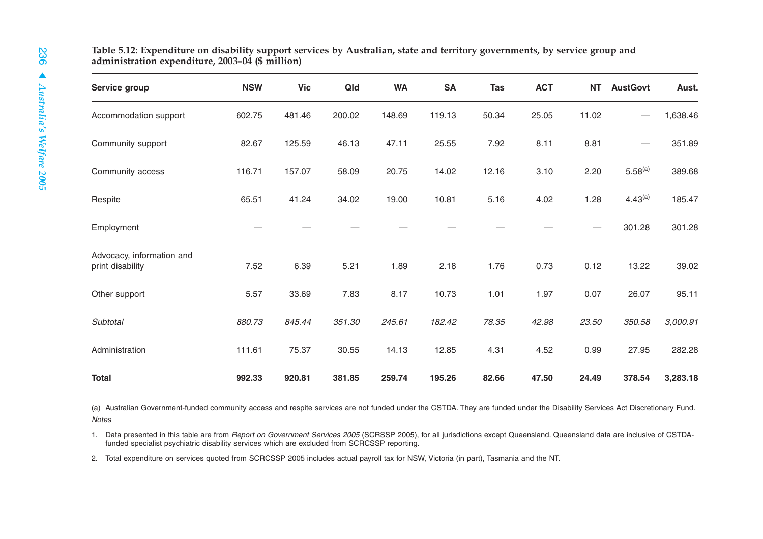**Table 5.12: Expenditure on disability support services by Australian, state and territory governments, by service group and administration expenditure, 2003–04 ($ million)**

| Service group | NSW | Vic | Qld | WA | SA | Tas | ACT | NT | AustGovt | Aust. |
|---|---|---|---|---|---|---|---|---|---|---|
| Accommodation support | 602.75 | 481.46 | 200.02 | 148.69 | 119.13 | 50.34 | 25.05 | 11.02 | — | 1,638.46 |
| Community support | 82.67 | 125.59 | 46.13 | 47.11 | 25.55 | 7.92 | 8.11 | 8.81 | — | 351.89 |
| Community access | 116.71 | 157.07 | 58.09 | 20.75 | 14.02 | 12.16 | 3.10 | 2.20 | 5.58[(a)] | 389.68 |
| Respite | 65.51 | 41.24 | 34.02 | 19.00 | 10.81 | 5.16 | 4.02 | 1.28 | 4.43[(a)] | 185.47 |
| Employment | — | — | — | — | — | — | — | — | 301.28 | 301.28 |
| Advocacy, information and print disability | 7.52 | 6.39 | 5.21 | 1.89 | 2.18 | 1.76 | 0.73 | 0.12 | 13.22 | 39.02 |
| Other support | 5.57 | 33.69 | 7.83 | 8.17 | 10.73 | 1.01 | 1.97 | 0.07 | 26.07 | 95.11 |
| *Subtotal* | *880.73* | *845.44* | *351.30* | *245.61* | *182.42* | *78.35* | *42.98* | *23.50* | *350.58* | *3,000.91* |
| Administration | 111.61 | 75.37 | 30.55 | 14.13 | 12.85 | 4.31 | 4.52 | 0.99 | 27.95 | 282.28 |
| **Total** | **992.33** | **920.81** | **381.85** | **259.74** | **195.26** | **82.66** | **47.50** | **24.49** | **378.54** | **3,283.18** |

(a) Australian Government-funded community access and respite services are not funded under the CSTDA. They are funded under the Disability Services Act Discretionary Fund.

*Notes*

1. Data presented in this table are from *Report on Government Services 2005* (SCRSSP 2005), for all jurisdictions except Queensland. Queensland data are inclusive of CSTDA-funded specialist psychiatric disability services which are excluded from SCRCSSP reporting.
2. Total expenditure on services quoted from SCRCSSP 2005 includes actual payroll tax for NSW, Victoria (in part), Tasmania and the NT.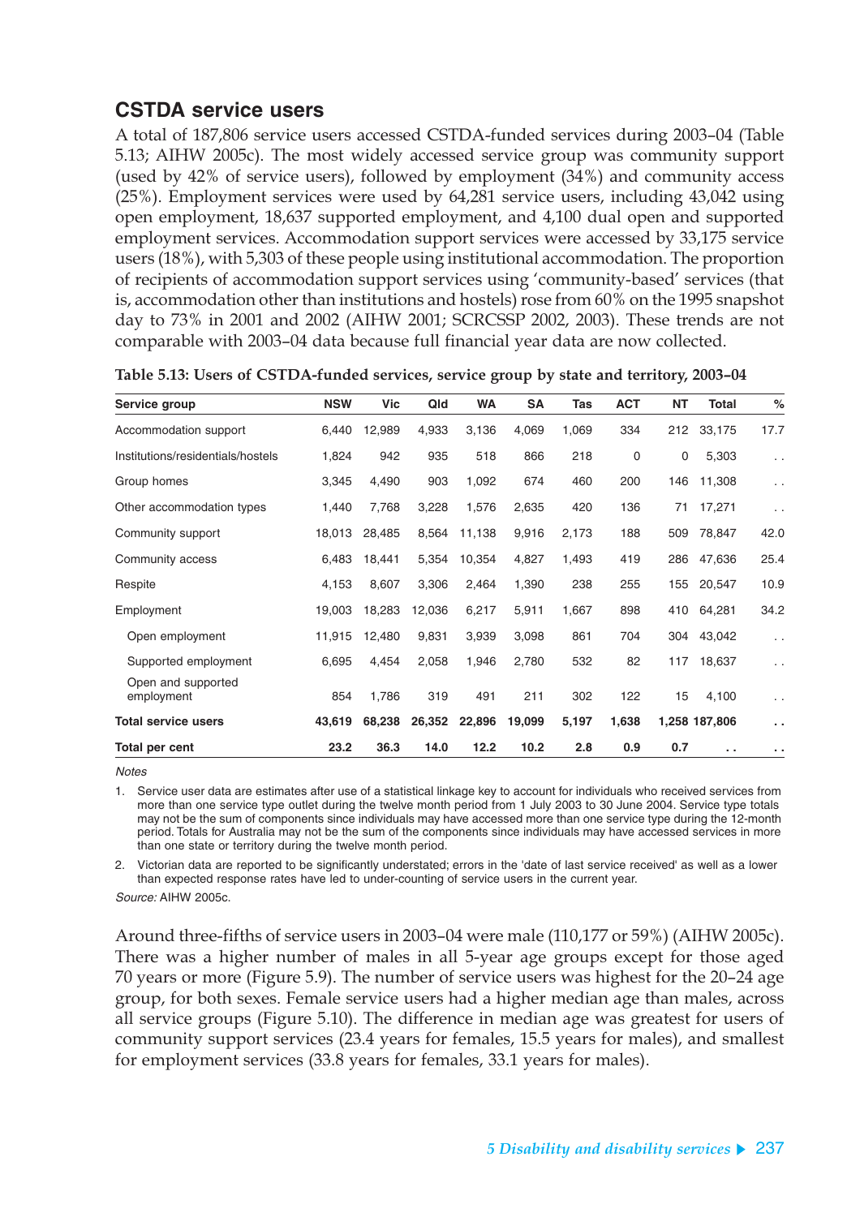## CSTDA service users

A total of 187,806 service users accessed CSTDA-funded services during 2003–04 (Table 5.13; AIHW 2005c). The most widely accessed service group was community support (used by 42% of service users), followed by employment (34%) and community access (25%). Employment services were used by 64,281 service users, including 43,042 using open employment, 18,637 supported employment, and 4,100 dual open and supported employment services. Accommodation support services were accessed by 33,175 service users (18%), with 5,303 of these people using institutional accommodation. The proportion of recipients of accommodation support services using 'community-based' services (that is, accommodation other than institutions and hostels) rose from 60% on the 1995 snapshot day to 73% in 2001 and 2002 (AIHW 2001; SCRCSSP 2002, 2003). These trends are not comparable with 2003–04 data because full financial year data are now collected.

**Table 5.13: Users of CSTDA-funded services, service group by state and territory, 2003–04**

| Service group | NSW | Vic | Qld | WA | SA | Tas | ACT | NT | Total | % |
|---|---|---|---|---|---|---|---|---|---|---|
| Accommodation support | 6,440 | 12,989 | 4,933 | 3,136 | 4,069 | 1,069 | 334 | 212 | 33,175 | 17.7 |
| Institutions/residentials/hostels | 1,824 | 942 | 935 | 518 | 866 | 218 | 0 | 0 | 5,303 | . . |
| Group homes | 3,345 | 4,490 | 903 | 1,092 | 674 | 460 | 200 | 146 | 11,308 | . . |
| Other accommodation types | 1,440 | 7,768 | 3,228 | 1,576 | 2,635 | 420 | 136 | 71 | 17,271 | . . |
| Community support | 18,013 | 28,485 | 8,564 | 11,138 | 9,916 | 2,173 | 188 | 509 | 78,847 | 42.0 |
| Community access | 6,483 | 18,441 | 5,354 | 10,354 | 4,827 | 1,493 | 419 | 286 | 47,636 | 25.4 |
| Respite | 4,153 | 8,607 | 3,306 | 2,464 | 1,390 | 238 | 255 | 155 | 20,547 | 10.9 |
| Employment | 19,003 | 18,283 | 12,036 | 6,217 | 5,911 | 1,667 | 898 | 410 | 64,281 | 34.2 |
| Open employment | 11,915 | 12,480 | 9,831 | 3,939 | 3,098 | 861 | 704 | 304 | 43,042 | . . |
| Supported employment | 6,695 | 4,454 | 2,058 | 1,946 | 2,780 | 532 | 82 | 117 | 18,637 | . . |
| Open and supported employment | 854 | 1,786 | 319 | 491 | 211 | 302 | 122 | 15 | 4,100 | . . |
| **Total service users** | **43,619** | **68,238** | **26,352** | **22,896** | **19,099** | **5,197** | **1,638** | **1,258** | **187,806** | **. .** |
| **Total per cent** | **23.2** | **36.3** | **14.0** | **12.2** | **10.2** | **2.8** | **0.9** | **0.7** | **. .** | **. .** |

*Notes*

1. Service user data are estimates after use of a statistical linkage key to account for individuals who received services from more than one service type outlet during the twelve month period from 1 July 2003 to 30 June 2004. Service type totals may not be the sum of components since individuals may have accessed more than one service type during the 12-month period. Totals for Australia may not be the sum of the components since individuals may have accessed services in more than one state or territory during the twelve month period.
2. Victorian data are reported to be significantly understated; errors in the 'date of last service received' as well as a lower than expected response rates have led to under-counting of service users in the current year.

*Source:* AIHW 2005c.

Around three-fifths of service users in 2003–04 were male (110,177 or 59%) (AIHW 2005c). There was a higher number of males in all 5-year age groups except for those aged 70 years or more (Figure 5.9). The number of service users was highest for the 20–24 age group, for both sexes. Female service users had a higher median age than males, across all service groups (Figure 5.10). The difference in median age was greatest for users of community support services (23.4 years for females, 15.5 years for males), and smallest for employment services (33.8 years for females, 33.1 years for males).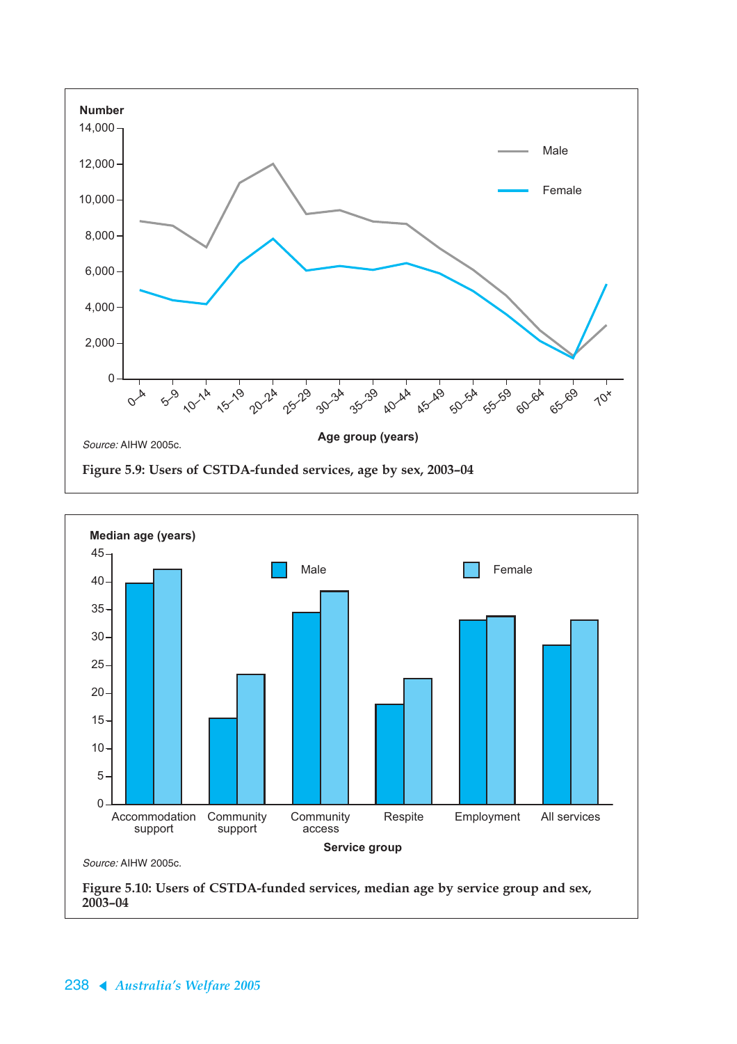Source: AIHW 2005c.

Figure 5.9: Users of CSTDA-funded services, age by sex, 2003–04

Source: AIHW 2005c.

Figure 5.10: Users of CSTDA-funded services, median age by service group and sex, 2003–04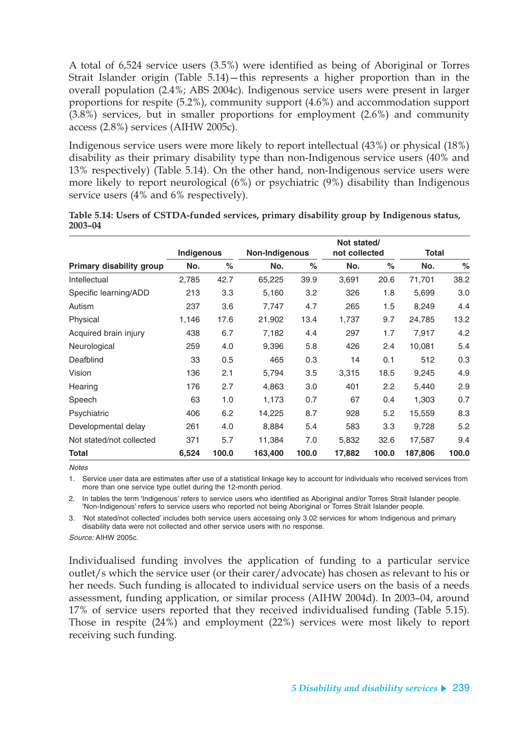A total of 6,524 service users (3.5%) were identified as being of Aboriginal or Torres Strait Islander origin (Table 5.14)—this represents a higher proportion than in the overall population (2.4%; ABS 2004c). Indigenous service users were present in larger proportions for respite (5.2%), community support (4.6%) and accommodation support (3.8%) services, but in smaller proportions for employment (2.6%) and community access (2.8%) services (AIHW 2005c).

Indigenous service users were more likely to report intellectual (43%) or physical (18%) disability as their primary disability type than non-Indigenous service users (40% and 13% respectively) (Table 5.14). On the other hand, non-Indigenous service users were more likely to report neurological (6%) or psychiatric (9%) disability than Indigenous service users (4% and 6% respectively).

**Table 5.14: Users of CSTDA-funded services, primary disability group by Indigenous status, 2003–04**

| | Indigenous | | Non-Indigenous | | Not stated/ not collected | | Total | |
|---|---|---|---|---|---|---|---|---|
| **Primary disability group** | **No.** | **%** | **No.** | **%** | **No.** | **%** | **No.** | **%** |
| Intellectual | 2,785 | 42.7 | 65,225 | 39.9 | 3,691 | 20.6 | 71,701 | 38.2 |
| Specific learning/ADD | 213 | 3.3 | 5,160 | 3.2 | 326 | 1.8 | 5,699 | 3.0 |
| Autism | 237 | 3.6 | 7,747 | 4.7 | 265 | 1.5 | 8,249 | 4.4 |
| Physical | 1,146 | 17.6 | 21,902 | 13.4 | 1,737 | 9.7 | 24,785 | 13.2 |
| Acquired brain injury | 438 | 6.7 | 7,182 | 4.4 | 297 | 1.7 | 7,917 | 4.2 |
| Neurological | 259 | 4.0 | 9,396 | 5.8 | 426 | 2.4 | 10,081 | 5.4 |
| Deafblind | 33 | 0.5 | 465 | 0.3 | 14 | 0.1 | 512 | 0.3 |
| Vision | 136 | 2.1 | 5,794 | 3.5 | 3,315 | 18.5 | 9,245 | 4.9 |
| Hearing | 176 | 2.7 | 4,863 | 3.0 | 401 | 2.2 | 5,440 | 2.9 |
| Speech | 63 | 1.0 | 1,173 | 0.7 | 67 | 0.4 | 1,303 | 0.7 |
| Psychiatric | 406 | 6.2 | 14,225 | 8.7 | 928 | 5.2 | 15,559 | 8.3 |
| Developmental delay | 261 | 4.0 | 8,884 | 5.4 | 583 | 3.3 | 9,728 | 5.2 |
| Not stated/not collected | 371 | 5.7 | 11,384 | 7.0 | 5,832 | 32.6 | 17,587 | 9.4 |
| **Total** | **6,524** | **100.0** | **163,400** | **100.0** | **17,882** | **100.0** | **187,806** | **100.0** |

*Notes*

1. Service user data are estimates after use of a statistical linkage key to account for individuals who received services from more than one service type outlet during the 12-month period.
2. In tables the term 'Indigenous' refers to service users who identified as Aboriginal and/or Torres Strait Islander people. 'Non-Indigenous' refers to service users who reported not being Aboriginal or Torres Strait Islander people.
3. 'Not stated/not collected' includes both service users accessing only 3.02 services for whom Indigenous and primary disability data were not collected and other service users with no response.

*Source:* AIHW 2005c.

Individualised funding involves the application of funding to a particular service outlet/s which the service user (or their carer/advocate) has chosen as relevant to his or her needs. Such funding is allocated to individual service users on the basis of a needs assessment, funding application, or similar process (AIHW 2004d). In 2003–04, around 17% of service users reported that they received individualised funding (Table 5.15). Those in respite (24%) and employment (22%) services were most likely to report receiving such funding.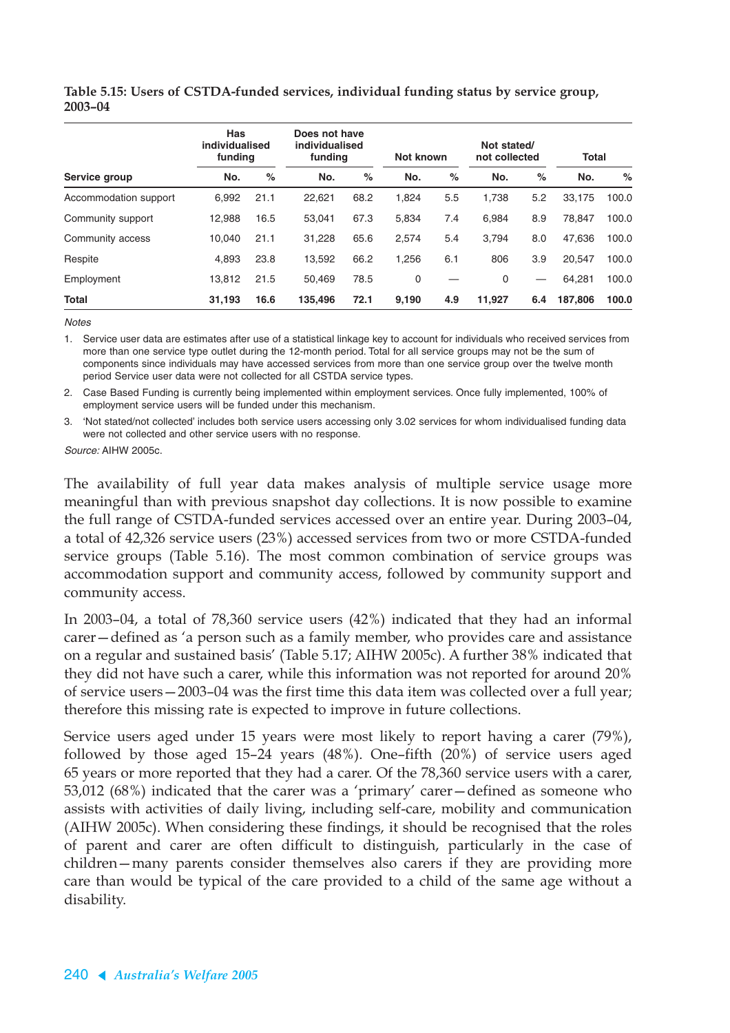**Table 5.15: Users of CSTDA-funded services, individual funding status by service group, 2003–04**

| | Has individualised funding | | Does not have individualised funding | | Not known | | Not stated/ not collected | | Total | |
|---|---|---|---|---|---|---|---|---|---|---|
| Service group | No. | % | No. | % | No. | % | No. | % | No. | % |
| Accommodation support | 6,992 | 21.1 | 22,621 | 68.2 | 1,824 | 5.5 | 1,738 | 5.2 | 33,175 | 100.0 |
| Community support | 12,988 | 16.5 | 53,041 | 67.3 | 5,834 | 7.4 | 6,984 | 8.9 | 78,847 | 100.0 |
| Community access | 10,040 | 21.1 | 31,228 | 65.6 | 2,574 | 5.4 | 3,794 | 8.0 | 47,636 | 100.0 |
| Respite | 4,893 | 23.8 | 13,592 | 66.2 | 1,256 | 6.1 | 806 | 3.9 | 20,547 | 100.0 |
| Employment | 13,812 | 21.5 | 50,469 | 78.5 | 0 | — | 0 | — | 64,281 | 100.0 |
| **Total** | **31,193** | **16.6** | **135,496** | **72.1** | **9,190** | **4.9** | **11,927** | **6.4** | **187,806** | **100.0** |

*Notes*

1. Service user data are estimates after use of a statistical linkage key to account for individuals who received services from more than one service type outlet during the 12-month period. Total for all service groups may not be the sum of components since individuals may have accessed services from more than one service group over the twelve month period Service user data were not collected for all CSTDA service types.
2. Case Based Funding is currently being implemented within employment services. Once fully implemented, 100% of employment service users will be funded under this mechanism.
3. 'Not stated/not collected' includes both service users accessing only 3.02 services for whom individualised funding data were not collected and other service users with no response.

*Source:* AIHW 2005c.

The availability of full year data makes analysis of multiple service usage more meaningful than with previous snapshot day collections. It is now possible to examine the full range of CSTDA-funded services accessed over an entire year. During 2003–04, a total of 42,326 service users (23%) accessed services from two or more CSTDA-funded service groups (Table 5.16). The most common combination of service groups was accommodation support and community access, followed by community support and community access.

In 2003–04, a total of 78,360 service users (42%) indicated that they had an informal carer—defined as 'a person such as a family member, who provides care and assistance on a regular and sustained basis' (Table 5.17; AIHW 2005c). A further 38% indicated that they did not have such a carer, while this information was not reported for around 20% of service users—2003–04 was the first time this data item was collected over a full year; therefore this missing rate is expected to improve in future collections.

Service users aged under 15 years were most likely to report having a carer (79%), followed by those aged 15–24 years (48%). One-fifth (20%) of service users aged 65 years or more reported that they had a carer. Of the 78,360 service users with a carer, 53,012 (68%) indicated that the carer was a 'primary' carer—defined as someone who assists with activities of daily living, including self-care, mobility and communication (AIHW 2005c). When considering these findings, it should be recognised that the roles of parent and carer are often difficult to distinguish, particularly in the case of children—many parents consider themselves also carers if they are providing more care than would be typical of the care provided to a child of the same age without a disability.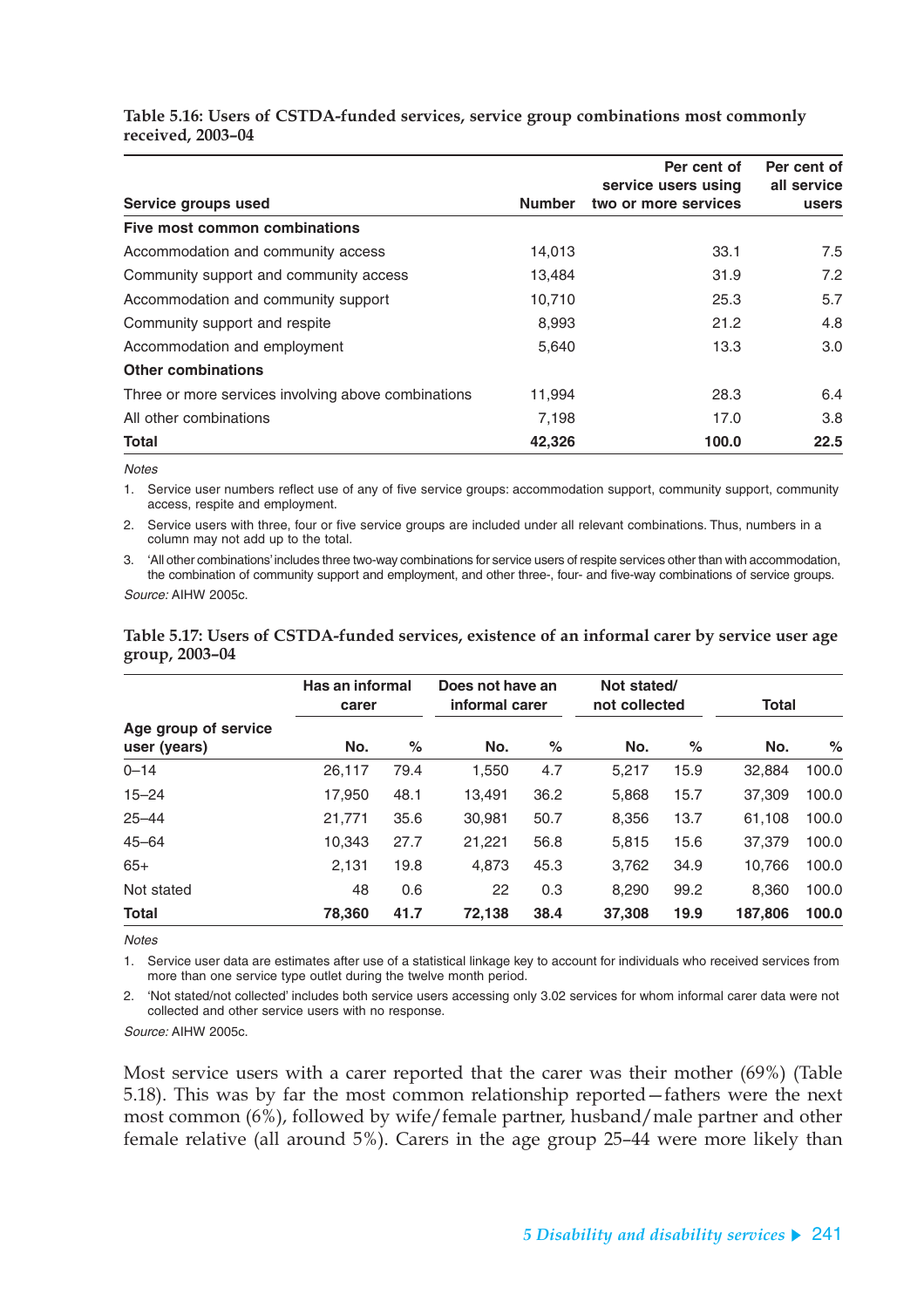**Table 5.16: Users of CSTDA-funded services, service group combinations most commonly received, 2003–04**

| Service groups used | Number | Per cent of service users using two or more services | Per cent of all service users |
|---|---|---|---|
| **Five most common combinations** | | | |
| Accommodation and community access | 14,013 | 33.1 | 7.5 |
| Community support and community access | 13,484 | 31.9 | 7.2 |
| Accommodation and community support | 10,710 | 25.3 | 5.7 |
| Community support and respite | 8,993 | 21.2 | 4.8 |
| Accommodation and employment | 5,640 | 13.3 | 3.0 |
| **Other combinations** | | | |
| Three or more services involving above combinations | 11,994 | 28.3 | 6.4 |
| All other combinations | 7,198 | 17.0 | 3.8 |
| **Total** | **42,326** | **100.0** | **22.5** |

*Notes*

1. Service user numbers reflect use of any of five service groups: accommodation support, community support, community access, respite and employment.
2. Service users with three, four or five service groups are included under all relevant combinations. Thus, numbers in a column may not add up to the total.
3. 'All other combinations' includes three two-way combinations for service users of respite services other than with accommodation, the combination of community support and employment, and other three-, four- and five-way combinations of service groups.

*Source:* AIHW 2005c.

**Table 5.17: Users of CSTDA-funded services, existence of an informal carer by service user age group, 2003–04**

| | Has an informal carer | | Does not have an informal carer | | Not stated/ not collected | | Total | |
|---|---|---|---|---|---|---|---|---|
| Age group of service user (years) | No. | % | No. | % | No. | % | No. | % |
| 0–14 | 26,117 | 79.4 | 1,550 | 4.7 | 5,217 | 15.9 | 32,884 | 100.0 |
| 15–24 | 17,950 | 48.1 | 13,491 | 36.2 | 5,868 | 15.7 | 37,309 | 100.0 |
| 25–44 | 21,771 | 35.6 | 30,981 | 50.7 | 8,356 | 13.7 | 61,108 | 100.0 |
| 45–64 | 10,343 | 27.7 | 21,221 | 56.8 | 5,815 | 15.6 | 37,379 | 100.0 |
| 65+ | 2,131 | 19.8 | 4,873 | 45.3 | 3,762 | 34.9 | 10,766 | 100.0 |
| Not stated | 48 | 0.6 | 22 | 0.3 | 8,290 | 99.2 | 8,360 | 100.0 |
| **Total** | **78,360** | **41.7** | **72,138** | **38.4** | **37,308** | **19.9** | **187,806** | **100.0** |

*Notes*

1. Service user data are estimates after use of a statistical linkage key to account for individuals who received services from more than one service type outlet during the twelve month period.
2. 'Not stated/not collected' includes both service users accessing only 3.02 services for whom informal carer data were not collected and other service users with no response.

*Source:* AIHW 2005c.

Most service users with a carer reported that the carer was their mother (69%) (Table 5.18). This was by far the most common relationship reported—fathers were the next most common (6%), followed by wife/female partner, husband/male partner and other female relative (all around 5%). Carers in the age group 25–44 were more likely than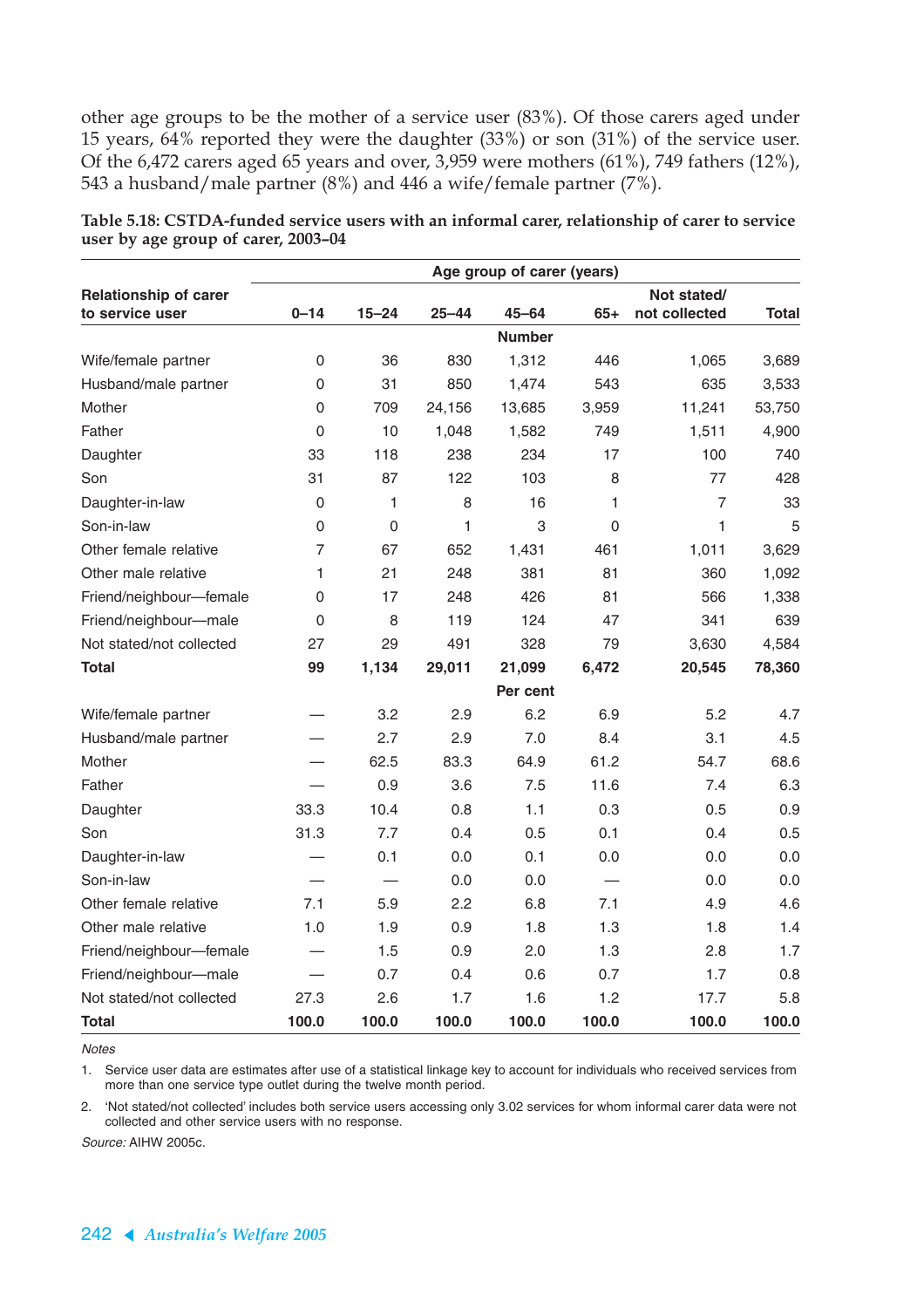other age groups to be the mother of a service user (83%). Of those carers aged under 15 years, 64% reported they were the daughter (33%) or son (31%) of the service user. Of the 6,472 carers aged 65 years and over, 3,959 were mothers (61%), 749 fathers (12%), 543 a husband/male partner (8%) and 446 a wife/female partner (7%).

**Table 5.18: CSTDA-funded service users with an informal carer, relationship of carer to service user by age group of carer, 2003–04**

| Relationship of carer to service user | Age group of carer (years) | | | | | | |
|---|---|---|---|---|---|---|---|
| | 0–14 | 15–24 | 25–44 | 45–64 | 65+ | Not stated/ not collected | Total |
| | | | | **Number** | | | |
| Wife/female partner | 0 | 36 | 830 | 1,312 | 446 | 1,065 | 3,689 |
| Husband/male partner | 0 | 31 | 850 | 1,474 | 543 | 635 | 3,533 |
| Mother | 0 | 709 | 24,156 | 13,685 | 3,959 | 11,241 | 53,750 |
| Father | 0 | 10 | 1,048 | 1,582 | 749 | 1,511 | 4,900 |
| Daughter | 33 | 118 | 238 | 234 | 17 | 100 | 740 |
| Son | 31 | 87 | 122 | 103 | 8 | 77 | 428 |
| Daughter-in-law | 0 | 1 | 8 | 16 | 1 | 7 | 33 |
| Son-in-law | 0 | 0 | 1 | 3 | 0 | 1 | 5 |
| Other female relative | 7 | 67 | 652 | 1,431 | 461 | 1,011 | 3,629 |
| Other male relative | 1 | 21 | 248 | 381 | 81 | 360 | 1,092 |
| Friend/neighbour—female | 0 | 17 | 248 | 426 | 81 | 566 | 1,338 |
| Friend/neighbour—male | 0 | 8 | 119 | 124 | 47 | 341 | 639 |
| Not stated/not collected | 27 | 29 | 491 | 328 | 79 | 3,630 | 4,584 |
| **Total** | **99** | **1,134** | **29,011** | **21,099** | **6,472** | **20,545** | **78,360** |
| | | | | **Per cent** | | | |
| Wife/female partner | — | 3.2 | 2.9 | 6.2 | 6.9 | 5.2 | 4.7 |
| Husband/male partner | — | 2.7 | 2.9 | 7.0 | 8.4 | 3.1 | 4.5 |
| Mother | — | 62.5 | 83.3 | 64.9 | 61.2 | 54.7 | 68.6 |
| Father | — | 0.9 | 3.6 | 7.5 | 11.6 | 7.4 | 6.3 |
| Daughter | 33.3 | 10.4 | 0.8 | 1.1 | 0.3 | 0.5 | 0.9 |
| Son | 31.3 | 7.7 | 0.4 | 0.5 | 0.1 | 0.4 | 0.5 |
| Daughter-in-law | — | 0.1 | 0.0 | 0.1 | 0.0 | 0.0 | 0.0 |
| Son-in-law | — | — | 0.0 | 0.0 | — | 0.0 | 0.0 |
| Other female relative | 7.1 | 5.9 | 2.2 | 6.8 | 7.1 | 4.9 | 4.6 |
| Other male relative | 1.0 | 1.9 | 0.9 | 1.8 | 1.3 | 1.8 | 1.4 |
| Friend/neighbour—female | — | 1.5 | 0.9 | 2.0 | 1.3 | 2.8 | 1.7 |
| Friend/neighbour—male | — | 0.7 | 0.4 | 0.6 | 0.7 | 1.7 | 0.8 |
| Not stated/not collected | 27.3 | 2.6 | 1.7 | 1.6 | 1.2 | 17.7 | 5.8 |
| **Total** | **100.0** | **100.0** | **100.0** | **100.0** | **100.0** | **100.0** | **100.0** |

*Notes*

1. Service user data are estimates after use of a statistical linkage key to account for individuals who received services from more than one service type outlet during the twelve month period.
2. 'Not stated/not collected' includes both service users accessing only 3.02 services for whom informal carer data were not collected and other service users with no response.

*Source:* AIHW 2005c.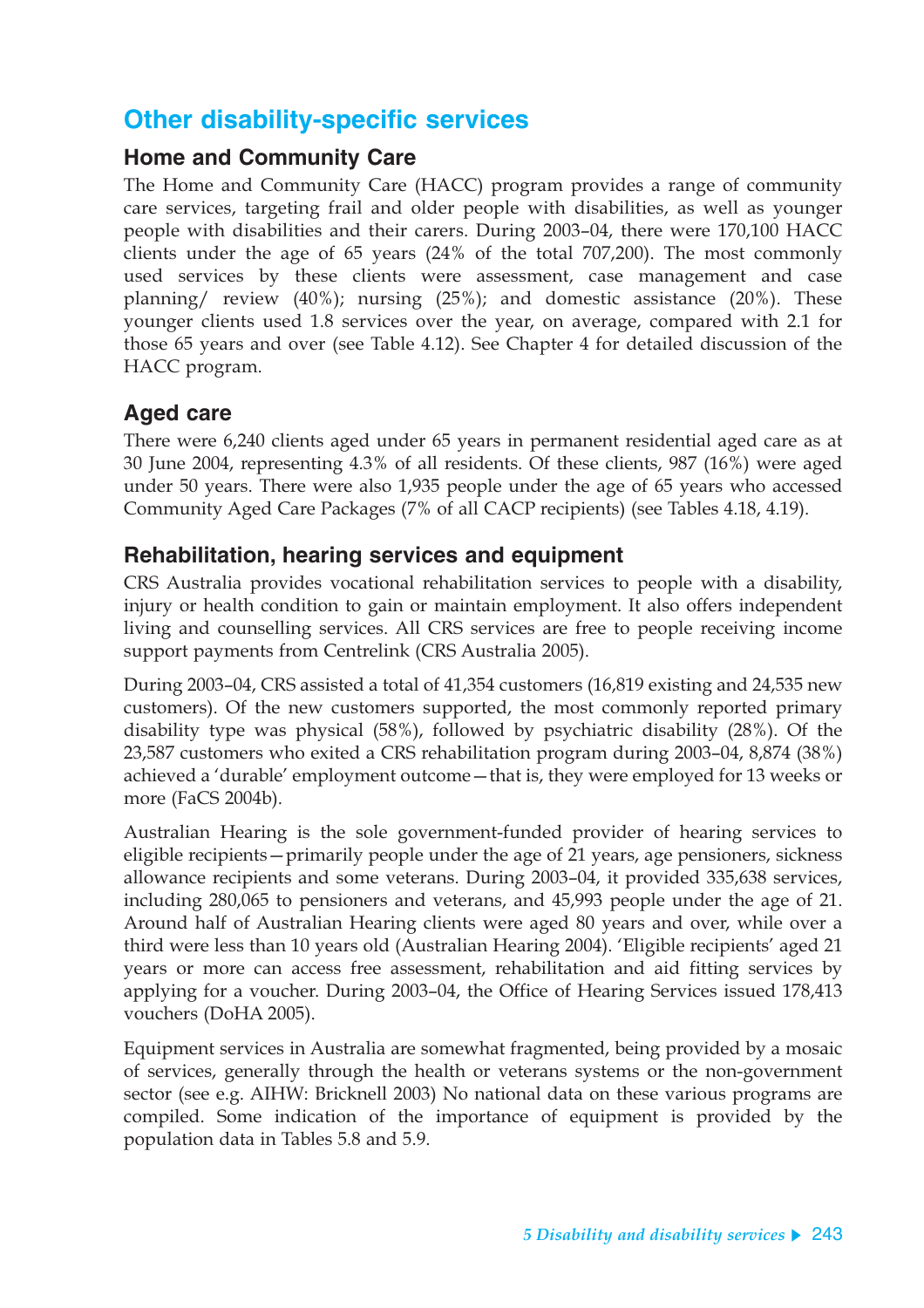## Other disability-specific services

### Home and Community Care

The Home and Community Care (HACC) program provides a range of community care services, targeting frail and older people with disabilities, as well as younger people with disabilities and their carers. During 2003–04, there were 170,100 HACC clients under the age of 65 years (24% of the total 707,200). The most commonly used services by these clients were assessment, case management and case planning/ review (40%); nursing (25%); and domestic assistance (20%). These younger clients used 1.8 services over the year, on average, compared with 2.1 for those 65 years and over (see Table 4.12). See Chapter 4 for detailed discussion of the HACC program.

### Aged care

There were 6,240 clients aged under 65 years in permanent residential aged care as at 30 June 2004, representing 4.3% of all residents. Of these clients, 987 (16%) were aged under 50 years. There were also 1,935 people under the age of 65 years who accessed Community Aged Care Packages (7% of all CACP recipients) (see Tables 4.18, 4.19).

### Rehabilitation, hearing services and equipment

CRS Australia provides vocational rehabilitation services to people with a disability, injury or health condition to gain or maintain employment. It also offers independent living and counselling services. All CRS services are free to people receiving income support payments from Centrelink (CRS Australia 2005).

During 2003–04, CRS assisted a total of 41,354 customers (16,819 existing and 24,535 new customers). Of the new customers supported, the most commonly reported primary disability type was physical (58%), followed by psychiatric disability (28%). Of the 23,587 customers who exited a CRS rehabilitation program during 2003–04, 8,874 (38%) achieved a 'durable' employment outcome—that is, they were employed for 13 weeks or more (FaCS 2004b).

Australian Hearing is the sole government-funded provider of hearing services to eligible recipients—primarily people under the age of 21 years, age pensioners, sickness allowance recipients and some veterans. During 2003–04, it provided 335,638 services, including 280,065 to pensioners and veterans, and 45,993 people under the age of 21. Around half of Australian Hearing clients were aged 80 years and over, while over a third were less than 10 years old (Australian Hearing 2004). 'Eligible recipients' aged 21 years or more can access free assessment, rehabilitation and aid fitting services by applying for a voucher. During 2003–04, the Office of Hearing Services issued 178,413 vouchers (DoHA 2005).

Equipment services in Australia are somewhat fragmented, being provided by a mosaic of services, generally through the health or veterans systems or the non-government sector (see e.g. AIHW: Bricknell 2003) No national data on these various programs are compiled. Some indication of the importance of equipment is provided by the population data in Tables 5.8 and 5.9.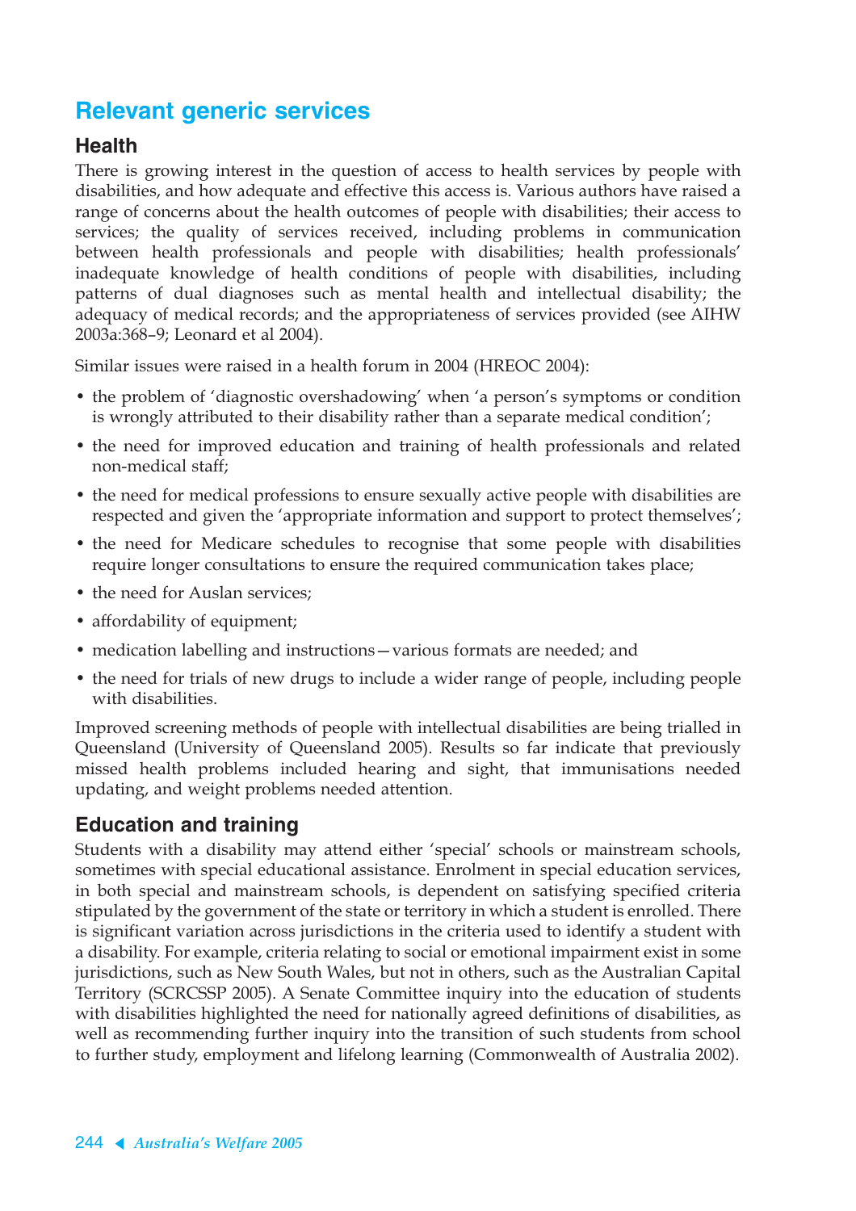## Relevant generic services

### Health

There is growing interest in the question of access to health services by people with disabilities, and how adequate and effective this access is. Various authors have raised a range of concerns about the health outcomes of people with disabilities; their access to services; the quality of services received, including problems in communication between health professionals and people with disabilities; health professionals' inadequate knowledge of health conditions of people with disabilities, including patterns of dual diagnoses such as mental health and intellectual disability; the adequacy of medical records; and the appropriateness of services provided (see AIHW 2003a:368–9; Leonard et al 2004).

Similar issues were raised in a health forum in 2004 (HREOC 2004):

- the problem of 'diagnostic overshadowing' when 'a person's symptoms or condition is wrongly attributed to their disability rather than a separate medical condition';
- the need for improved education and training of health professionals and related non-medical staff;
- the need for medical professions to ensure sexually active people with disabilities are respected and given the 'appropriate information and support to protect themselves';
- the need for Medicare schedules to recognise that some people with disabilities require longer consultations to ensure the required communication takes place;
- the need for Auslan services;
- affordability of equipment;
- medication labelling and instructions—various formats are needed; and
- the need for trials of new drugs to include a wider range of people, including people with disabilities.

Improved screening methods of people with intellectual disabilities are being trialled in Queensland (University of Queensland 2005). Results so far indicate that previously missed health problems included hearing and sight, that immunisations needed updating, and weight problems needed attention.

### Education and training

Students with a disability may attend either 'special' schools or mainstream schools, sometimes with special educational assistance. Enrolment in special education services, in both special and mainstream schools, is dependent on satisfying specified criteria stipulated by the government of the state or territory in which a student is enrolled. There is significant variation across jurisdictions in the criteria used to identify a student with a disability. For example, criteria relating to social or emotional impairment exist in some jurisdictions, such as New South Wales, but not in others, such as the Australian Capital Territory (SCRCSSP 2005). A Senate Committee inquiry into the education of students with disabilities highlighted the need for nationally agreed definitions of disabilities, as well as recommending further inquiry into the transition of such students from school to further study, employment and lifelong learning (Commonwealth of Australia 2002).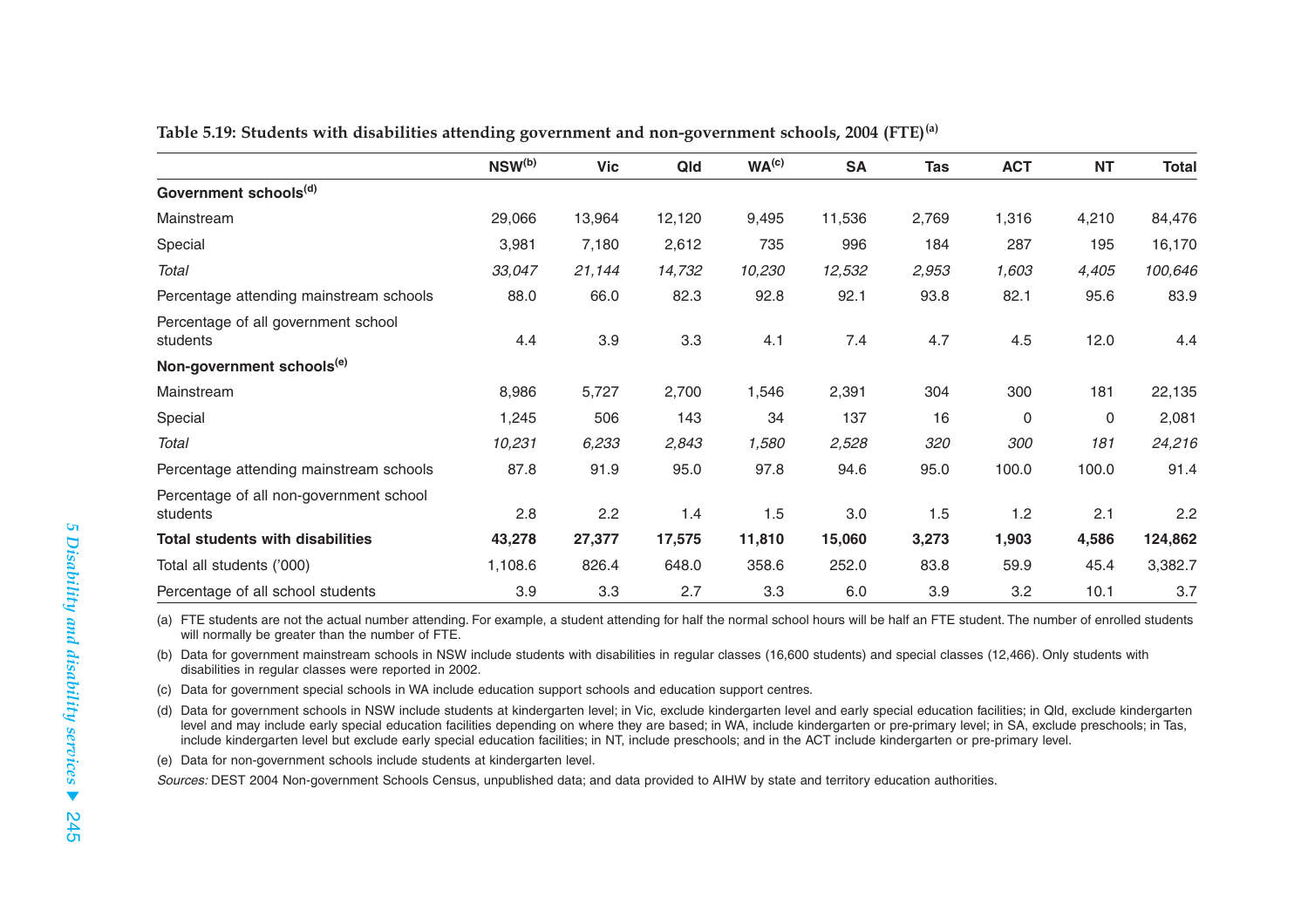**Table 5.19: Students with disabilities attending government and non-government schools, 2004 (FTE)[a]**

| | NSW[b] | Vic | Qld | WA[c] | SA | Tas | ACT | NT | Total |
|---|---|---|---|---|---|---|---|---|---|
| **Government schools[d]** | | | | | | | | | |
| Mainstream | 29,066 | 13,964 | 12,120 | 9,495 | 11,536 | 2,769 | 1,316 | 4,210 | 84,476 |
| Special | 3,981 | 7,180 | 2,612 | 735 | 996 | 184 | 287 | 195 | 16,170 |
| *Total* | *33,047* | *21,144* | *14,732* | *10,230* | *12,532* | *2,953* | *1,603* | *4,405* | *100,646* |
| Percentage attending mainstream schools | 88.0 | 66.0 | 82.3 | 92.8 | 92.1 | 93.8 | 82.1 | 95.6 | 83.9 |
| Percentage of all government school students | 4.4 | 3.9 | 3.3 | 4.1 | 7.4 | 4.7 | 4.5 | 12.0 | 4.4 |
| **Non-government schools[e]** | | | | | | | | | |
| Mainstream | 8,986 | 5,727 | 2,700 | 1,546 | 2,391 | 304 | 300 | 181 | 22,135 |
| Special | 1,245 | 506 | 143 | 34 | 137 | 16 | 0 | 0 | 2,081 |
| *Total* | *10,231* | *6,233* | *2,843* | *1,580* | *2,528* | *320* | *300* | *181* | *24,216* |
| Percentage attending mainstream schools | 87.8 | 91.9 | 95.0 | 97.8 | 94.6 | 95.0 | 100.0 | 100.0 | 91.4 |
| Percentage of all non-government school students | 2.8 | 2.2 | 1.4 | 1.5 | 3.0 | 1.5 | 1.2 | 2.1 | 2.2 |
| **Total students with disabilities** | **43,278** | **27,377** | **17,575** | **11,810** | **15,060** | **3,273** | **1,903** | **4,586** | **124,862** |
| Total all students ('000) | 1,108.6 | 826.4 | 648.0 | 358.6 | 252.0 | 83.8 | 59.9 | 45.4 | 3,382.7 |
| Percentage of all school students | 3.9 | 3.3 | 2.7 | 3.3 | 6.0 | 3.9 | 3.2 | 10.1 | 3.7 |

(a) FTE students are not the actual number attending. For example, a student attending for half the normal school hours will be half an FTE student. The number of enrolled students will normally be greater than the number of FTE.

(b) Data for government mainstream schools in NSW include students with disabilities in regular classes (16,600 students) and special classes (12,466). Only students with disabilities in regular classes were reported in 2002.

(c) Data for government special schools in WA include education support schools and education support centres.

(d) Data for government schools in NSW include students at kindergarten level; in Vic, exclude kindergarten level and early special education facilities; in Qld, exclude kindergarten level and may include early special education facilities depending on where they are based; in WA, include kindergarten or pre-primary level; in SA, exclude preschools; in Tas, include kindergarten level but exclude early special education facilities; in NT, include preschools; and in the ACT include kindergarten or pre-primary level.

(e) Data for non-government schools include students at kindergarten level.

*Sources:* DEST 2004 Non-government Schools Census, unpublished data; and data provided to AIHW by state and territory education authorities.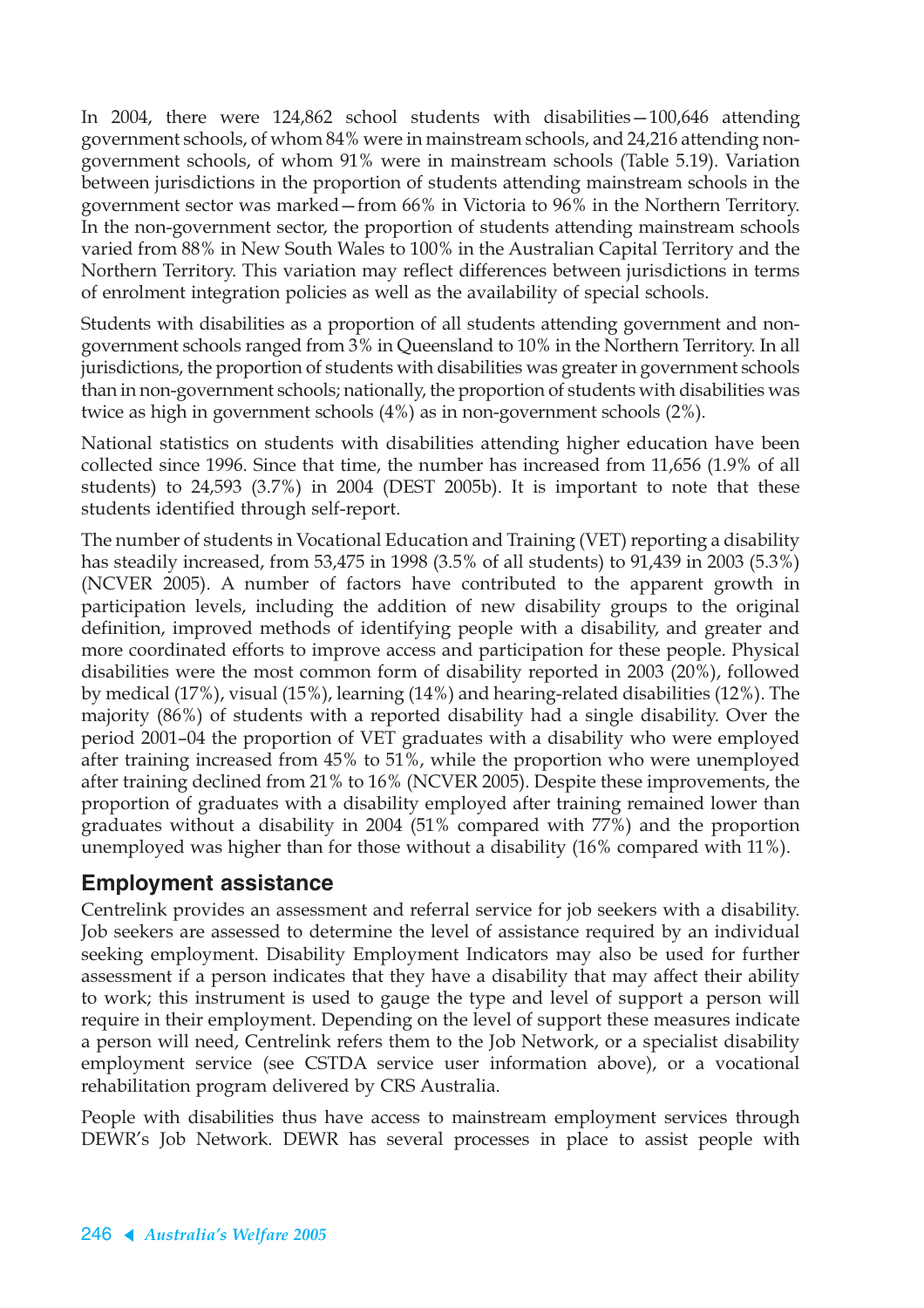In 2004, there were 124,862 school students with disabilities—100,646 attending government schools, of whom 84% were in mainstream schools, and 24,216 attending non-government schools, of whom 91% were in mainstream schools (Table 5.19). Variation between jurisdictions in the proportion of students attending mainstream schools in the government sector was marked—from 66% in Victoria to 96% in the Northern Territory. In the non-government sector, the proportion of students attending mainstream schools varied from 88% in New South Wales to 100% in the Australian Capital Territory and the Northern Territory. This variation may reflect differences between jurisdictions in terms of enrolment integration policies as well as the availability of special schools.

Students with disabilities as a proportion of all students attending government and non-government schools ranged from 3% in Queensland to 10% in the Northern Territory. In all jurisdictions, the proportion of students with disabilities was greater in government schools than in non-government schools; nationally, the proportion of students with disabilities was twice as high in government schools (4%) as in non-government schools (2%).

National statistics on students with disabilities attending higher education have been collected since 1996. Since that time, the number has increased from 11,656 (1.9% of all students) to 24,593 (3.7%) in 2004 (DEST 2005b). It is important to note that these students identified through self-report.

The number of students in Vocational Education and Training (VET) reporting a disability has steadily increased, from 53,475 in 1998 (3.5% of all students) to 91,439 in 2003 (5.3%) (NCVER 2005). A number of factors have contributed to the apparent growth in participation levels, including the addition of new disability groups to the original definition, improved methods of identifying people with a disability, and greater and more coordinated efforts to improve access and participation for these people. Physical disabilities were the most common form of disability reported in 2003 (20%), followed by medical (17%), visual (15%), learning (14%) and hearing-related disabilities (12%). The majority (86%) of students with a reported disability had a single disability. Over the period 2001–04 the proportion of VET graduates with a disability who were employed after training increased from 45% to 51%, while the proportion who were unemployed after training declined from 21% to 16% (NCVER 2005). Despite these improvements, the proportion of graduates with a disability employed after training remained lower than graduates without a disability in 2004 (51% compared with 77%) and the proportion unemployed was higher than for those without a disability (16% compared with 11%).

## Employment assistance

Centrelink provides an assessment and referral service for job seekers with a disability. Job seekers are assessed to determine the level of assistance required by an individual seeking employment. Disability Employment Indicators may also be used for further assessment if a person indicates that they have a disability that may affect their ability to work; this instrument is used to gauge the type and level of support a person will require in their employment. Depending on the level of support these measures indicate a person will need, Centrelink refers them to the Job Network, or a specialist disability employment service (see CSTDA service user information above), or a vocational rehabilitation program delivered by CRS Australia.

People with disabilities thus have access to mainstream employment services through DEWR's Job Network. DEWR has several processes in place to assist people with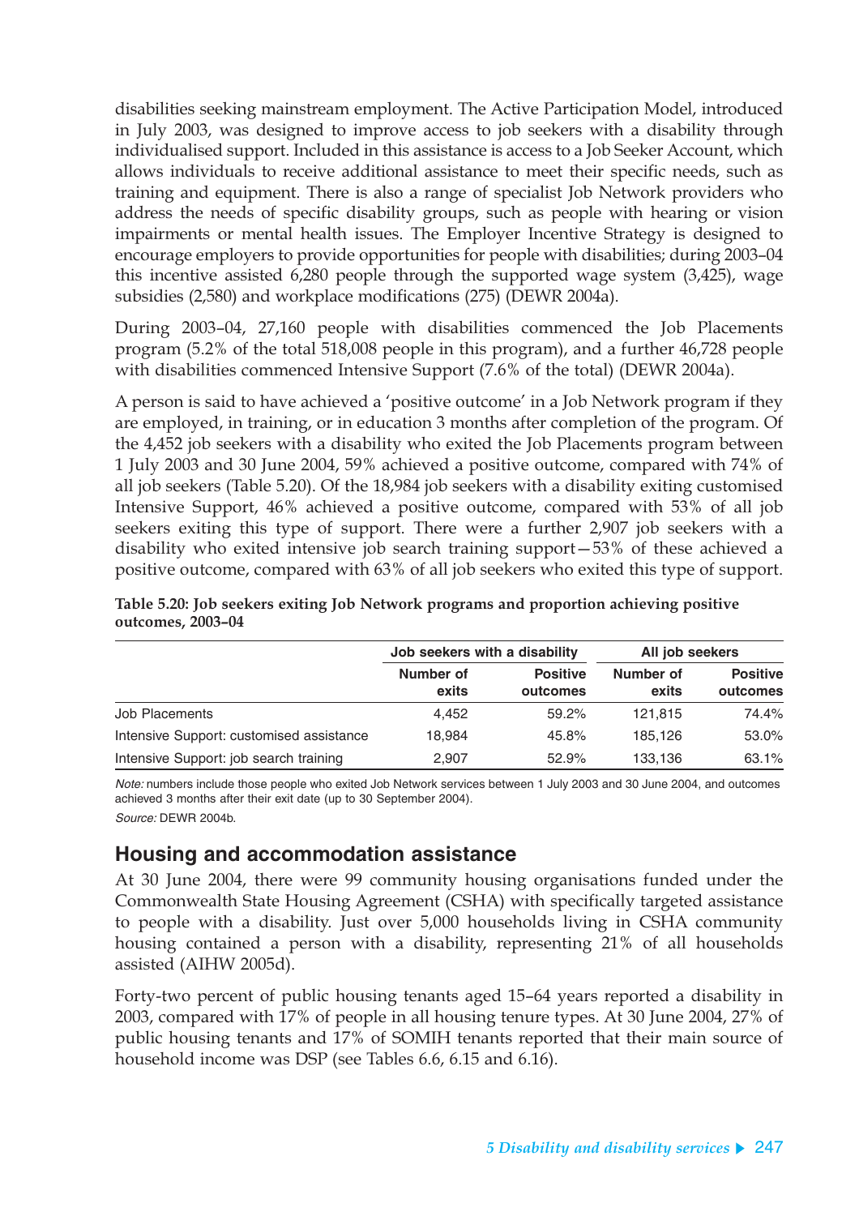disabilities seeking mainstream employment. The Active Participation Model, introduced in July 2003, was designed to improve access to job seekers with a disability through individualised support. Included in this assistance is access to a Job Seeker Account, which allows individuals to receive additional assistance to meet their specific needs, such as training and equipment. There is also a range of specialist Job Network providers who address the needs of specific disability groups, such as people with hearing or vision impairments or mental health issues. The Employer Incentive Strategy is designed to encourage employers to provide opportunities for people with disabilities; during 2003–04 this incentive assisted 6,280 people through the supported wage system (3,425), wage subsidies (2,580) and workplace modifications (275) (DEWR 2004a).

During 2003–04, 27,160 people with disabilities commenced the Job Placements program (5.2% of the total 518,008 people in this program), and a further 46,728 people with disabilities commenced Intensive Support (7.6% of the total) (DEWR 2004a).

A person is said to have achieved a 'positive outcome' in a Job Network program if they are employed, in training, or in education 3 months after completion of the program. Of the 4,452 job seekers with a disability who exited the Job Placements program between 1 July 2003 and 30 June 2004, 59% achieved a positive outcome, compared with 74% of all job seekers (Table 5.20). Of the 18,984 job seekers with a disability exiting customised Intensive Support, 46% achieved a positive outcome, compared with 53% of all job seekers exiting this type of support. There were a further 2,907 job seekers with a disability who exited intensive job search training support—53% of these achieved a positive outcome, compared with 63% of all job seekers who exited this type of support.

**Table 5.20: Job seekers exiting Job Network programs and proportion achieving positive outcomes, 2003–04**

| | Job seekers with a disability | | All job seekers | |
|---|---|---|---|---|
| | Number of exits | Positive outcomes | Number of exits | Positive outcomes |
| Job Placements | 4,452 | 59.2% | 121,815 | 74.4% |
| Intensive Support: customised assistance | 18,984 | 45.8% | 185,126 | 53.0% |
| Intensive Support: job search training | 2,907 | 52.9% | 133,136 | 63.1% |

*Note:* numbers include those people who exited Job Network services between 1 July 2003 and 30 June 2004, and outcomes achieved 3 months after their exit date (up to 30 September 2004).

*Source:* DEWR 2004b.

## Housing and accommodation assistance

At 30 June 2004, there were 99 community housing organisations funded under the Commonwealth State Housing Agreement (CSHA) with specifically targeted assistance to people with a disability. Just over 5,000 households living in CSHA community housing contained a person with a disability, representing 21% of all households assisted (AIHW 2005d).

Forty-two percent of public housing tenants aged 15–64 years reported a disability in 2003, compared with 17% of people in all housing tenure types. At 30 June 2004, 27% of public housing tenants and 17% of SOMIH tenants reported that their main source of household income was DSP (see Tables 6.6, 6.15 and 6.16).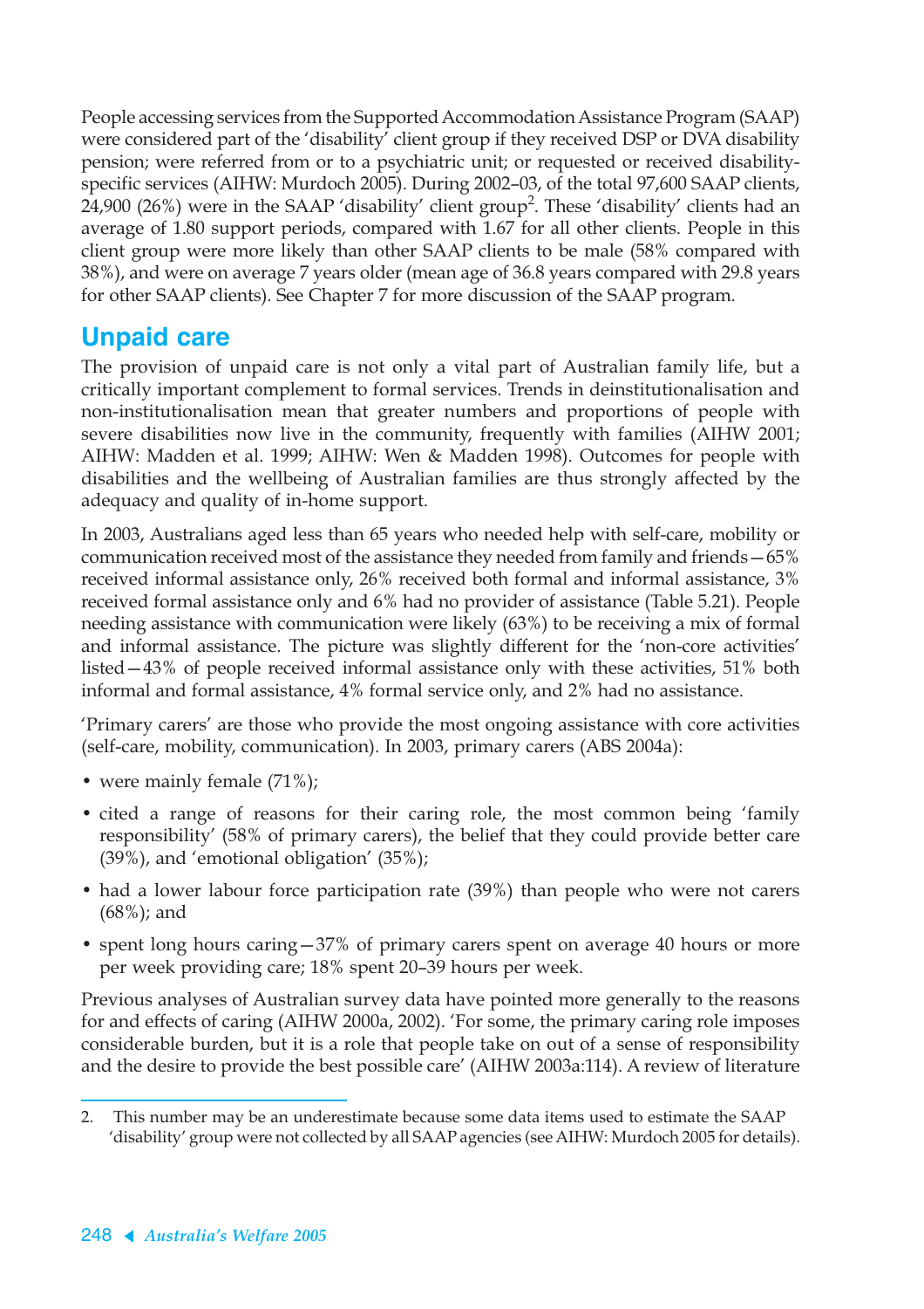People accessing services from the Supported Accommodation Assistance Program (SAAP) were considered part of the 'disability' client group if they received DSP or DVA disability pension; were referred from or to a psychiatric unit; or requested or received disability-specific services (AIHW: Murdoch 2005). During 2002–03, of the total 97,600 SAAP clients, 24,900 (26%) were in the SAAP 'disability' client group[2]. These 'disability' clients had an average of 1.80 support periods, compared with 1.67 for all other clients. People in this client group were more likely than other SAAP clients to be male (58% compared with 38%), and were on average 7 years older (mean age of 36.8 years compared with 29.8 years for other SAAP clients). See Chapter 7 for more discussion of the SAAP program.

## Unpaid care

The provision of unpaid care is not only a vital part of Australian family life, but a critically important complement to formal services. Trends in deinstitutionalisation and non-institutionalisation mean that greater numbers and proportions of people with severe disabilities now live in the community, frequently with families (AIHW 2001; AIHW: Madden et al. 1999; AIHW: Wen & Madden 1998). Outcomes for people with disabilities and the wellbeing of Australian families are thus strongly affected by the adequacy and quality of in-home support.

In 2003, Australians aged less than 65 years who needed help with self-care, mobility or communication received most of the assistance they needed from family and friends—65% received informal assistance only, 26% received both formal and informal assistance, 3% received formal assistance only and 6% had no provider of assistance (Table 5.21). People needing assistance with communication were likely (63%) to be receiving a mix of formal and informal assistance. The picture was slightly different for the 'non-core activities' listed—43% of people received informal assistance only with these activities, 51% both informal and formal assistance, 4% formal service only, and 2% had no assistance.

'Primary carers' are those who provide the most ongoing assistance with core activities (self-care, mobility, communication). In 2003, primary carers (ABS 2004a):

- were mainly female (71%);
- cited a range of reasons for their caring role, the most common being 'family responsibility' (58% of primary carers), the belief that they could provide better care (39%), and 'emotional obligation' (35%);
- had a lower labour force participation rate (39%) than people who were not carers (68%); and
- spent long hours caring—37% of primary carers spent on average 40 hours or more per week providing care; 18% spent 20–39 hours per week.

Previous analyses of Australian survey data have pointed more generally to the reasons for and effects of caring (AIHW 2000a, 2002). 'For some, the primary caring role imposes considerable burden, but it is a role that people take on out of a sense of responsibility and the desire to provide the best possible care' (AIHW 2003a:114). A review of literature

---

2. This number may be an underestimate because some data items used to estimate the SAAP 'disability' group were not collected by all SAAP agencies (see AIHW: Murdoch 2005 for details).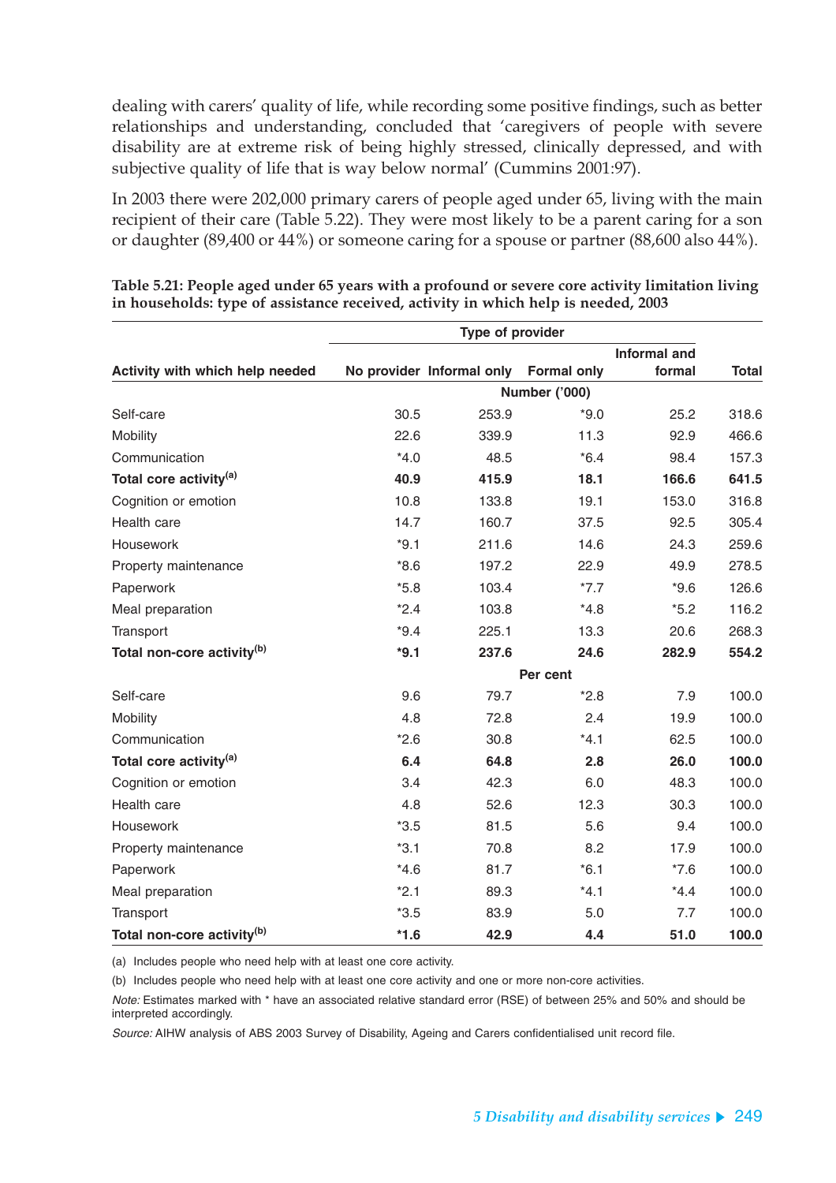dealing with carers' quality of life, while recording some positive findings, such as better relationships and understanding, concluded that 'caregivers of people with severe disability are at extreme risk of being highly stressed, clinically depressed, and with subjective quality of life that is way below normal' (Cummins 2001:97).

In 2003 there were 202,000 primary carers of people aged under 65, living with the main recipient of their care (Table 5.22). They were most likely to be a parent caring for a son or daughter (89,400 or 44%) or someone caring for a spouse or partner (88,600 also 44%).

**Table 5.21: People aged under 65 years with a profound or severe core activity limitation living in households: type of assistance received, activity in which help is needed, 2003**

| | Type of provider | | | | |
|---|---|---|---|---|---|
| Activity with which help needed | No provider | Informal only | Formal only | Informal and formal | Total |
| | Number ('000) | | | | |
| Self-care | 30.5 | 253.9 | *9.0 | 25.2 | 318.6 |
| Mobility | 22.6 | 339.9 | 11.3 | 92.9 | 466.6 |
| Communication | *4.0 | 48.5 | *6.4 | 98.4 | 157.3 |
| **Total core activity[(a)]** | **40.9** | **415.9** | **18.1** | **166.6** | **641.5** |
| Cognition or emotion | 10.8 | 133.8 | 19.1 | 153.0 | 316.8 |
| Health care | 14.7 | 160.7 | 37.5 | 92.5 | 305.4 |
| Housework | *9.1 | 211.6 | 14.6 | 24.3 | 259.6 |
| Property maintenance | *8.6 | 197.2 | 22.9 | 49.9 | 278.5 |
| Paperwork | *5.8 | 103.4 | *7.7 | *9.6 | 126.6 |
| Meal preparation | *2.4 | 103.8 | *4.8 | *5.2 | 116.2 |
| Transport | *9.4 | 225.1 | 13.3 | 20.6 | 268.3 |
| **Total non-core activity[(b)]** | ***9.1** | **237.6** | **24.6** | **282.9** | **554.2** |
| | Per cent | | | | |
| Self-care | 9.6 | 79.7 | *2.8 | 7.9 | 100.0 |
| Mobility | 4.8 | 72.8 | 2.4 | 19.9 | 100.0 |
| Communication | *2.6 | 30.8 | *4.1 | 62.5 | 100.0 |
| **Total core activity[(a)]** | **6.4** | **64.8** | **2.8** | **26.0** | **100.0** |
| Cognition or emotion | 3.4 | 42.3 | 6.0 | 48.3 | 100.0 |
| Health care | 4.8 | 52.6 | 12.3 | 30.3 | 100.0 |
| Housework | *3.5 | 81.5 | 5.6 | 9.4 | 100.0 |
| Property maintenance | *3.1 | 70.8 | 8.2 | 17.9 | 100.0 |
| Paperwork | *4.6 | 81.7 | *6.1 | *7.6 | 100.0 |
| Meal preparation | *2.1 | 89.3 | *4.1 | *4.4 | 100.0 |
| Transport | *3.5 | 83.9 | 5.0 | 7.7 | 100.0 |
| **Total non-core activity[(b)]** | ***1.6** | **42.9** | **4.4** | **51.0** | **100.0** |

(a) Includes people who need help with at least one core activity.

(b) Includes people who need help with at least one core activity and one or more non-core activities.

*Note:* Estimates marked with * have an associated relative standard error (RSE) of between 25% and 50% and should be interpreted accordingly.

*Source:* AIHW analysis of ABS 2003 Survey of Disability, Ageing and Carers confidentialised unit record file.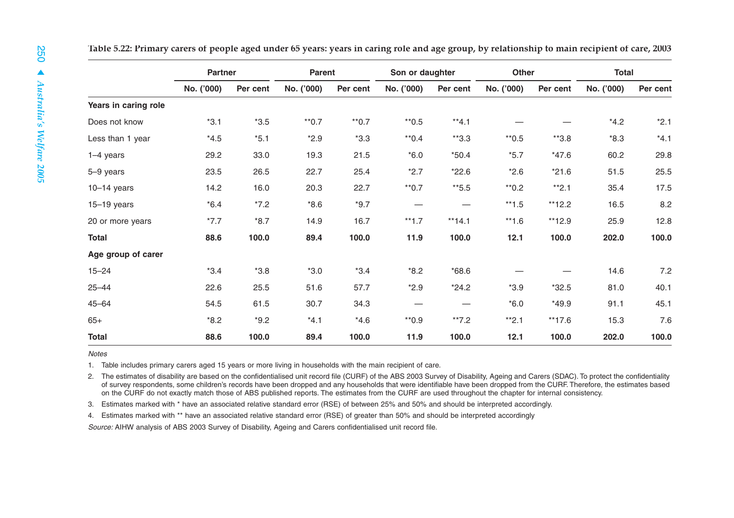Table 5.22: Primary carers of people aged under 65 years: years in caring role and age group, by relationship to main recipient of care, 2003

| | Partner | | Parent | | Son or daughter | | Other | | Total | |
|---|---|---|---|---|---|---|---|---|---|---|
| | No. ('000) | Per cent | No. ('000) | Per cent | No. ('000) | Per cent | No. ('000) | Per cent | No. ('000) | Per cent |
| **Years in caring role** | | | | | | | | | | |
| Does not know | *3.1 | *3.5 | **0.7 | **0.7 | **0.5 | **4.1 | — | — | *4.2 | *2.1 |
| Less than 1 year | *4.5 | *5.1 | *2.9 | *3.3 | **0.4 | **3.3 | **0.5 | **3.8 | *8.3 | *4.1 |
| 1–4 years | 29.2 | 33.0 | 19.3 | 21.5 | *6.0 | *50.4 | *5.7 | *47.6 | 60.2 | 29.8 |
| 5–9 years | 23.5 | 26.5 | 22.7 | 25.4 | *2.7 | *22.6 | *2.6 | *21.6 | 51.5 | 25.5 |
| 10–14 years | 14.2 | 16.0 | 20.3 | 22.7 | **0.7 | **5.5 | **0.2 | **2.1 | 35.4 | 17.5 |
| 15–19 years | *6.4 | *7.2 | *8.6 | *9.7 | — | — | **1.5 | **12.2 | 16.5 | 8.2 |
| 20 or more years | *7.7 | *8.7 | 14.9 | 16.7 | **1.7 | **14.1 | **1.6 | **12.9 | 25.9 | 12.8 |
| **Total** | **88.6** | **100.0** | **89.4** | **100.0** | **11.9** | **100.0** | **12.1** | **100.0** | **202.0** | **100.0** |
| **Age group of carer** | | | | | | | | | | |
| 15–24 | *3.4 | *3.8 | *3.0 | *3.4 | *8.2 | *68.6 | — | — | 14.6 | 7.2 |
| 25–44 | 22.6 | 25.5 | 51.6 | 57.7 | *2.9 | *24.2 | *3.9 | *32.5 | 81.0 | 40.1 |
| 45–64 | 54.5 | 61.5 | 30.7 | 34.3 | — | — | *6.0 | *49.9 | 91.1 | 45.1 |
| 65+ | *8.2 | *9.2 | *4.1 | *4.6 | **0.9 | **7.2 | **2.1 | **17.6 | 15.3 | 7.6 |
| **Total** | **88.6** | **100.0** | **89.4** | **100.0** | **11.9** | **100.0** | **12.1** | **100.0** | **202.0** | **100.0** |

*Notes*

1. Table includes primary carers aged 15 years or more living in households with the main recipient of care.
2. The estimates of disability are based on the confidentialised unit record file (CURF) of the ABS 2003 Survey of Disability, Ageing and Carers (SDAC). To protect the confidentiality of survey respondents, some children's records have been dropped and any households that were identifiable have been dropped from the CURF. Therefore, the estimates based on the CURF do not exactly match those of ABS published reports. The estimates from the CURF are used throughout the chapter for internal consistency.
3. Estimates marked with * have an associated relative standard error (RSE) of between 25% and 50% and should be interpreted accordingly.
4. Estimates marked with ** have an associated relative standard error (RSE) of greater than 50% and should be interpreted accordingly

*Source:* AIHW analysis of ABS 2003 Survey of Disability, Ageing and Carers confidentialised unit record file.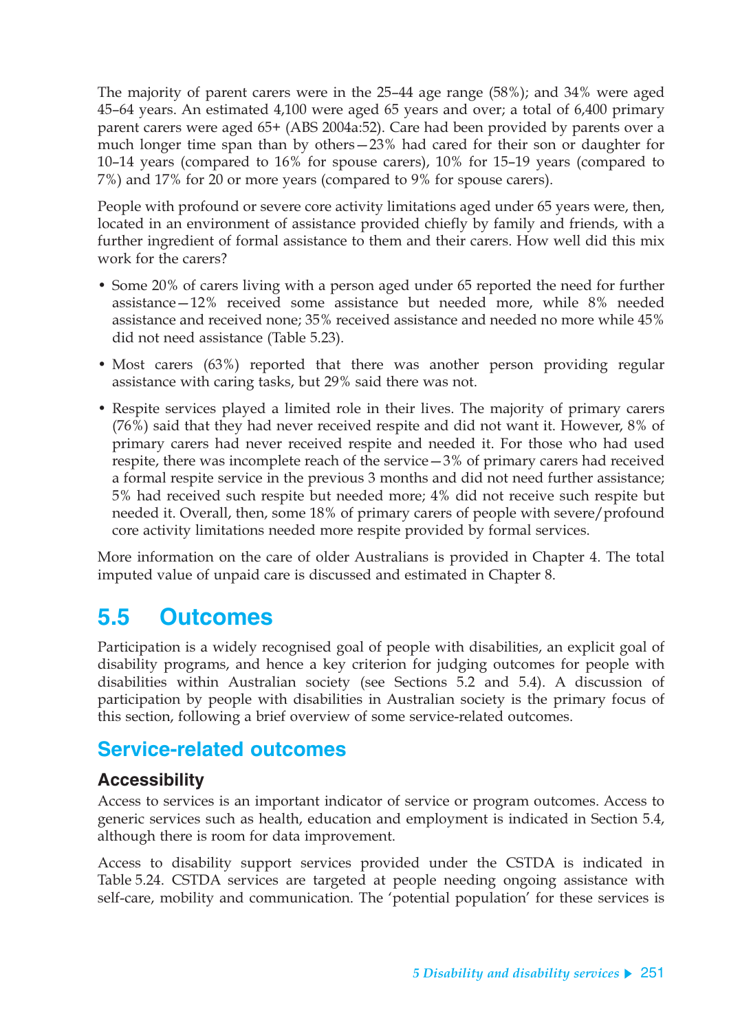The majority of parent carers were in the 25–44 age range (58%); and 34% were aged 45–64 years. An estimated 4,100 were aged 65 years and over; a total of 6,400 primary parent carers were aged 65+ (ABS 2004a:52). Care had been provided by parents over a much longer time span than by others—23% had cared for their son or daughter for 10–14 years (compared to 16% for spouse carers), 10% for 15–19 years (compared to 7%) and 17% for 20 or more years (compared to 9% for spouse carers).

People with profound or severe core activity limitations aged under 65 years were, then, located in an environment of assistance provided chiefly by family and friends, with a further ingredient of formal assistance to them and their carers. How well did this mix work for the carers?

- Some 20% of carers living with a person aged under 65 reported the need for further assistance—12% received some assistance but needed more, while 8% needed assistance and received none; 35% received assistance and needed no more while 45% did not need assistance (Table 5.23).
- Most carers (63%) reported that there was another person providing regular assistance with caring tasks, but 29% said there was not.
- Respite services played a limited role in their lives. The majority of primary carers (76%) said that they had never received respite and did not want it. However, 8% of primary carers had never received respite and needed it. For those who had used respite, there was incomplete reach of the service—3% of primary carers had received a formal respite service in the previous 3 months and did not need further assistance; 5% had received such respite but needed more; 4% did not receive such respite but needed it. Overall, then, some 18% of primary carers of people with severe/profound core activity limitations needed more respite provided by formal services.

More information on the care of older Australians is provided in Chapter 4. The total imputed value of unpaid care is discussed and estimated in Chapter 8.

# 5.5 Outcomes

Participation is a widely recognised goal of people with disabilities, an explicit goal of disability programs, and hence a key criterion for judging outcomes for people with disabilities within Australian society (see Sections 5.2 and 5.4). A discussion of participation by people with disabilities in Australian society is the primary focus of this section, following a brief overview of some service-related outcomes.

## Service-related outcomes

### Accessibility

Access to services is an important indicator of service or program outcomes. Access to generic services such as health, education and employment is indicated in Section 5.4, although there is room for data improvement.

Access to disability support services provided under the CSTDA is indicated in Table 5.24. CSTDA services are targeted at people needing ongoing assistance with self-care, mobility and communication. The 'potential population' for these services is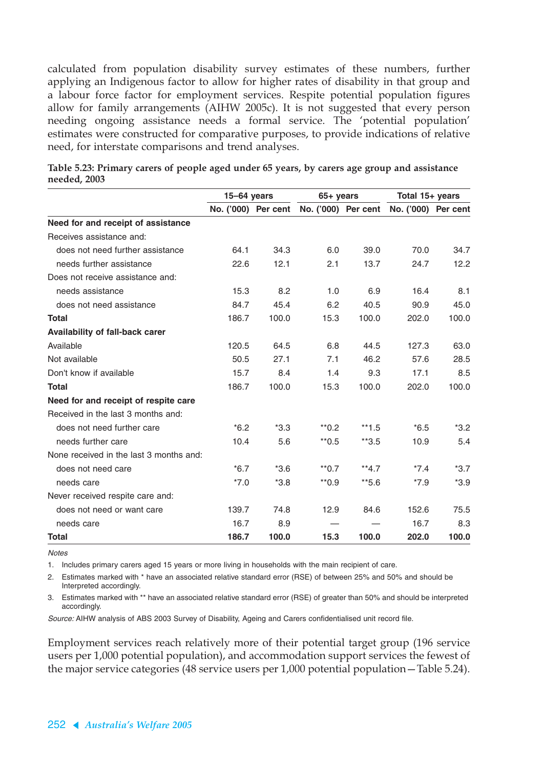calculated from population disability survey estimates of these numbers, further applying an Indigenous factor to allow for higher rates of disability in that group and a labour force factor for employment services. Respite potential population figures allow for family arrangements (AIHW 2005c). It is not suggested that every person needing ongoing assistance needs a formal service. The 'potential population' estimates were constructed for comparative purposes, to provide indications of relative need, for interstate comparisons and trend analyses.

**Table 5.23: Primary carers of people aged under 65 years, by carers age group and assistance needed, 2003**

| | 15–64 years | | 65+ years | | Total 15+ years | |
|---|---|---|---|---|---|---|
| | No. ('000) | Per cent | No. ('000) | Per cent | No. ('000) | Per cent |
| **Need for and receipt of assistance** | | | | | | |
| Receives assistance and: | | | | | | |
| does not need further assistance | 64.1 | 34.3 | 6.0 | 39.0 | 70.0 | 34.7 |
| needs further assistance | 22.6 | 12.1 | 2.1 | 13.7 | 24.7 | 12.2 |
| Does not receive assistance and: | | | | | | |
| needs assistance | 15.3 | 8.2 | 1.0 | 6.9 | 16.4 | 8.1 |
| does not need assistance | 84.7 | 45.4 | 6.2 | 40.5 | 90.9 | 45.0 |
| **Total** | 186.7 | 100.0 | 15.3 | 100.0 | 202.0 | 100.0 |
| **Availability of fall-back carer** | | | | | | |
| Available | 120.5 | 64.5 | 6.8 | 44.5 | 127.3 | 63.0 |
| Not available | 50.5 | 27.1 | 7.1 | 46.2 | 57.6 | 28.5 |
| Don't know if available | 15.7 | 8.4 | 1.4 | 9.3 | 17.1 | 8.5 |
| **Total** | 186.7 | 100.0 | 15.3 | 100.0 | 202.0 | 100.0 |
| **Need for and receipt of respite care** | | | | | | |
| Received in the last 3 months and: | | | | | | |
| does not need further care | *6.2 | *3.3 | **0.2 | **1.5 | *6.5 | *3.2 |
| needs further care | 10.4 | 5.6 | **0.5 | **3.5 | 10.9 | 5.4 |
| None received in the last 3 months and: | | | | | | |
| does not need care | *6.7 | *3.6 | **0.7 | **4.7 | *7.4 | *3.7 |
| needs care | *7.0 | *3.8 | **0.9 | **5.6 | *7.9 | *3.9 |
| Never received respite care and: | | | | | | |
| does not need or want care | 139.7 | 74.8 | 12.9 | 84.6 | 152.6 | 75.5 |
| needs care | 16.7 | 8.9 | — | — | 16.7 | 8.3 |
| **Total** | **186.7** | **100.0** | **15.3** | **100.0** | **202.0** | **100.0** |

*Notes*

1. Includes primary carers aged 15 years or more living in households with the main recipient of care.
2. Estimates marked with * have an associated relative standard error (RSE) of between 25% and 50% and should be Interpreted accordingly.
3. Estimates marked with ** have an associated relative standard error (RSE) of greater than 50% and should be interpreted accordingly.

*Source:* AIHW analysis of ABS 2003 Survey of Disability, Ageing and Carers confidentialised unit record file.

Employment services reach relatively more of their potential target group (196 service users per 1,000 potential population), and accommodation support services the fewest of the major service categories (48 service users per 1,000 potential population—Table 5.24).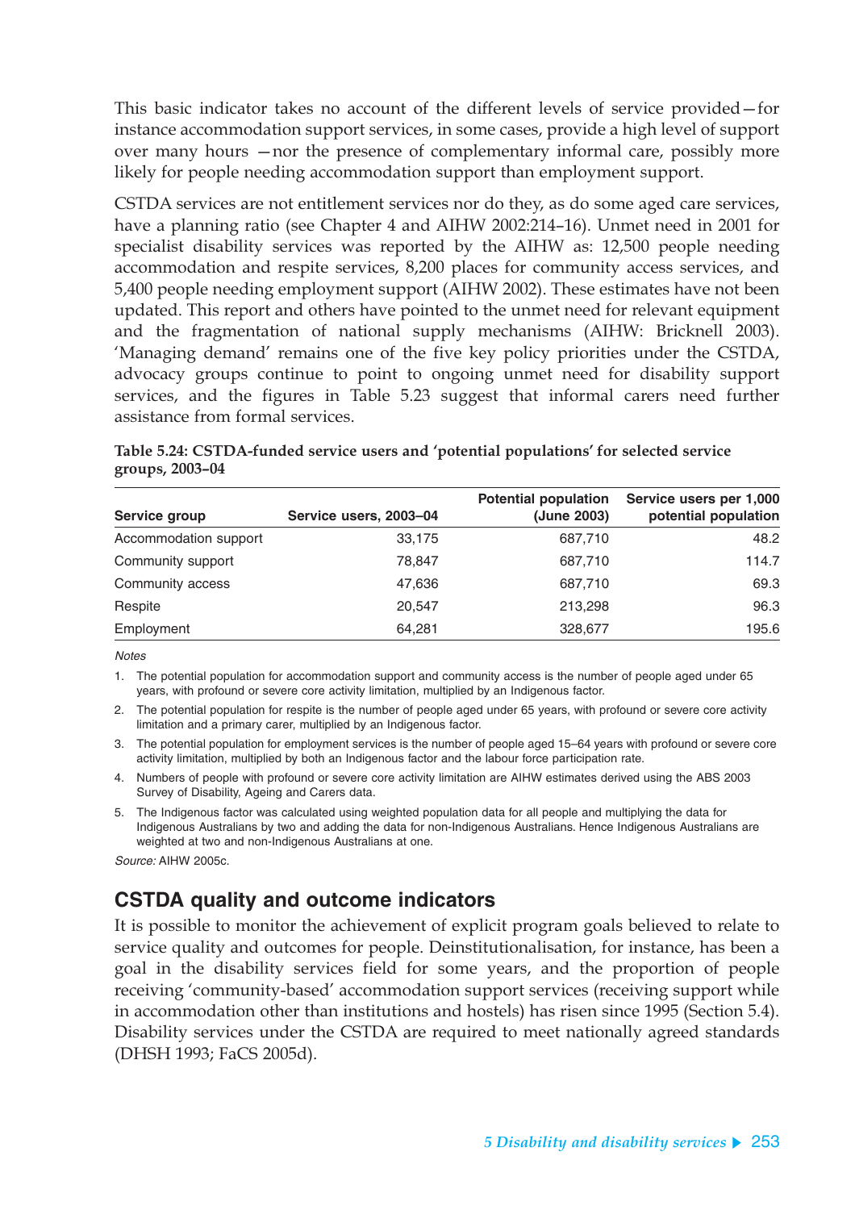This basic indicator takes no account of the different levels of service provided—for instance accommodation support services, in some cases, provide a high level of support over many hours —nor the presence of complementary informal care, possibly more likely for people needing accommodation support than employment support.

CSTDA services are not entitlement services nor do they, as do some aged care services, have a planning ratio (see Chapter 4 and AIHW 2002:214–16). Unmet need in 2001 for specialist disability services was reported by the AIHW as: 12,500 people needing accommodation and respite services, 8,200 places for community access services, and 5,400 people needing employment support (AIHW 2002). These estimates have not been updated. This report and others have pointed to the unmet need for relevant equipment and the fragmentation of national supply mechanisms (AIHW: Bricknell 2003). 'Managing demand' remains one of the five key policy priorities under the CSTDA, advocacy groups continue to point to ongoing unmet need for disability support services, and the figures in Table 5.23 suggest that informal carers need further assistance from formal services.

**Table 5.24: CSTDA-funded service users and 'potential populations' for selected service groups, 2003–04**

| Service group | Service users, 2003–04 | Potential population (June 2003) | Service users per 1,000 potential population |
|---|---|---|---|
| Accommodation support | 33,175 | 687,710 | 48.2 |
| Community support | 78,847 | 687,710 | 114.7 |
| Community access | 47,636 | 687,710 | 69.3 |
| Respite | 20,547 | 213,298 | 96.3 |
| Employment | 64,281 | 328,677 | 195.6 |

*Notes*

1. The potential population for accommodation support and community access is the number of people aged under 65 years, with profound or severe core activity limitation, multiplied by an Indigenous factor.
2. The potential population for respite is the number of people aged under 65 years, with profound or severe core activity limitation and a primary carer, multiplied by an Indigenous factor.
3. The potential population for employment services is the number of people aged 15–64 years with profound or severe core activity limitation, multiplied by both an Indigenous factor and the labour force participation rate.
4. Numbers of people with profound or severe core activity limitation are AIHW estimates derived using the ABS 2003 Survey of Disability, Ageing and Carers data.
5. The Indigenous factor was calculated using weighted population data for all people and multiplying the data for Indigenous Australians by two and adding the data for non-Indigenous Australians. Hence Indigenous Australians are weighted at two and non-Indigenous Australians at one.

*Source:* AIHW 2005c.

## CSTDA quality and outcome indicators

It is possible to monitor the achievement of explicit program goals believed to relate to service quality and outcomes for people. Deinstitutionalisation, for instance, has been a goal in the disability services field for some years, and the proportion of people receiving 'community-based' accommodation support services (receiving support while in accommodation other than institutions and hostels) has risen since 1995 (Section 5.4). Disability services under the CSTDA are required to meet nationally agreed standards (DHSH 1993; FaCS 2005d).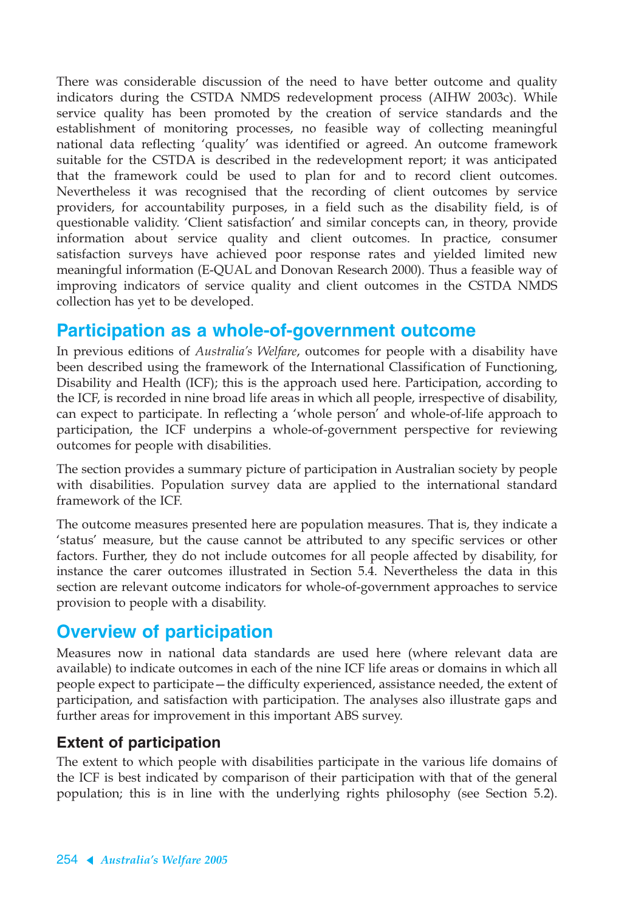There was considerable discussion of the need to have better outcome and quality indicators during the CSTDA NMDS redevelopment process (AIHW 2003c). While service quality has been promoted by the creation of service standards and the establishment of monitoring processes, no feasible way of collecting meaningful national data reflecting 'quality' was identified or agreed. An outcome framework suitable for the CSTDA is described in the redevelopment report; it was anticipated that the framework could be used to plan for and to record client outcomes. Nevertheless it was recognised that the recording of client outcomes by service providers, for accountability purposes, in a field such as the disability field, is of questionable validity. 'Client satisfaction' and similar concepts can, in theory, provide information about service quality and client outcomes. In practice, consumer satisfaction surveys have achieved poor response rates and yielded limited new meaningful information (E-QUAL and Donovan Research 2000). Thus a feasible way of improving indicators of service quality and client outcomes in the CSTDA NMDS collection has yet to be developed.

## Participation as a whole-of-government outcome

In previous editions of *Australia's Welfare*, outcomes for people with a disability have been described using the framework of the International Classification of Functioning, Disability and Health (ICF); this is the approach used here. Participation, according to the ICF, is recorded in nine broad life areas in which all people, irrespective of disability, can expect to participate. In reflecting a 'whole person' and whole-of-life approach to participation, the ICF underpins a whole-of-government perspective for reviewing outcomes for people with disabilities.

The section provides a summary picture of participation in Australian society by people with disabilities. Population survey data are applied to the international standard framework of the ICF.

The outcome measures presented here are population measures. That is, they indicate a 'status' measure, but the cause cannot be attributed to any specific services or other factors. Further, they do not include outcomes for all people affected by disability, for instance the carer outcomes illustrated in Section 5.4. Nevertheless the data in this section are relevant outcome indicators for whole-of-government approaches to service provision to people with a disability.

## Overview of participation

Measures now in national data standards are used here (where relevant data are available) to indicate outcomes in each of the nine ICF life areas or domains in which all people expect to participate—the difficulty experienced, assistance needed, the extent of participation, and satisfaction with participation. The analyses also illustrate gaps and further areas for improvement in this important ABS survey.

### Extent of participation

The extent to which people with disabilities participate in the various life domains of the ICF is best indicated by comparison of their participation with that of the general population; this is in line with the underlying rights philosophy (see Section 5.2).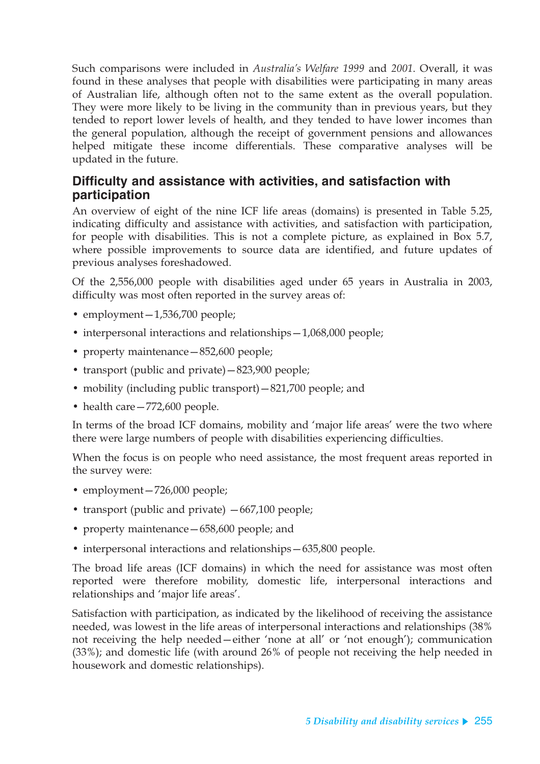Such comparisons were included in *Australia's Welfare 1999* and *2001*. Overall, it was found in these analyses that people with disabilities were participating in many areas of Australian life, although often not to the same extent as the overall population. They were more likely to be living in the community than in previous years, but they tended to report lower levels of health, and they tended to have lower incomes than the general population, although the receipt of government pensions and allowances helped mitigate these income differentials. These comparative analyses will be updated in the future.

## Difficulty and assistance with activities, and satisfaction with participation

An overview of eight of the nine ICF life areas (domains) is presented in Table 5.25, indicating difficulty and assistance with activities, and satisfaction with participation, for people with disabilities. This is not a complete picture, as explained in Box 5.7, where possible improvements to source data are identified, and future updates of previous analyses foreshadowed.

Of the 2,556,000 people with disabilities aged under 65 years in Australia in 2003, difficulty was most often reported in the survey areas of:

- employment—1,536,700 people;
- interpersonal interactions and relationships—1,068,000 people;
- property maintenance—852,600 people;
- transport (public and private)—823,900 people;
- mobility (including public transport)—821,700 people; and
- health care—772,600 people.

In terms of the broad ICF domains, mobility and 'major life areas' were the two where there were large numbers of people with disabilities experiencing difficulties.

When the focus is on people who need assistance, the most frequent areas reported in the survey were:

- employment—726,000 people;
- transport (public and private) —667,100 people;
- property maintenance—658,600 people; and
- interpersonal interactions and relationships—635,800 people.

The broad life areas (ICF domains) in which the need for assistance was most often reported were therefore mobility, domestic life, interpersonal interactions and relationships and 'major life areas'.

Satisfaction with participation, as indicated by the likelihood of receiving the assistance needed, was lowest in the life areas of interpersonal interactions and relationships (38% not receiving the help needed—either 'none at all' or 'not enough'); communication (33%); and domestic life (with around 26% of people not receiving the help needed in housework and domestic relationships).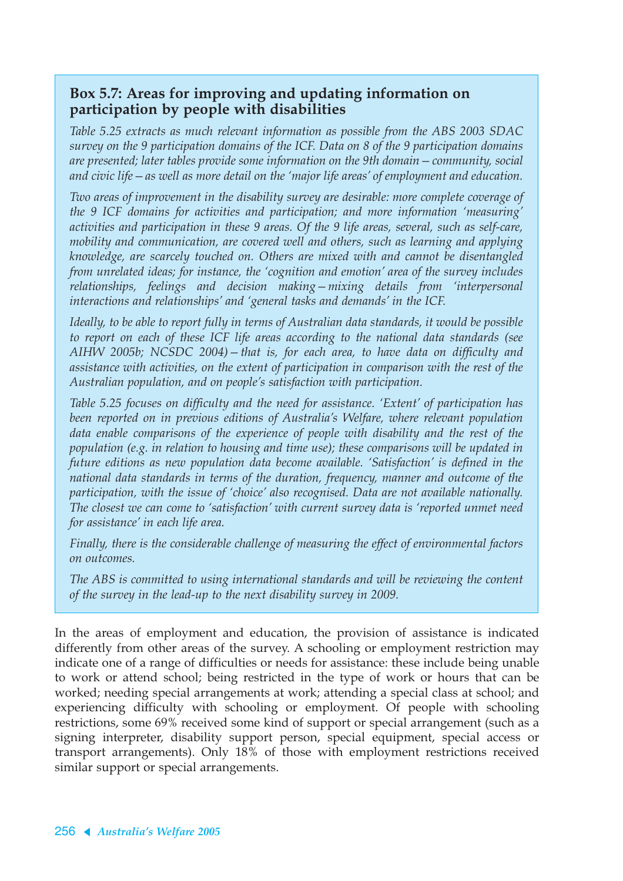### Box 5.7: Areas for improving and updating information on participation by people with disabilities

*Table 5.25 extracts as much relevant information as possible from the ABS 2003 SDAC survey on the 9 participation domains of the ICF. Data on 8 of the 9 participation domains are presented; later tables provide some information on the 9th domain—community, social and civic life—as well as more detail on the 'major life areas' of employment and education.*

*Two areas of improvement in the disability survey are desirable: more complete coverage of the 9 ICF domains for activities and participation; and more information 'measuring' activities and participation in these 9 areas. Of the 9 life areas, several, such as self-care, mobility and communication, are covered well and others, such as learning and applying knowledge, are scarcely touched on. Others are mixed with and cannot be disentangled from unrelated ideas; for instance, the 'cognition and emotion' area of the survey includes relationships, feelings and decision making—mixing details from 'interpersonal interactions and relationships' and 'general tasks and demands' in the ICF.*

*Ideally, to be able to report fully in terms of Australian data standards, it would be possible to report on each of these ICF life areas according to the national data standards (see AIHW 2005b; NCSDC 2004)—that is, for each area, to have data on difficulty and assistance with activities, on the extent of participation in comparison with the rest of the Australian population, and on people's satisfaction with participation.*

*Table 5.25 focuses on difficulty and the need for assistance. 'Extent' of participation has been reported on in previous editions of Australia's Welfare, where relevant population data enable comparisons of the experience of people with disability and the rest of the population (e.g. in relation to housing and time use); these comparisons will be updated in future editions as new population data become available. 'Satisfaction' is defined in the national data standards in terms of the duration, frequency, manner and outcome of the participation, with the issue of 'choice' also recognised. Data are not available nationally. The closest we can come to 'satisfaction' with current survey data is 'reported unmet need for assistance' in each life area.*

*Finally, there is the considerable challenge of measuring the effect of environmental factors on outcomes.*

*The ABS is committed to using international standards and will be reviewing the content of the survey in the lead-up to the next disability survey in 2009.*

In the areas of employment and education, the provision of assistance is indicated differently from other areas of the survey. A schooling or employment restriction may indicate one of a range of difficulties or needs for assistance: these include being unable to work or attend school; being restricted in the type of work or hours that can be worked; needing special arrangements at work; attending a special class at school; and experiencing difficulty with schooling or employment. Of people with schooling restrictions, some 69% received some kind of support or special arrangement (such as a signing interpreter, disability support person, special equipment, special access or transport arrangements). Only 18% of those with employment restrictions received similar support or special arrangements.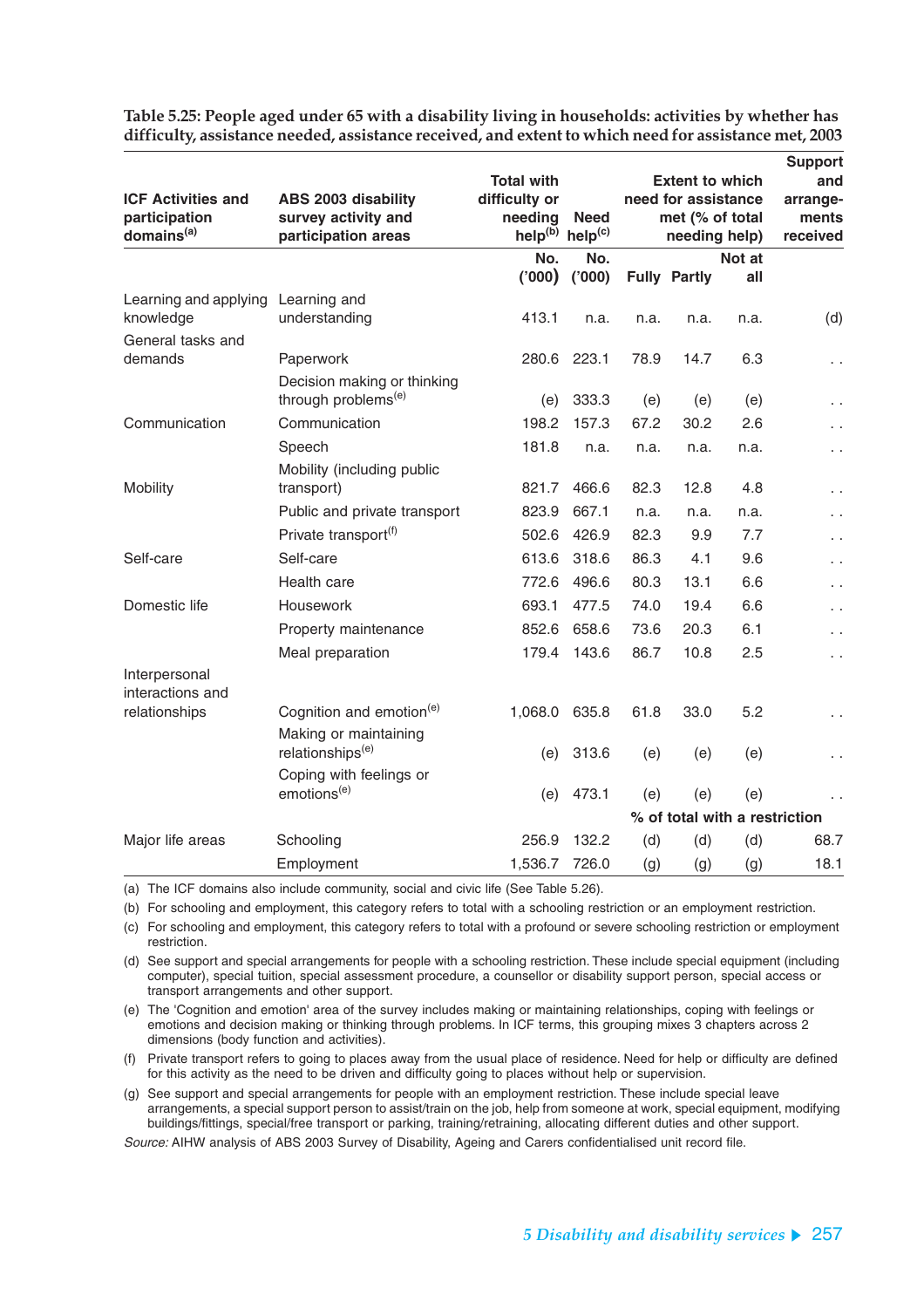**Table 5.25: People aged under 65 with a disability living in households: activities by whether has difficulty, assistance needed, assistance received, and extent to which need for assistance met, 2003**

| ICF Activities and participation domains[(a)] | ABS 2003 disability survey activity and participation areas | Total with difficulty or needing help[(b)] | Need help[(c)] | Extent to which need for assistance met (% of total needing help) | | | Support and arrange-ments received |
|---|---|---|---|---|---|---|---|
| | | No. ('000) | No. ('000) | Fully | Partly | Not at all | |
| Learning and applying knowledge | Learning and understanding | 413.1 | n.a. | n.a. | n.a. | n.a. | (d) |
| General tasks and demands | Paperwork | 280.6 | 223.1 | 78.9 | 14.7 | 6.3 | . . |
| | Decision making or thinking through problems[(e)] | (e) | 333.3 | (e) | (e) | (e) | . . |
| Communication | Communication | 198.2 | 157.3 | 67.2 | 30.2 | 2.6 | . . |
| | Speech | 181.8 | n.a. | n.a. | n.a. | n.a. | . . |
| Mobility | Mobility (including public transport) | 821.7 | 466.6 | 82.3 | 12.8 | 4.8 | . . |
| | Public and private transport | 823.9 | 667.1 | n.a. | n.a. | n.a. | . . |
| | Private transport[(f)] | 502.6 | 426.9 | 82.3 | 9.9 | 7.7 | . . |
| Self-care | Self-care | 613.6 | 318.6 | 86.3 | 4.1 | 9.6 | . . |
| | Health care | 772.6 | 496.6 | 80.3 | 13.1 | 6.6 | . . |
| Domestic life | Housework | 693.1 | 477.5 | 74.0 | 19.4 | 6.6 | . . |
| | Property maintenance | 852.6 | 658.6 | 73.6 | 20.3 | 6.1 | . . |
| | Meal preparation | 179.4 | 143.6 | 86.7 | 10.8 | 2.5 | . . |
| Interpersonal interactions and relationships | Cognition and emotion[(e)] | 1,068.0 | 635.8 | 61.8 | 33.0 | 5.2 | . . |
| | Making or maintaining relationships[(e)] | (e) | 313.6 | (e) | (e) | (e) | . . |
| | Coping with feelings or emotions[(e)] | (e) | 473.1 | (e) | (e) | (e) | . . |
| | | | | % of total with a restriction | | | |
| Major life areas | Schooling | 256.9 | 132.2 | (d) | (d) | (d) | 68.7 |
| | Employment | 1,536.7 | 726.0 | (g) | (g) | (g) | 18.1 |

(a) The ICF domains also include community, social and civic life (See Table 5.26).

(b) For schooling and employment, this category refers to total with a schooling restriction or an employment restriction.

(c) For schooling and employment, this category refers to total with a profound or severe schooling restriction or employment restriction.

(d) See support and special arrangements for people with a schooling restriction. These include special equipment (including computer), special tuition, special assessment procedure, a counsellor or disability support person, special access or transport arrangements and other support.

(e) The 'Cognition and emotion' area of the survey includes making or maintaining relationships, coping with feelings or emotions and decision making or thinking through problems. In ICF terms, this grouping mixes 3 chapters across 2 dimensions (body function and activities).

(f) Private transport refers to going to places away from the usual place of residence. Need for help or difficulty are defined for this activity as the need to be driven and difficulty going to places without help or supervision.

(g) See support and special arrangements for people with an employment restriction. These include special leave arrangements, a special support person to assist/train on the job, help from someone at work, special equipment, modifying buildings/fittings, special/free transport or parking, training/retraining, allocating different duties and other support.

*Source:* AIHW analysis of ABS 2003 Survey of Disability, Ageing and Carers confidentialised unit record file.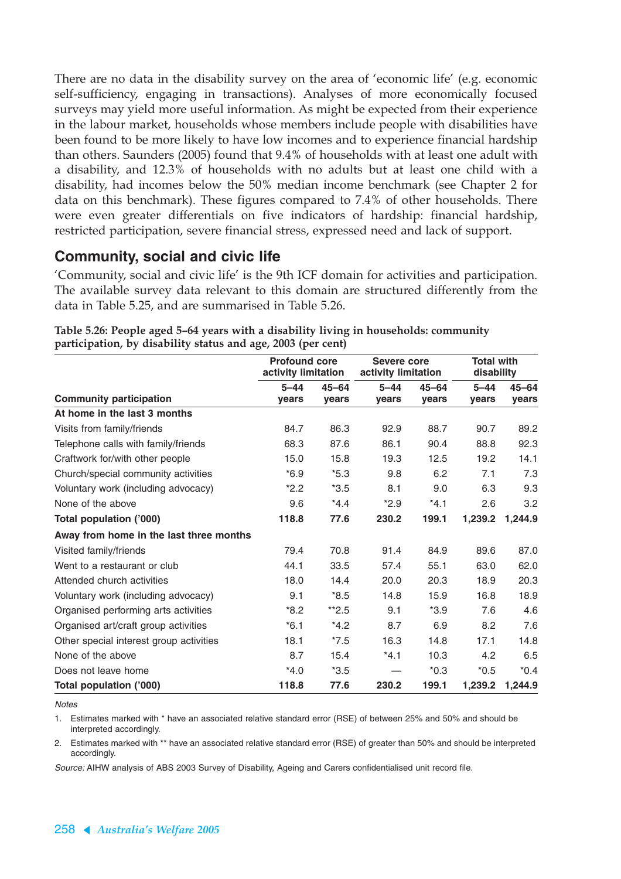There are no data in the disability survey on the area of 'economic life' (e.g. economic self-sufficiency, engaging in transactions). Analyses of more economically focused surveys may yield more useful information. As might be expected from their experience in the labour market, households whose members include people with disabilities have been found to be more likely to have low incomes and to experience financial hardship than others. Saunders (2005) found that 9.4% of households with at least one adult with a disability, and 12.3% of households with no adults but at least one child with a disability, had incomes below the 50% median income benchmark (see Chapter 2 for data on this benchmark). These figures compared to 7.4% of other households. There were even greater differentials on five indicators of hardship: financial hardship, restricted participation, severe financial stress, expressed need and lack of support.

## Community, social and civic life

'Community, social and civic life' is the 9th ICF domain for activities and participation. The available survey data relevant to this domain are structured differently from the data in Table 5.25, and are summarised in Table 5.26.

**Table 5.26: People aged 5–64 years with a disability living in households: community participation, by disability status and age, 2003 (per cent)**

| | Profound core activity limitation | | Severe core activity limitation | | Total with disability | |
|---|---|---|---|---|---|---|
| **Community participation** | **5–44 years** | **45–64 years** | **5–44 years** | **45–64 years** | **5–44 years** | **45–64 years** |
| **At home in the last 3 months** | | | | | | |
| Visits from family/friends | 84.7 | 86.3 | 92.9 | 88.7 | 90.7 | 89.2 |
| Telephone calls with family/friends | 68.3 | 87.6 | 86.1 | 90.4 | 88.8 | 92.3 |
| Craftwork for/with other people | 15.0 | 15.8 | 19.3 | 12.5 | 19.2 | 14.1 |
| Church/special community activities | *6.9 | *5.3 | 9.8 | 6.2 | 7.1 | 7.3 |
| Voluntary work (including advocacy) | *2.2 | *3.5 | 8.1 | 9.0 | 6.3 | 9.3 |
| None of the above | 9.6 | *4.4 | *2.9 | *4.1 | 2.6 | 3.2 |
| **Total population ('000)** | **118.8** | **77.6** | **230.2** | **199.1** | **1,239.2** | **1,244.9** |
| **Away from home in the last three months** | | | | | | |
| Visited family/friends | 79.4 | 70.8 | 91.4 | 84.9 | 89.6 | 87.0 |
| Went to a restaurant or club | 44.1 | 33.5 | 57.4 | 55.1 | 63.0 | 62.0 |
| Attended church activities | 18.0 | 14.4 | 20.0 | 20.3 | 18.9 | 20.3 |
| Voluntary work (including advocacy) | 9.1 | *8.5 | 14.8 | 15.9 | 16.8 | 18.9 |
| Organised performing arts activities | *8.2 | **2.5 | 9.1 | *3.9 | 7.6 | 4.6 |
| Organised art/craft group activities | *6.1 | *4.2 | 8.7 | 6.9 | 8.2 | 7.6 |
| Other special interest group activities | 18.1 | *7.5 | 16.3 | 14.8 | 17.1 | 14.8 |
| None of the above | 8.7 | 15.4 | *4.1 | 10.3 | 4.2 | 6.5 |
| Does not leave home | *4.0 | *3.5 | — | *0.3 | *0.5 | *0.4 |
| **Total population ('000)** | **118.8** | **77.6** | **230.2** | **199.1** | **1,239.2** | **1,244.9** |

*Notes*

1. Estimates marked with * have an associated relative standard error (RSE) of between 25% and 50% and should be interpreted accordingly.
2. Estimates marked with ** have an associated relative standard error (RSE) of greater than 50% and should be interpreted accordingly.

*Source:* AIHW analysis of ABS 2003 Survey of Disability, Ageing and Carers confidentialised unit record file.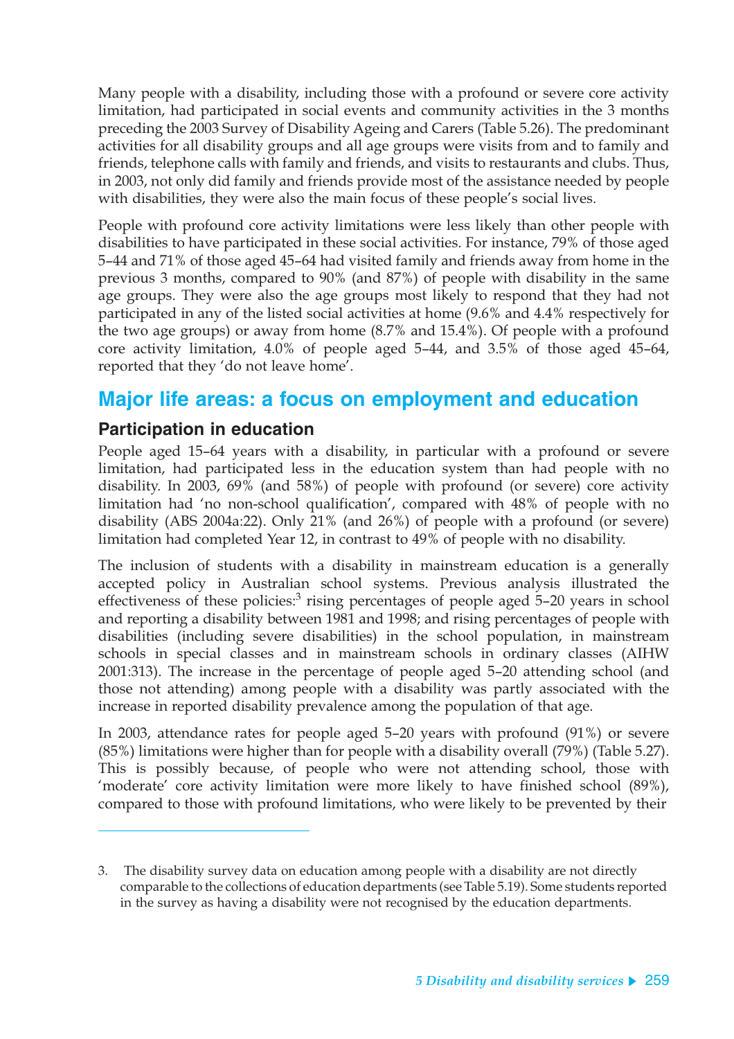Many people with a disability, including those with a profound or severe core activity limitation, had participated in social events and community activities in the 3 months preceding the 2003 Survey of Disability Ageing and Carers (Table 5.26). The predominant activities for all disability groups and all age groups were visits from and to family and friends, telephone calls with family and friends, and visits to restaurants and clubs. Thus, in 2003, not only did family and friends provide most of the assistance needed by people with disabilities, they were also the main focus of these people's social lives.

People with profound core activity limitations were less likely than other people with disabilities to have participated in these social activities. For instance, 79% of those aged 5–44 and 71% of those aged 45–64 had visited family and friends away from home in the previous 3 months, compared to 90% (and 87%) of people with disability in the same age groups. They were also the age groups most likely to respond that they had not participated in any of the listed social activities at home (9.6% and 4.4% respectively for the two age groups) or away from home (8.7% and 15.4%). Of people with a profound core activity limitation, 4.0% of people aged 5–44, and 3.5% of those aged 45–64, reported that they 'do not leave home'.

## Major life areas: a focus on employment and education

### Participation in education

People aged 15–64 years with a disability, in particular with a profound or severe limitation, had participated less in the education system than had people with no disability. In 2003, 69% (and 58%) of people with profound (or severe) core activity limitation had 'no non-school qualification', compared with 48% of people with no disability (ABS 2004a:22). Only 21% (and 26%) of people with a profound (or severe) limitation had completed Year 12, in contrast to 49% of people with no disability.

The inclusion of students with a disability in mainstream education is a generally accepted policy in Australian school systems. Previous analysis illustrated the effectiveness of these policies:[3] rising percentages of people aged 5–20 years in school and reporting a disability between 1981 and 1998; and rising percentages of people with disabilities (including severe disabilities) in the school population, in mainstream schools in special classes and in mainstream schools in ordinary classes (AIHW 2001:313). The increase in the percentage of people aged 5–20 attending school (and those not attending) among people with a disability was partly associated with the increase in reported disability prevalence among the population of that age.

In 2003, attendance rates for people aged 5–20 years with profound (91%) or severe (85%) limitations were higher than for people with a disability overall (79%) (Table 5.27). This is possibly because, of people who were not attending school, those with 'moderate' core activity limitation were more likely to have finished school (89%), compared to those with profound limitations, who were likely to be prevented by their

---

3. The disability survey data on education among people with a disability are not directly comparable to the collections of education departments (see Table 5.19). Some students reported in the survey as having a disability were not recognised by the education departments.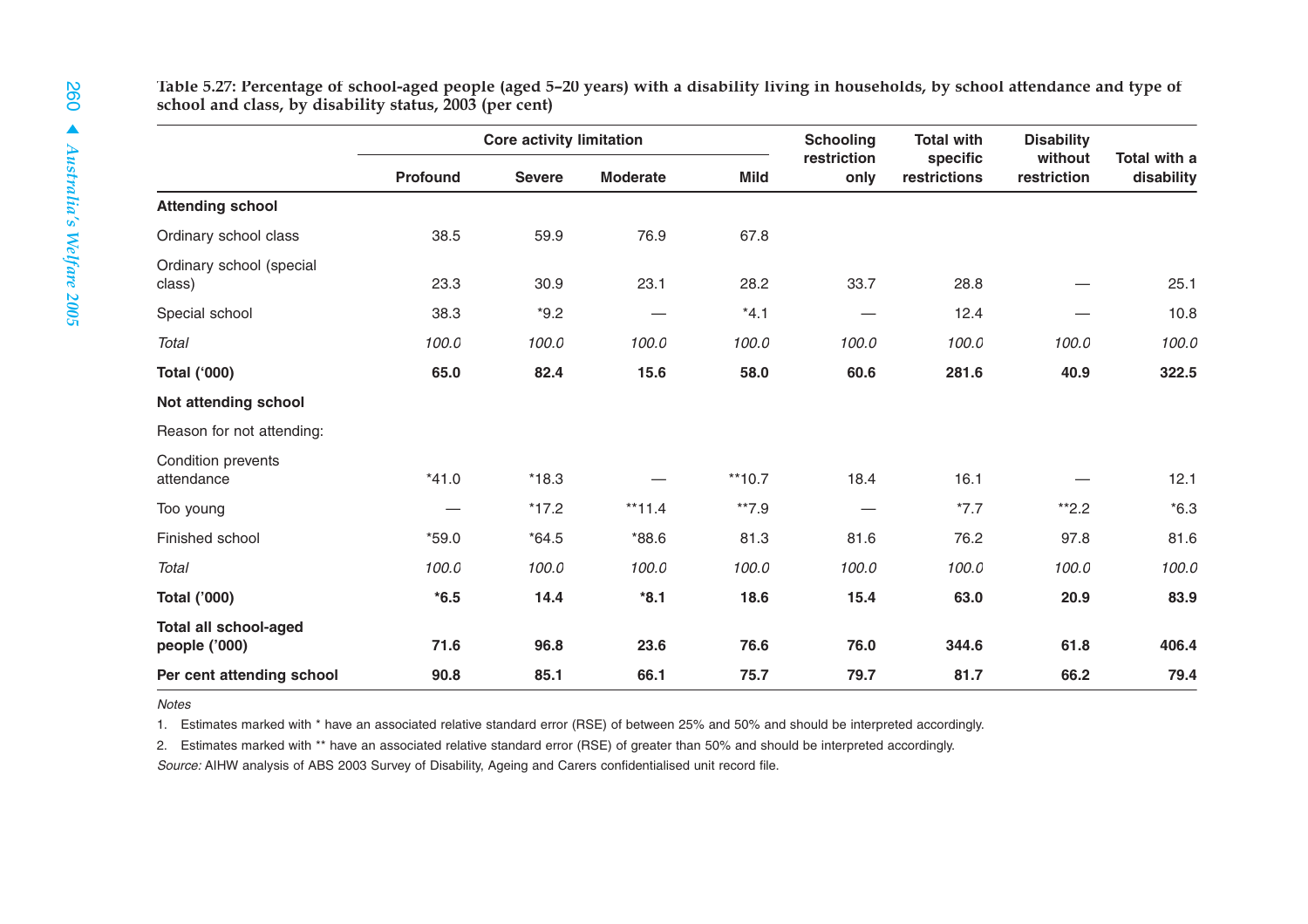**Table 5.27: Percentage of school-aged people (aged 5–20 years) with a disability living in households, by school attendance and type of school and class, by disability status, 2003 (per cent)**

| | Core activity limitation | | | | Schooling restriction only | Total with specific restrictions | Disability without restriction | Total with a disability |
|---|---|---|---|---|---|---|---|---|
| | Profound | Severe | Moderate | Mild | | | | |
| **Attending school** | | | | | | | | |
| Ordinary school class | 38.5 | 59.9 | 76.9 | 67.8 | | | | |
| Ordinary school (special class) | 23.3 | 30.9 | 23.1 | 28.2 | 33.7 | 28.8 | — | 25.1 |
| Special school | 38.3 | *9.2 | — | *4.1 | — | 12.4 | — | 10.8 |
| *Total* | *100.0* | *100.0* | *100.0* | *100.0* | *100.0* | *100.0* | *100.0* | *100.0* |
| **Total ('000)** | **65.0** | **82.4** | **15.6** | **58.0** | **60.6** | **281.6** | **40.9** | **322.5** |
| **Not attending school** | | | | | | | | |
| Reason for not attending: | | | | | | | | |
| Condition prevents attendance | *41.0 | *18.3 | — | **10.7 | 18.4 | 16.1 | — | 12.1 |
| Too young | — | *17.2 | **11.4 | **7.9 | — | *7.7 | **2.2 | *6.3 |
| Finished school | *59.0 | *64.5 | *88.6 | 81.3 | 81.6 | 76.2 | 97.8 | 81.6 |
| *Total* | *100.0* | *100.0* | *100.0* | *100.0* | *100.0* | *100.0* | *100.0* | *100.0* |
| **Total ('000)** | ***6.5** | **14.4** | ***8.1** | **18.6** | **15.4** | **63.0** | **20.9** | **83.9** |
| **Total all school-aged people ('000)** | **71.6** | **96.8** | **23.6** | **76.6** | **76.0** | **344.6** | **61.8** | **406.4** |
| **Per cent attending school** | **90.8** | **85.1** | **66.1** | **75.7** | **79.7** | **81.7** | **66.2** | **79.4** |

*Notes*

1. Estimates marked with * have an associated relative standard error (RSE) of between 25% and 50% and should be interpreted accordingly.
2. Estimates marked with ** have an associated relative standard error (RSE) of greater than 50% and should be interpreted accordingly.

*Source:* AIHW analysis of ABS 2003 Survey of Disability, Ageing and Carers confidentialised unit record file.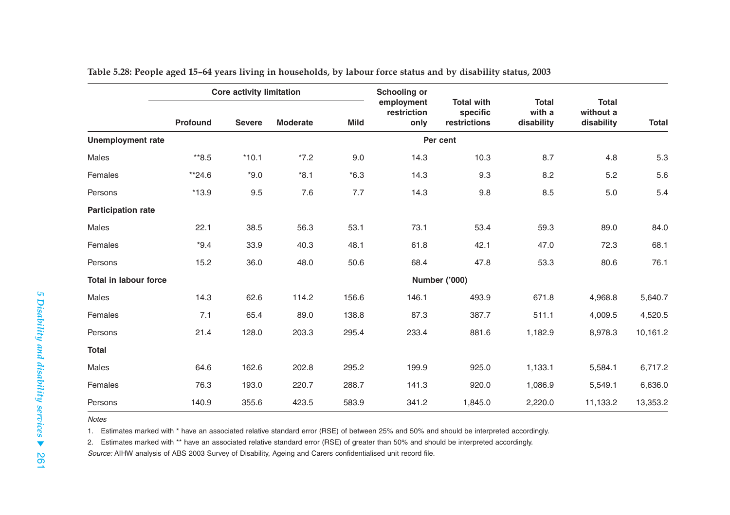**Table 5.28: People aged 15–64 years living in households, by labour force status and by disability status, 2003**

| | Core activity limitation | | | | Schooling or employment restriction only | Total with specific restrictions | Total with a disability | Total without a disability | Total |
|---|---|---|---|---|---|---|---|---|---|
| | Profound | Severe | Moderate | Mild | | | | | |
| **Unemployment rate** | | | | | Per cent | | | | |
| Males | **8.5 | *10.1 | *7.2 | 9.0 | 14.3 | 10.3 | 8.7 | 4.8 | 5.3 |
| Females | **24.6 | *9.0 | *8.1 | *6.3 | 14.3 | 9.3 | 8.2 | 5.2 | 5.6 |
| Persons | *13.9 | 9.5 | 7.6 | 7.7 | 14.3 | 9.8 | 8.5 | 5.0 | 5.4 |
| **Participation rate** | | | | | | | | | |
| Males | 22.1 | 38.5 | 56.3 | 53.1 | 73.1 | 53.4 | 59.3 | 89.0 | 84.0 |
| Females | *9.4 | 33.9 | 40.3 | 48.1 | 61.8 | 42.1 | 47.0 | 72.3 | 68.1 |
| Persons | 15.2 | 36.0 | 48.0 | 50.6 | 68.4 | 47.8 | 53.3 | 80.6 | 76.1 |
| **Total in labour force** | | | | | Number ('000) | | | | |
| Males | 14.3 | 62.6 | 114.2 | 156.6 | 146.1 | 493.9 | 671.8 | 4,968.8 | 5,640.7 |
| Females | 7.1 | 65.4 | 89.0 | 138.8 | 87.3 | 387.7 | 511.1 | 4,009.5 | 4,520.5 |
| Persons | 21.4 | 128.0 | 203.3 | 295.4 | 233.4 | 881.6 | 1,182.9 | 8,978.3 | 10,161.2 |
| **Total** | | | | | | | | | |
| Males | 64.6 | 162.6 | 202.8 | 295.2 | 199.9 | 925.0 | 1,133.1 | 5,584.1 | 6,717.2 |
| Females | 76.3 | 193.0 | 220.7 | 288.7 | 141.3 | 920.0 | 1,086.9 | 5,549.1 | 6,636.0 |
| Persons | 140.9 | 355.6 | 423.5 | 583.9 | 341.2 | 1,845.0 | 2,220.0 | 11,133.2 | 13,353.2 |

*Notes*

1. Estimates marked with * have an associated relative standard error (RSE) of between 25% and 50% and should be interpreted accordingly.
2. Estimates marked with ** have an associated relative standard error (RSE) of greater than 50% and should be interpreted accordingly.

*Source:* AIHW analysis of ABS 2003 Survey of Disability, Ageing and Carers confidentialised unit record file.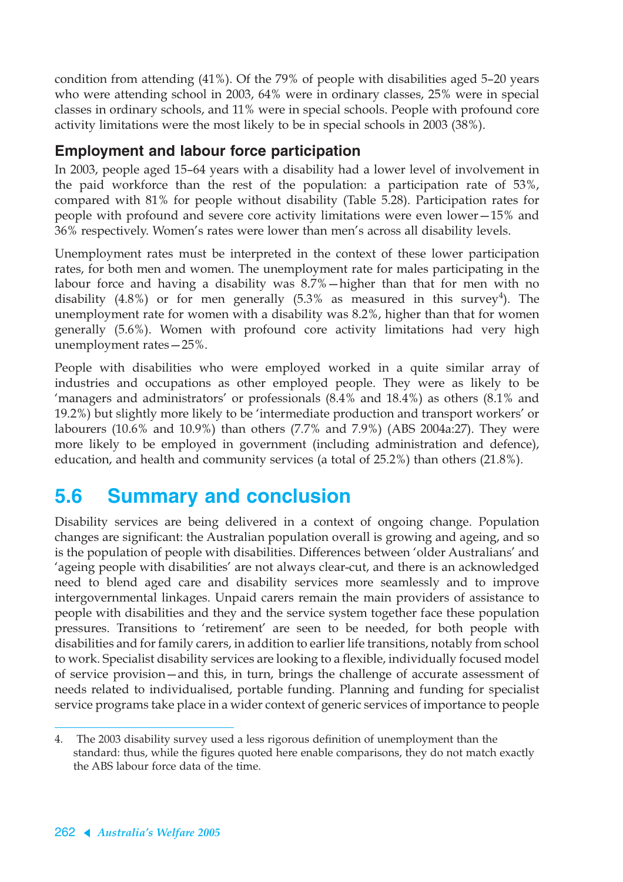condition from attending (41%). Of the 79% of people with disabilities aged 5–20 years who were attending school in 2003, 64% were in ordinary classes, 25% were in special classes in ordinary schools, and 11% were in special schools. People with profound core activity limitations were the most likely to be in special schools in 2003 (38%).

### Employment and labour force participation

In 2003, people aged 15–64 years with a disability had a lower level of involvement in the paid workforce than the rest of the population: a participation rate of 53%, compared with 81% for people without disability (Table 5.28). Participation rates for people with profound and severe core activity limitations were even lower—15% and 36% respectively. Women's rates were lower than men's across all disability levels.

Unemployment rates must be interpreted in the context of these lower participation rates, for both men and women. The unemployment rate for males participating in the labour force and having a disability was 8.7%—higher than that for men with no disability (4.8%) or for men generally (5.3% as measured in this survey[4]). The unemployment rate for women with a disability was 8.2%, higher than that for women generally (5.6%). Women with profound core activity limitations had very high unemployment rates—25%.

People with disabilities who were employed worked in a quite similar array of industries and occupations as other employed people. They were as likely to be 'managers and administrators' or professionals (8.4% and 18.4%) as others (8.1% and 19.2%) but slightly more likely to be 'intermediate production and transport workers' or labourers (10.6% and 10.9%) than others (7.7% and 7.9%) (ABS 2004a:27). They were more likely to be employed in government (including administration and defence), education, and health and community services (a total of 25.2%) than others (21.8%).

## 5.6 Summary and conclusion

Disability services are being delivered in a context of ongoing change. Population changes are significant: the Australian population overall is growing and ageing, and so is the population of people with disabilities. Differences between 'older Australians' and 'ageing people with disabilities' are not always clear-cut, and there is an acknowledged need to blend aged care and disability services more seamlessly and to improve intergovernmental linkages. Unpaid carers remain the main providers of assistance to people with disabilities and they and the service system together face these population pressures. Transitions to 'retirement' are seen to be needed, for both people with disabilities and for family carers, in addition to earlier life transitions, notably from school to work. Specialist disability services are looking to a flexible, individually focused model of service provision—and this, in turn, brings the challenge of accurate assessment of needs related to individualised, portable funding. Planning and funding for specialist service programs take place in a wider context of generic services of importance to people

4. The 2003 disability survey used a less rigorous definition of unemployment than the standard: thus, while the figures quoted here enable comparisons, they do not match exactly the ABS labour force data of the time.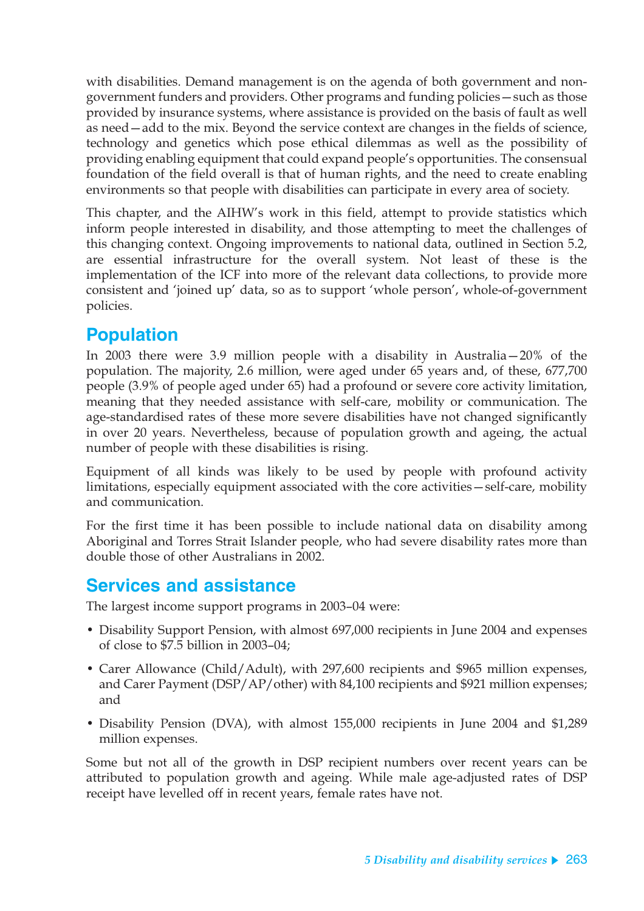with disabilities. Demand management is on the agenda of both government and non-government funders and providers. Other programs and funding policies—such as those provided by insurance systems, where assistance is provided on the basis of fault as well as need—add to the mix. Beyond the service context are changes in the fields of science, technology and genetics which pose ethical dilemmas as well as the possibility of providing enabling equipment that could expand people's opportunities. The consensual foundation of the field overall is that of human rights, and the need to create enabling environments so that people with disabilities can participate in every area of society.

This chapter, and the AIHW's work in this field, attempt to provide statistics which inform people interested in disability, and those attempting to meet the challenges of this changing context. Ongoing improvements to national data, outlined in Section 5.2, are essential infrastructure for the overall system. Not least of these is the implementation of the ICF into more of the relevant data collections, to provide more consistent and 'joined up' data, so as to support 'whole person', whole-of-government policies.

## Population

In 2003 there were 3.9 million people with a disability in Australia—20% of the population. The majority, 2.6 million, were aged under 65 years and, of these, 677,700 people (3.9% of people aged under 65) had a profound or severe core activity limitation, meaning that they needed assistance with self-care, mobility or communication. The age-standardised rates of these more severe disabilities have not changed significantly in over 20 years. Nevertheless, because of population growth and ageing, the actual number of people with these disabilities is rising.

Equipment of all kinds was likely to be used by people with profound activity limitations, especially equipment associated with the core activities—self-care, mobility and communication.

For the first time it has been possible to include national data on disability among Aboriginal and Torres Strait Islander people, who had severe disability rates more than double those of other Australians in 2002.

## Services and assistance

The largest income support programs in 2003–04 were:

- Disability Support Pension, with almost 697,000 recipients in June 2004 and expenses of close to $7.5 billion in 2003–04;
- Carer Allowance (Child/Adult), with 297,600 recipients and $965 million expenses, and Carer Payment (DSP/AP/other) with 84,100 recipients and $921 million expenses; and
- Disability Pension (DVA), with almost 155,000 recipients in June 2004 and $1,289 million expenses.

Some but not all of the growth in DSP recipient numbers over recent years can be attributed to population growth and ageing. While male age-adjusted rates of DSP receipt have levelled off in recent years, female rates have not.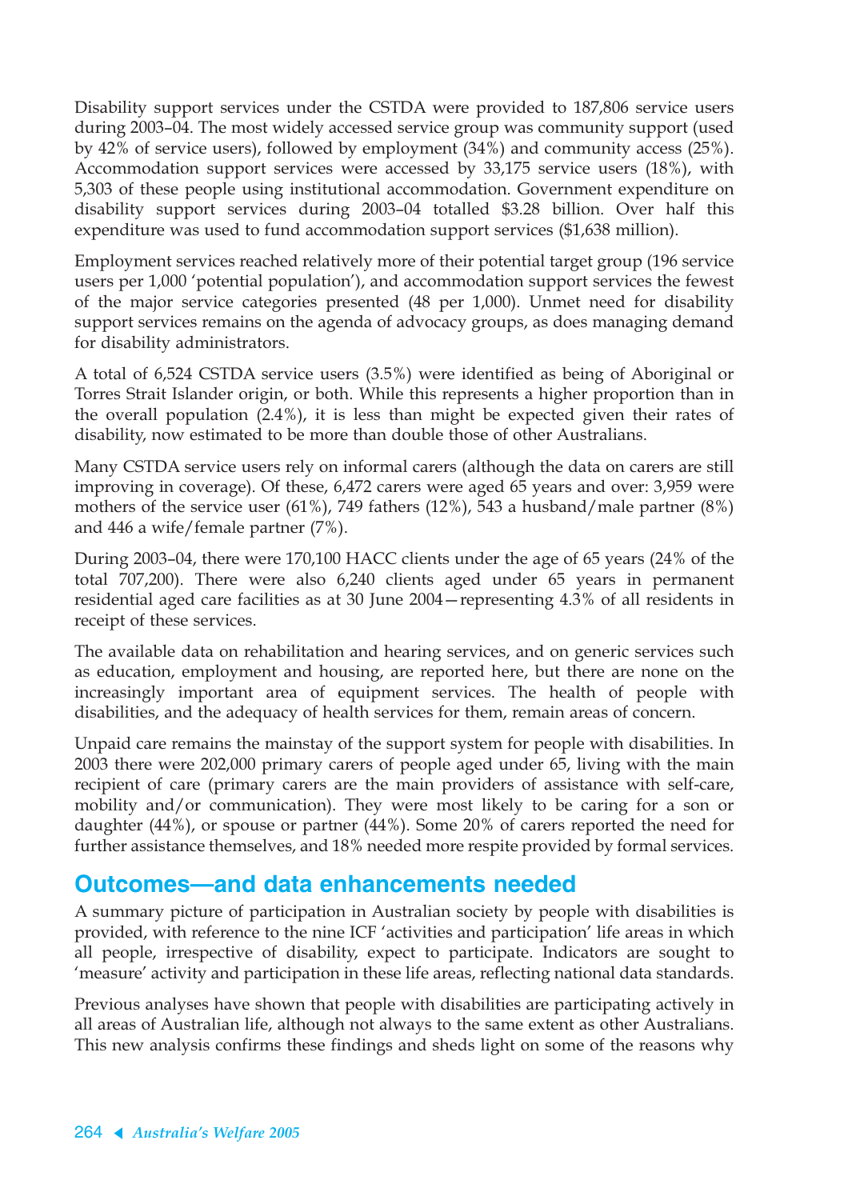Disability support services under the CSTDA were provided to 187,806 service users during 2003–04. The most widely accessed service group was community support (used by 42% of service users), followed by employment (34%) and community access (25%). Accommodation support services were accessed by 33,175 service users (18%), with 5,303 of these people using institutional accommodation. Government expenditure on disability support services during 2003–04 totalled $3.28 billion. Over half this expenditure was used to fund accommodation support services ($1,638 million).

Employment services reached relatively more of their potential target group (196 service users per 1,000 'potential population'), and accommodation support services the fewest of the major service categories presented (48 per 1,000). Unmet need for disability support services remains on the agenda of advocacy groups, as does managing demand for disability administrators.

A total of 6,524 CSTDA service users (3.5%) were identified as being of Aboriginal or Torres Strait Islander origin, or both. While this represents a higher proportion than in the overall population (2.4%), it is less than might be expected given their rates of disability, now estimated to be more than double those of other Australians.

Many CSTDA service users rely on informal carers (although the data on carers are still improving in coverage). Of these, 6,472 carers were aged 65 years and over: 3,959 were mothers of the service user (61%), 749 fathers (12%), 543 a husband/male partner (8%) and 446 a wife/female partner (7%).

During 2003–04, there were 170,100 HACC clients under the age of 65 years (24% of the total 707,200). There were also 6,240 clients aged under 65 years in permanent residential aged care facilities as at 30 June 2004—representing 4.3% of all residents in receipt of these services.

The available data on rehabilitation and hearing services, and on generic services such as education, employment and housing, are reported here, but there are none on the increasingly important area of equipment services. The health of people with disabilities, and the adequacy of health services for them, remain areas of concern.

Unpaid care remains the mainstay of the support system for people with disabilities. In 2003 there were 202,000 primary carers of people aged under 65, living with the main recipient of care (primary carers are the main providers of assistance with self-care, mobility and/or communication). They were most likely to be caring for a son or daughter (44%), or spouse or partner (44%). Some 20% of carers reported the need for further assistance themselves, and 18% needed more respite provided by formal services.

## Outcomes—and data enhancements needed

A summary picture of participation in Australian society by people with disabilities is provided, with reference to the nine ICF 'activities and participation' life areas in which all people, irrespective of disability, expect to participate. Indicators are sought to 'measure' activity and participation in these life areas, reflecting national data standards.

Previous analyses have shown that people with disabilities are participating actively in all areas of Australian life, although not always to the same extent as other Australians. This new analysis confirms these findings and sheds light on some of the reasons why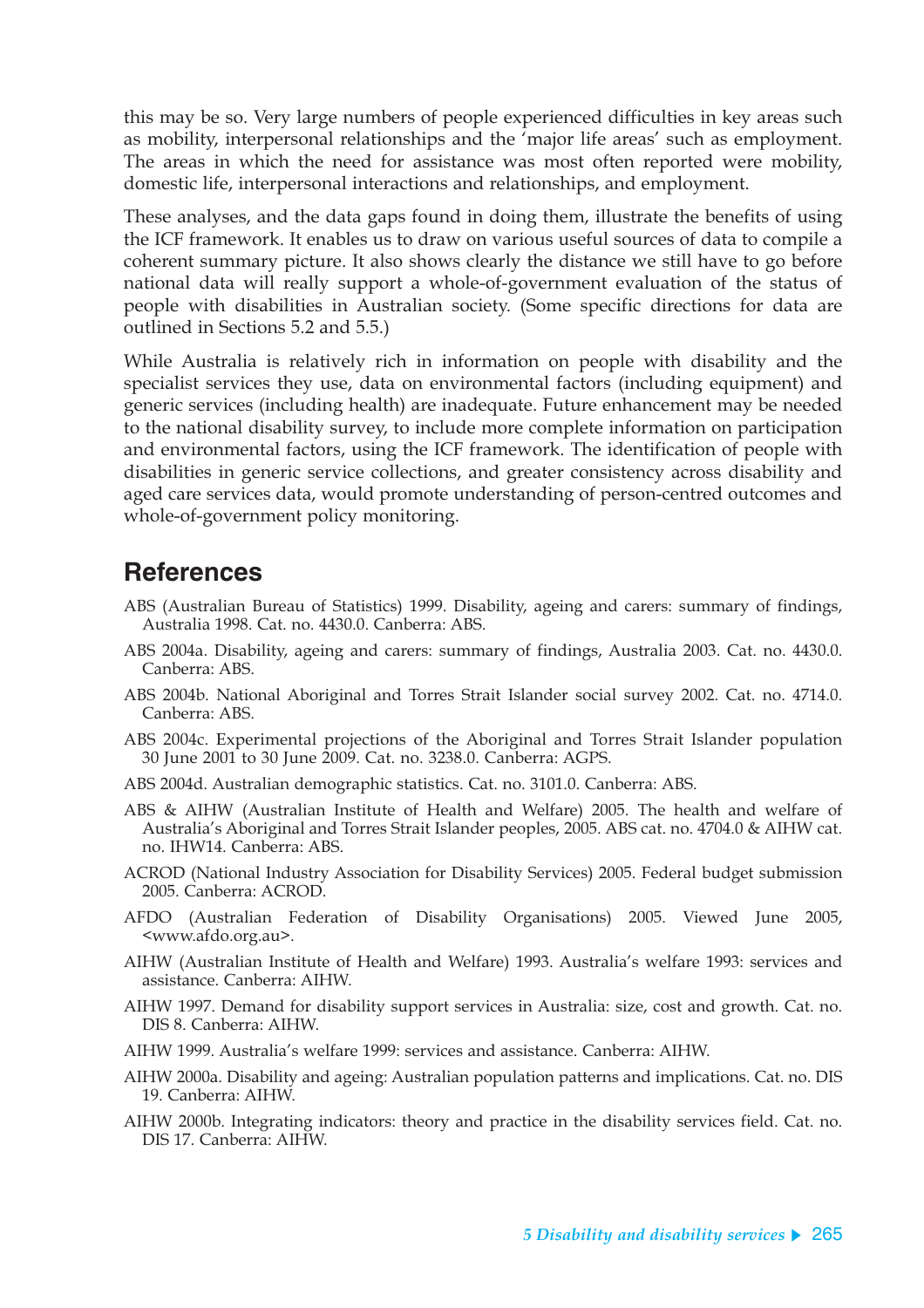this may be so. Very large numbers of people experienced difficulties in key areas such as mobility, interpersonal relationships and the 'major life areas' such as employment. The areas in which the need for assistance was most often reported were mobility, domestic life, interpersonal interactions and relationships, and employment.

These analyses, and the data gaps found in doing them, illustrate the benefits of using the ICF framework. It enables us to draw on various useful sources of data to compile a coherent summary picture. It also shows clearly the distance we still have to go before national data will really support a whole-of-government evaluation of the status of people with disabilities in Australian society. (Some specific directions for data are outlined in Sections 5.2 and 5.5.)

While Australia is relatively rich in information on people with disability and the specialist services they use, data on environmental factors (including equipment) and generic services (including health) are inadequate. Future enhancement may be needed to the national disability survey, to include more complete information on participation and environmental factors, using the ICF framework. The identification of people with disabilities in generic service collections, and greater consistency across disability and aged care services data, would promote understanding of person-centred outcomes and whole-of-government policy monitoring.

## References

ABS (Australian Bureau of Statistics) 1999. Disability, ageing and carers: summary of findings, Australia 1998. Cat. no. 4430.0. Canberra: ABS.

ABS 2004a. Disability, ageing and carers: summary of findings, Australia 2003. Cat. no. 4430.0. Canberra: ABS.

ABS 2004b. National Aboriginal and Torres Strait Islander social survey 2002. Cat. no. 4714.0. Canberra: ABS.

ABS 2004c. Experimental projections of the Aboriginal and Torres Strait Islander population 30 June 2001 to 30 June 2009. Cat. no. 3238.0. Canberra: AGPS.

ABS 2004d. Australian demographic statistics. Cat. no. 3101.0. Canberra: ABS.

ABS & AIHW (Australian Institute of Health and Welfare) 2005. The health and welfare of Australia's Aboriginal and Torres Strait Islander peoples, 2005. ABS cat. no. 4704.0 & AIHW cat. no. IHW14. Canberra: ABS.

ACROD (National Industry Association for Disability Services) 2005. Federal budget submission 2005. Canberra: ACROD.

AFDO (Australian Federation of Disability Organisations) 2005. Viewed June 2005, <www.afdo.org.au>.

AIHW (Australian Institute of Health and Welfare) 1993. Australia's welfare 1993: services and assistance. Canberra: AIHW.

AIHW 1997. Demand for disability support services in Australia: size, cost and growth. Cat. no. DIS 8. Canberra: AIHW.

AIHW 1999. Australia's welfare 1999: services and assistance. Canberra: AIHW.

AIHW 2000a. Disability and ageing: Australian population patterns and implications. Cat. no. DIS 19. Canberra: AIHW.

AIHW 2000b. Integrating indicators: theory and practice in the disability services field. Cat. no. DIS 17. Canberra: AIHW.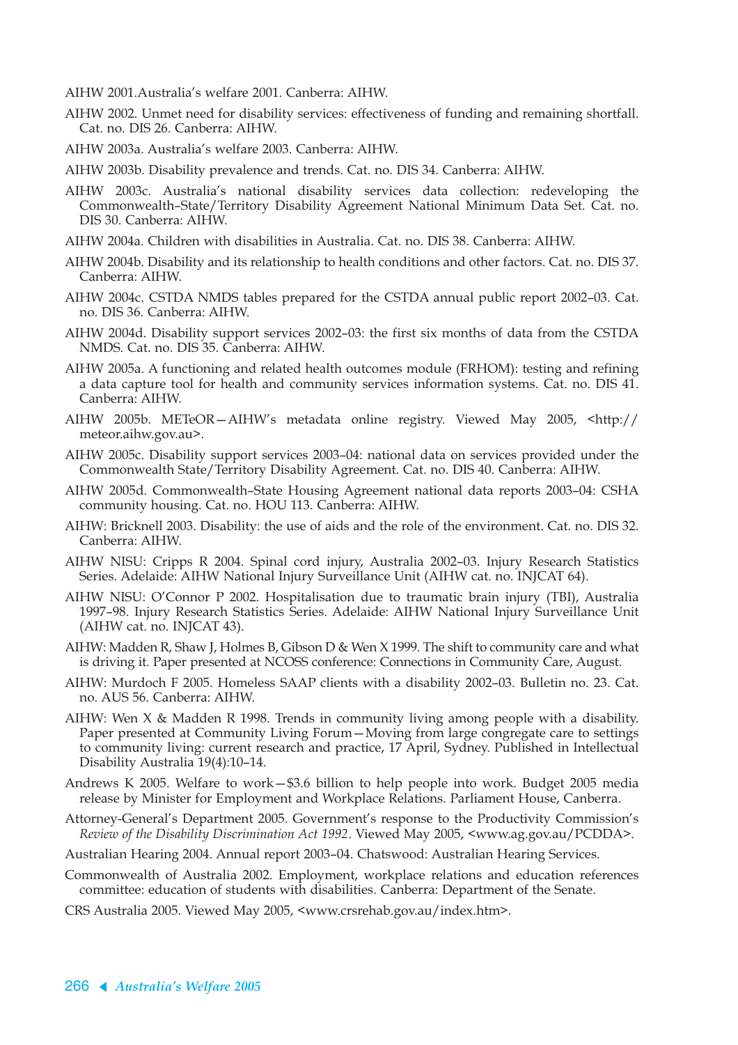AIHW 2001.Australia's welfare 2001. Canberra: AIHW.

AIHW 2002. Unmet need for disability services: effectiveness of funding and remaining shortfall. Cat. no. DIS 26. Canberra: AIHW.

AIHW 2003a. Australia's welfare 2003. Canberra: AIHW.

AIHW 2003b. Disability prevalence and trends. Cat. no. DIS 34. Canberra: AIHW.

AIHW 2003c. Australia's national disability services data collection: redeveloping the Commonwealth–State/Territory Disability Agreement National Minimum Data Set. Cat. no. DIS 30. Canberra: AIHW.

AIHW 2004a. Children with disabilities in Australia. Cat. no. DIS 38. Canberra: AIHW.

AIHW 2004b. Disability and its relationship to health conditions and other factors. Cat. no. DIS 37. Canberra: AIHW.

AIHW 2004c. CSTDA NMDS tables prepared for the CSTDA annual public report 2002–03. Cat. no. DIS 36. Canberra: AIHW.

AIHW 2004d. Disability support services 2002–03: the first six months of data from the CSTDA NMDS. Cat. no. DIS 35. Canberra: AIHW.

AIHW 2005a. A functioning and related health outcomes module (FRHOM): testing and refining a data capture tool for health and community services information systems. Cat. no. DIS 41. Canberra: AIHW.

AIHW 2005b. METeOR—AIHW's metadata online registry. Viewed May 2005, <http://meteor.aihw.gov.au>.

AIHW 2005c. Disability support services 2003–04: national data on services provided under the Commonwealth State/Territory Disability Agreement. Cat. no. DIS 40. Canberra: AIHW.

AIHW 2005d. Commonwealth–State Housing Agreement national data reports 2003–04: CSHA community housing. Cat. no. HOU 113. Canberra: AIHW.

AIHW: Bricknell 2003. Disability: the use of aids and the role of the environment. Cat. no. DIS 32. Canberra: AIHW.

AIHW NISU: Cripps R 2004. Spinal cord injury, Australia 2002–03. Injury Research Statistics Series. Adelaide: AIHW National Injury Surveillance Unit (AIHW cat. no. INJCAT 64).

AIHW NISU: O'Connor P 2002. Hospitalisation due to traumatic brain injury (TBI), Australia 1997–98. Injury Research Statistics Series. Adelaide: AIHW National Injury Surveillance Unit (AIHW cat. no. INJCAT 43).

AIHW: Madden R, Shaw J, Holmes B, Gibson D & Wen X 1999. The shift to community care and what is driving it. Paper presented at NCOSS conference: Connections in Community Care, August.

AIHW: Murdoch F 2005. Homeless SAAP clients with a disability 2002–03. Bulletin no. 23. Cat. no. AUS 56. Canberra: AIHW.

AIHW: Wen X & Madden R 1998. Trends in community living among people with a disability. Paper presented at Community Living Forum—Moving from large congregate care to settings to community living: current research and practice, 17 April, Sydney. Published in Intellectual Disability Australia 19(4):10–14.

Andrews K 2005. Welfare to work—$3.6 billion to help people into work. Budget 2005 media release by Minister for Employment and Workplace Relations. Parliament House, Canberra.

Attorney-General's Department 2005. Government's response to the Productivity Commission's *Review of the Disability Discrimination Act 1992*. Viewed May 2005, <www.ag.gov.au/PCDDA>.

Australian Hearing 2004. Annual report 2003–04. Chatswood: Australian Hearing Services.

Commonwealth of Australia 2002. Employment, workplace relations and education references committee: education of students with disabilities. Canberra: Department of the Senate.

CRS Australia 2005. Viewed May 2005, <www.crsrehab.gov.au/index.htm>.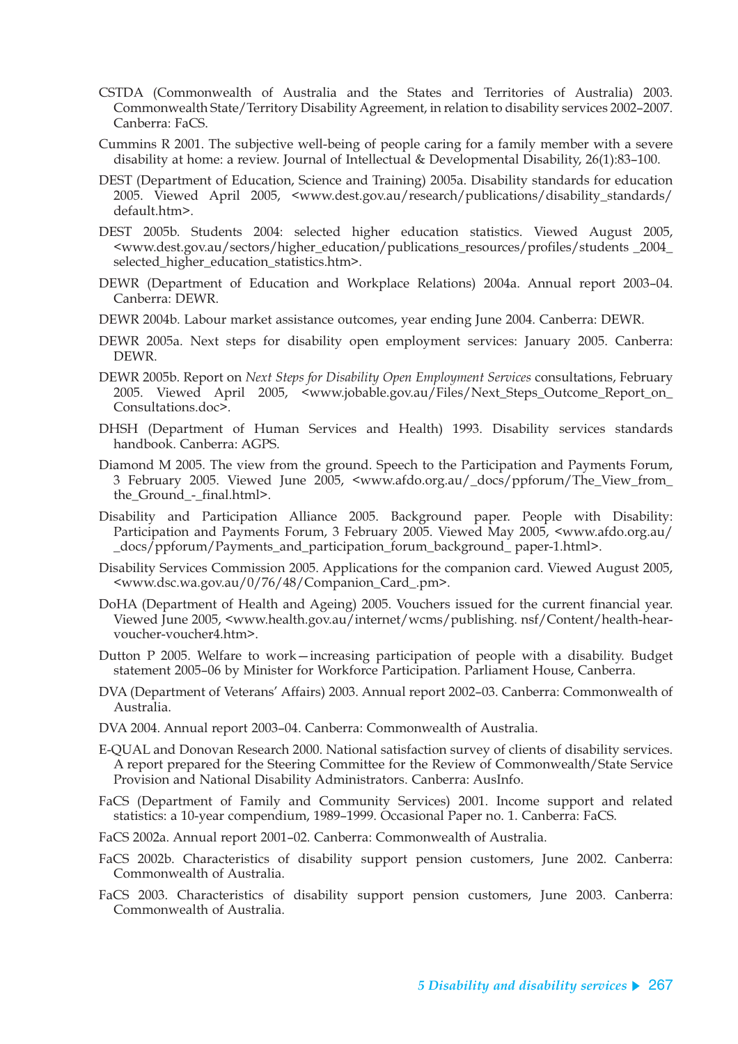CSTDA (Commonwealth of Australia and the States and Territories of Australia) 2003. Commonwealth State/Territory Disability Agreement, in relation to disability services 2002–2007. Canberra: FaCS.

Cummins R 2001. The subjective well-being of people caring for a family member with a severe disability at home: a review. Journal of Intellectual & Developmental Disability, 26(1):83–100.

DEST (Department of Education, Science and Training) 2005a. Disability standards for education 2005. Viewed April 2005, <www.dest.gov.au/research/publications/disability_standards/default.htm>.

DEST 2005b. Students 2004: selected higher education statistics. Viewed August 2005, <www.dest.gov.au/sectors/higher_education/publications_resources/profiles/students _2004_selected_higher_education_statistics.htm>.

DEWR (Department of Education and Workplace Relations) 2004a. Annual report 2003–04. Canberra: DEWR.

DEWR 2004b. Labour market assistance outcomes, year ending June 2004. Canberra: DEWR.

DEWR 2005a. Next steps for disability open employment services: January 2005. Canberra: DEWR.

DEWR 2005b. Report on *Next Steps for Disability Open Employment Services* consultations, February 2005. Viewed April 2005, <www.jobable.gov.au/Files/Next_Steps_Outcome_Report_on_Consultations.doc>.

DHSH (Department of Human Services and Health) 1993. Disability services standards handbook. Canberra: AGPS.

Diamond M 2005. The view from the ground. Speech to the Participation and Payments Forum, 3 February 2005. Viewed June 2005, <www.afdo.org.au/_docs/ppforum/The_View_from_the_Ground_-_final.html>.

Disability and Participation Alliance 2005. Background paper. People with Disability: Participation and Payments Forum, 3 February 2005. Viewed May 2005, <www.afdo.org.au/_docs/ppforum/Payments_and_participation_forum_background_ paper-1.html>.

Disability Services Commission 2005. Applications for the companion card. Viewed August 2005, <www.dsc.wa.gov.au/0/76/48/Companion_Card_.pm>.

DoHA (Department of Health and Ageing) 2005. Vouchers issued for the current financial year. Viewed June 2005, <www.health.gov.au/internet/wcms/publishing. nsf/Content/health-hear-voucher-voucher4.htm>.

Dutton P 2005. Welfare to work—increasing participation of people with a disability. Budget statement 2005–06 by Minister for Workforce Participation. Parliament House, Canberra.

DVA (Department of Veterans' Affairs) 2003. Annual report 2002–03. Canberra: Commonwealth of Australia.

DVA 2004. Annual report 2003–04. Canberra: Commonwealth of Australia.

E-QUAL and Donovan Research 2000. National satisfaction survey of clients of disability services. A report prepared for the Steering Committee for the Review of Commonwealth/State Service Provision and National Disability Administrators. Canberra: AusInfo.

FaCS (Department of Family and Community Services) 2001. Income support and related statistics: a 10-year compendium, 1989–1999. Occasional Paper no. 1. Canberra: FaCS.

FaCS 2002a. Annual report 2001–02. Canberra: Commonwealth of Australia.

FaCS 2002b. Characteristics of disability support pension customers, June 2002. Canberra: Commonwealth of Australia.

FaCS 2003. Characteristics of disability support pension customers, June 2003. Canberra: Commonwealth of Australia.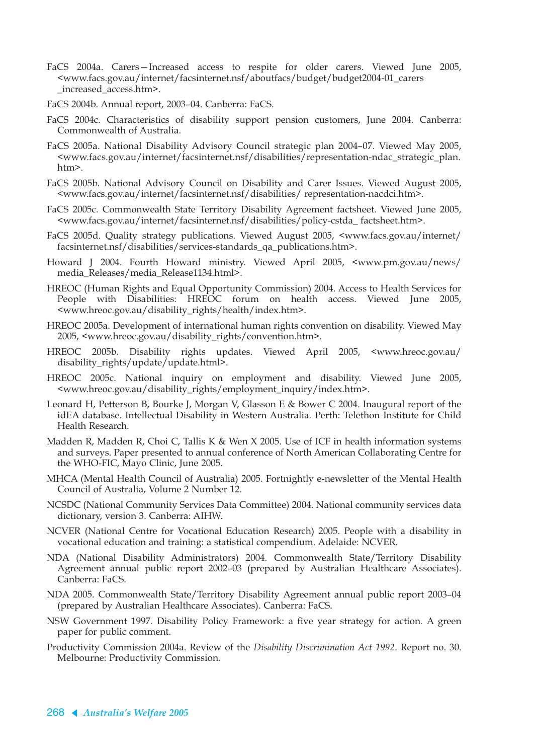FaCS 2004a. Carers—Increased access to respite for older carers. Viewed June 2005, <www.facs.gov.au/internet/facsinternet.nsf/aboutfacs/budget/budget2004-01_carers_increased_access.htm>.

FaCS 2004b. Annual report, 2003–04. Canberra: FaCS.

FaCS 2004c. Characteristics of disability support pension customers, June 2004. Canberra: Commonwealth of Australia.

FaCS 2005a. National Disability Advisory Council strategic plan 2004–07. Viewed May 2005, <www.facs.gov.au/internet/facsinternet.nsf/disabilities/representation-ndac_strategic_plan.htm>.

FaCS 2005b. National Advisory Council on Disability and Carer Issues. Viewed August 2005, <www.facs.gov.au/internet/facsinternet.nsf/disabilities/ representation-nacdci.htm>.

FaCS 2005c. Commonwealth State Territory Disability Agreement factsheet. Viewed June 2005, <www.facs.gov.au/internet/facsinternet.nsf/disabilities/policy-cstda_ factsheet.htm>.

FaCS 2005d. Quality strategy publications. Viewed August 2005, <www.facs.gov.au/internet/facsinternet.nsf/disabilities/services-standards_qa_publications.htm>.

Howard J 2004. Fourth Howard ministry. Viewed April 2005, <www.pm.gov.au/news/media_Releases/media_Release1134.html>.

HREOC (Human Rights and Equal Opportunity Commission) 2004. Access to Health Services for People with Disabilities: HREOC forum on health access. Viewed June 2005, <www.hreoc.gov.au/disability_rights/health/index.htm>.

HREOC 2005a. Development of international human rights convention on disability. Viewed May 2005, <www.hreoc.gov.au/disability_rights/convention.htm>.

HREOC 2005b. Disability rights updates. Viewed April 2005, <www.hreoc.gov.au/disability_rights/update/update.html>.

HREOC 2005c. National inquiry on employment and disability. Viewed June 2005, <www.hreoc.gov.au/disability_rights/employment_inquiry/index.htm>.

Leonard H, Petterson B, Bourke J, Morgan V, Glasson E & Bower C 2004. Inaugural report of the idEA database. Intellectual Disability in Western Australia. Perth: Telethon Institute for Child Health Research.

Madden R, Madden R, Choi C, Tallis K & Wen X 2005. Use of ICF in health information systems and surveys. Paper presented to annual conference of North American Collaborating Centre for the WHO-FIC, Mayo Clinic, June 2005.

MHCA (Mental Health Council of Australia) 2005. Fortnightly e-newsletter of the Mental Health Council of Australia, Volume 2 Number 12.

NCSDC (National Community Services Data Committee) 2004. National community services data dictionary, version 3. Canberra: AIHW.

NCVER (National Centre for Vocational Education Research) 2005. People with a disability in vocational education and training: a statistical compendium. Adelaide: NCVER.

NDA (National Disability Administrators) 2004. Commonwealth State/Territory Disability Agreement annual public report 2002–03 (prepared by Australian Healthcare Associates). Canberra: FaCS.

NDA 2005. Commonwealth State/Territory Disability Agreement annual public report 2003–04 (prepared by Australian Healthcare Associates). Canberra: FaCS.

NSW Government 1997. Disability Policy Framework: a five year strategy for action. A green paper for public comment.

Productivity Commission 2004a. Review of the *Disability Discrimination Act 1992*. Report no. 30. Melbourne: Productivity Commission.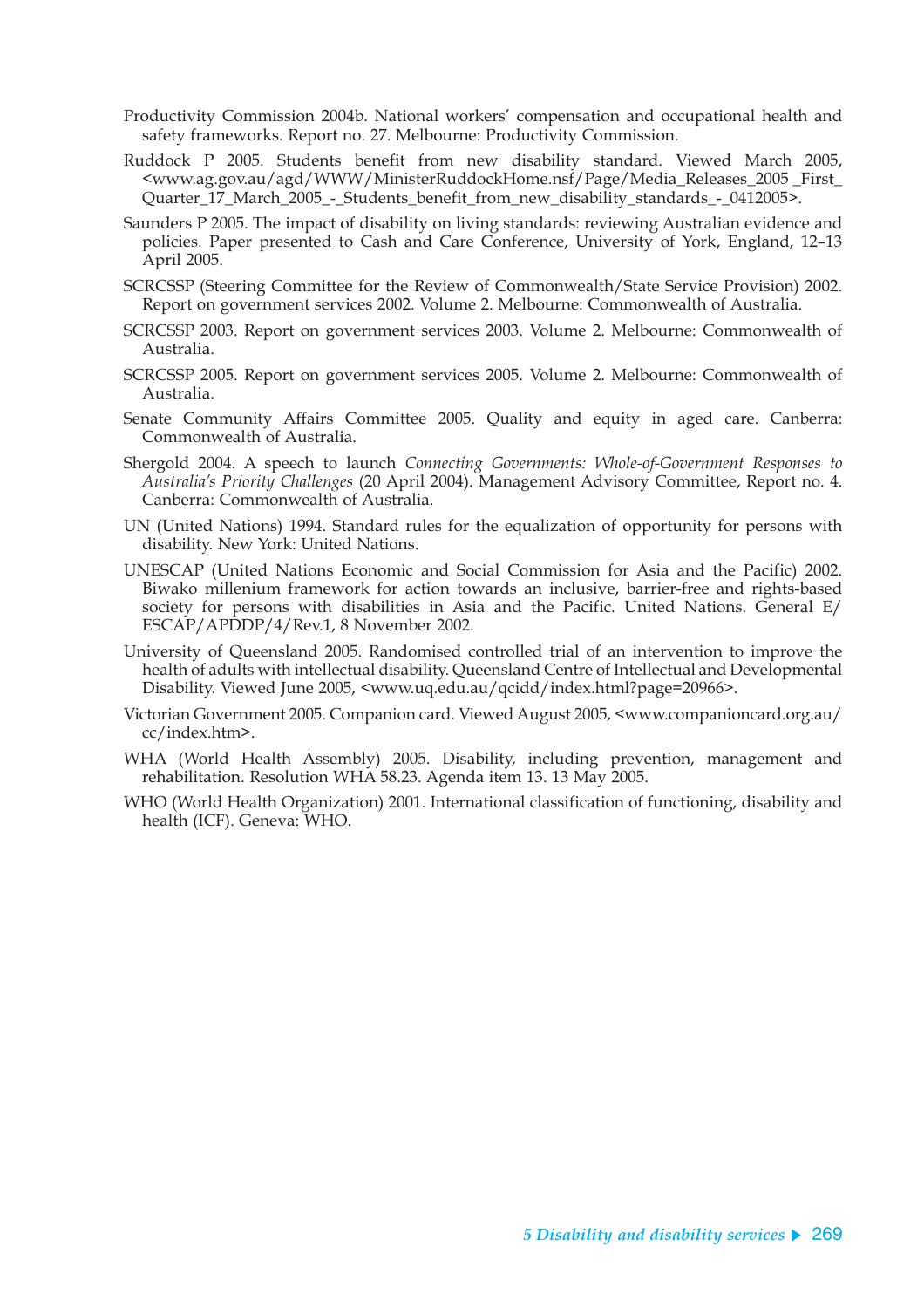Productivity Commission 2004b. National workers' compensation and occupational health and safety frameworks. Report no. 27. Melbourne: Productivity Commission.

Ruddock P 2005. Students benefit from new disability standard. Viewed March 2005, <www.ag.gov.au/agd/WWW/MinisterRuddockHome.nsf/Page/Media_Releases_2005_First_Quarter_17_March_2005_-_Students_benefit_from_new_disability_standards_-_0412005>.

Saunders P 2005. The impact of disability on living standards: reviewing Australian evidence and policies. Paper presented to Cash and Care Conference, University of York, England, 12–13 April 2005.

SCRCSSP (Steering Committee for the Review of Commonwealth/State Service Provision) 2002. Report on government services 2002. Volume 2. Melbourne: Commonwealth of Australia.

SCRCSSP 2003. Report on government services 2003. Volume 2. Melbourne: Commonwealth of Australia.

SCRCSSP 2005. Report on government services 2005. Volume 2. Melbourne: Commonwealth of Australia.

Senate Community Affairs Committee 2005. Quality and equity in aged care. Canberra: Commonwealth of Australia.

Shergold 2004. A speech to launch *Connecting Governments: Whole-of-Government Responses to Australia's Priority Challenges* (20 April 2004). Management Advisory Committee, Report no. 4. Canberra: Commonwealth of Australia.

UN (United Nations) 1994. Standard rules for the equalization of opportunity for persons with disability. New York: United Nations.

UNESCAP (United Nations Economic and Social Commission for Asia and the Pacific) 2002. Biwako millenium framework for action towards an inclusive, barrier-free and rights-based society for persons with disabilities in Asia and the Pacific. United Nations. General E/ESCAP/APDDP/4/Rev.1, 8 November 2002.

University of Queensland 2005. Randomised controlled trial of an intervention to improve the health of adults with intellectual disability. Queensland Centre of Intellectual and Developmental Disability. Viewed June 2005, <www.uq.edu.au/qcidd/index.html?page=20966>.

Victorian Government 2005. Companion card. Viewed August 2005, <www.companioncard.org.au/cc/index.htm>.

WHA (World Health Assembly) 2005. Disability, including prevention, management and rehabilitation. Resolution WHA 58.23. Agenda item 13. 13 May 2005.

WHO (World Health Organization) 2001. International classification of functioning, disability and health (ICF). Geneva: WHO.